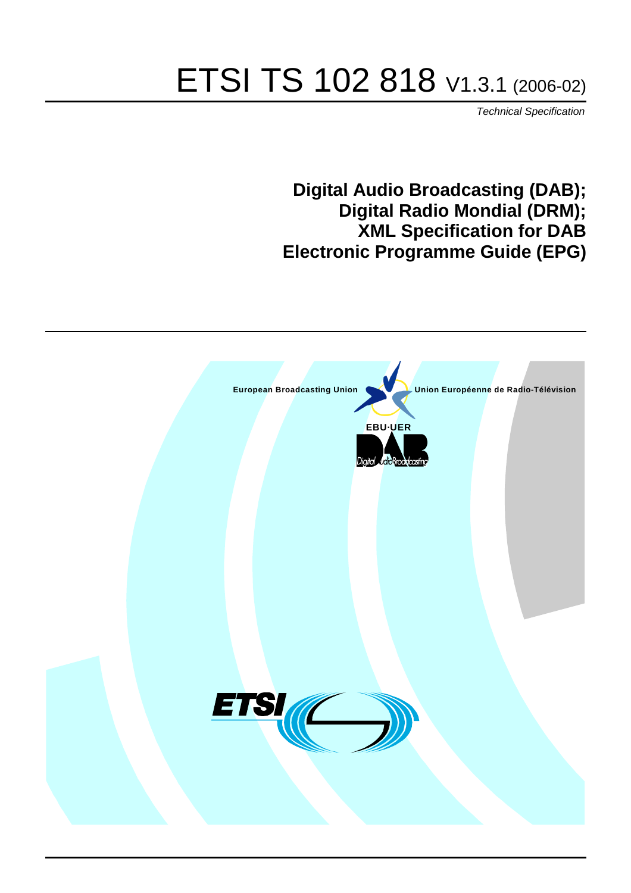# ETSI TS 102 818 V1.3.1 (2006-02)

*Technical Specification*

**Digital Audio Broadcasting (DAB); Digital Radio Mondial (DRM); XML Specification for DAB Electronic Programme Guide (EPG)**

European Broadcasting Union Union Européenne de Radio-Télévision

EBU·UER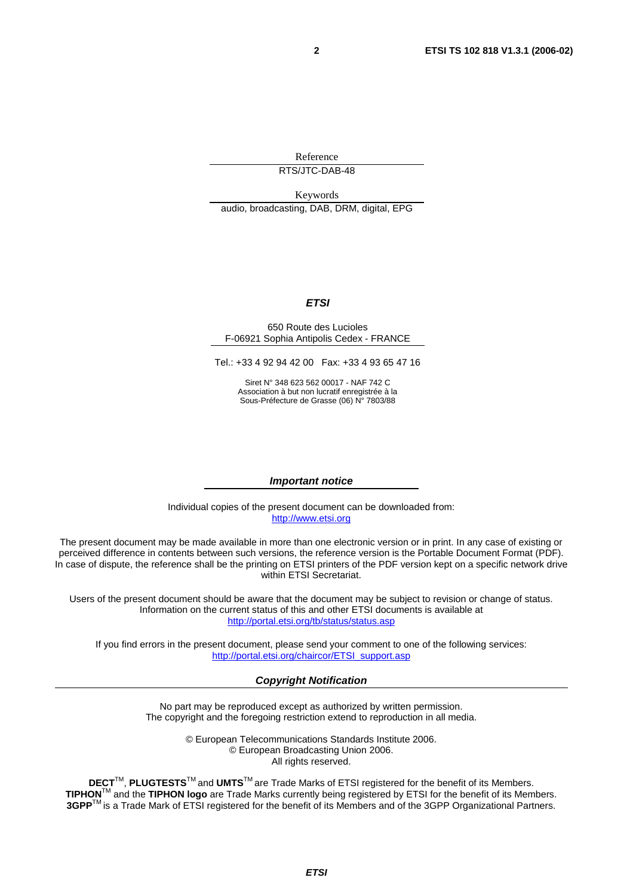Reference

RTS/JTC-DAB-48

Keywords

audio, broadcasting, DAB, DRM, digital, EPG

***ETSI***

650 Route des Lucioles
F-06921 Sophia Antipolis Cedex - FRANCE

Tel.: +33 4 92 94 42 00 Fax: +33 4 93 65 47 16

Siret N° 348 623 562 00017 - NAF 742 C
Association à but non lucratif enregistrée à la
Sous-Préfecture de Grasse (06) N° 7803/88

***Important notice***

Individual copies of the present document can be downloaded from:
http://www.etsi.org

The present document may be made available in more than one electronic version or in print. In any case of existing or perceived difference in contents between such versions, the reference version is the Portable Document Format (PDF). In case of dispute, the reference shall be the printing on ETSI printers of the PDF version kept on a specific network drive within ETSI Secretariat.

Users of the present document should be aware that the document may be subject to revision or change of status. Information on the current status of this and other ETSI documents is available at
http://portal.etsi.org/tb/status/status.asp

If you find errors in the present document, please send your comment to one of the following services:
http://portal.etsi.org/chaircor/ETSI_support.asp

***Copyright Notification***

No part may be reproduced except as authorized by written permission.
The copyright and the foregoing restriction extend to reproduction in all media.

© European Telecommunications Standards Institute 2006.
© European Broadcasting Union 2006.
All rights reserved.

**DECT**™, **PLUGTESTS**™ and **UMTS**™ are Trade Marks of ETSI registered for the benefit of its Members.
**TIPHON**™ and the **TIPHON logo** are Trade Marks currently being registered by ETSI for the benefit of its Members.
**3GPP**™ is a Trade Mark of ETSI registered for the benefit of its Members and of the 3GPP Organizational Partners.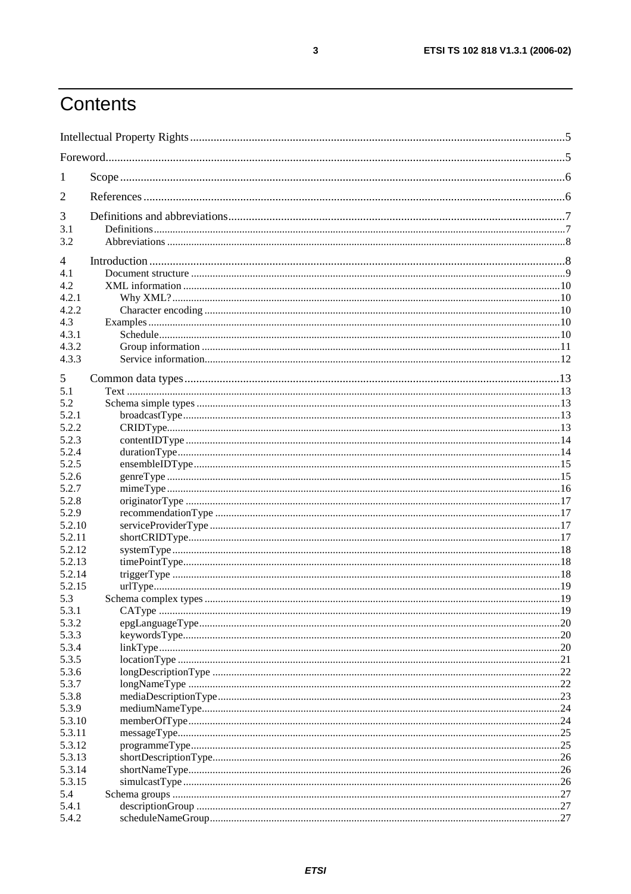# Contents

Intellectual Property Rights ....................................................................................................................5

Foreword....................................................................................................................................................5

1 Scope ......................................................................................................................................................6

2 References ..............................................................................................................................................6

3 Definitions and abbreviations ..................................................................................................................7
3.1 Definitions.............................................................................................................................................7
3.2 Abbreviations ........................................................................................................................................8

4 Introduction ............................................................................................................................................8
4.1 Document structure ...............................................................................................................................9
4.2 XML information ................................................................................................................................10
4.2.1 Why XML? ......................................................................................................................................10
4.2.2 Character encoding ..........................................................................................................................10
4.3 Examples .............................................................................................................................................10
4.3.1 Schedule...........................................................................................................................................10
4.3.2 Group information ...........................................................................................................................11
4.3.3 Service information..........................................................................................................................12

5 Common data types ...............................................................................................................................13
5.1 Text .....................................................................................................................................................13
5.2 Schema simple types ...........................................................................................................................13
5.2.1 broadcastType .................................................................................................................................13
5.2.2 CRIDType........................................................................................................................................13
5.2.3 contentIDType .................................................................................................................................14
5.2.4 durationType....................................................................................................................................14
5.2.5 ensembleIDType ..............................................................................................................................15
5.2.6 genreType ........................................................................................................................................15
5.2.7 mimeType ........................................................................................................................................16
5.2.8 originatorType .................................................................................................................................17
5.2.9 recommendationType ......................................................................................................................17
5.2.10 serviceProviderType ........................................................................................................................17
5.2.11 shortCRIDType................................................................................................................................17
5.2.12 systemType .....................................................................................................................................18
5.2.13 timePointType..................................................................................................................................18
5.2.14 triggerType .....................................................................................................................................18
5.2.15 urlType.............................................................................................................................................19
5.3 Schema complex types ........................................................................................................................19
5.3.1 CAType ...........................................................................................................................................19
5.3.2 epgLanguageType............................................................................................................................20
5.3.3 keywordsType..................................................................................................................................20
5.3.4 linkType...........................................................................................................................................20
5.3.5 locationType ....................................................................................................................................21
5.3.6 longDescriptionType .......................................................................................................................22
5.3.7 longNameType ................................................................................................................................22
5.3.8 mediaDescriptionType.....................................................................................................................23
5.3.9 mediumNameType...........................................................................................................................24
5.3.10 memberOfType................................................................................................................................24
5.3.11 messageType....................................................................................................................................25
5.3.12 programmeType...............................................................................................................................25
5.3.13 shortDescriptionType.......................................................................................................................26
5.3.14 shortNameType................................................................................................................................26
5.3.15 simulcastType ..................................................................................................................................26
5.4 Schema groups ....................................................................................................................................27
5.4.1 descriptionGroup .............................................................................................................................27
5.4.2 scheduleNameGroup........................................................................................................................27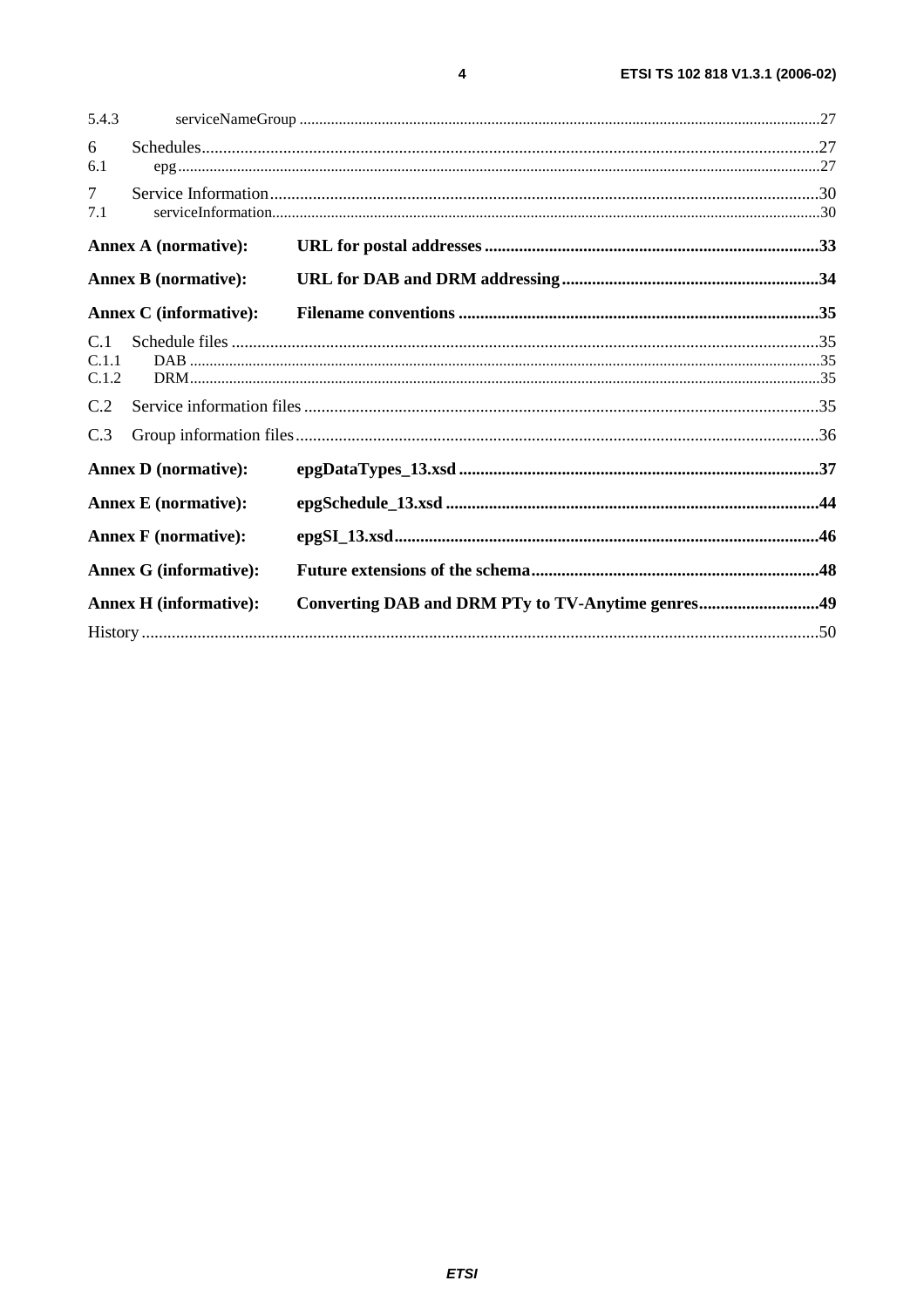5.4.3 serviceNameGroup ....................................................................................................................................27

6 Schedules..............................................................................................................................................27

6.1 epg ..................................................................................................................................................27

7 Service Information..............................................................................................................................30

7.1 serviceInformation...........................................................................................................................30

**Annex A (normative): URL for postal addresses .............................................................................33**

**Annex B (normative): URL for DAB and DRM addressing ............................................................34**

**Annex C (informative): Filename conventions ...................................................................................35**

C.1 Schedule files .......................................................................................................................................35

C.1.1 DAB ................................................................................................................................................35

C.1.2 DRM................................................................................................................................................35

C.2 Service information files .......................................................................................................................35

C.3 Group information files.........................................................................................................................36

**Annex D (normative): epgDataTypes_13.xsd ...................................................................................37**

**Annex E (normative): epgSchedule_13.xsd ......................................................................................44**

**Annex F (normative): epgSI_13.xsd..................................................................................................46**

**Annex G (informative): Future extensions of the schema..................................................................48**

**Annex H (informative): Converting DAB and DRM PTy to TV-Anytime genres............................49**

History ............................................................................................................................................................50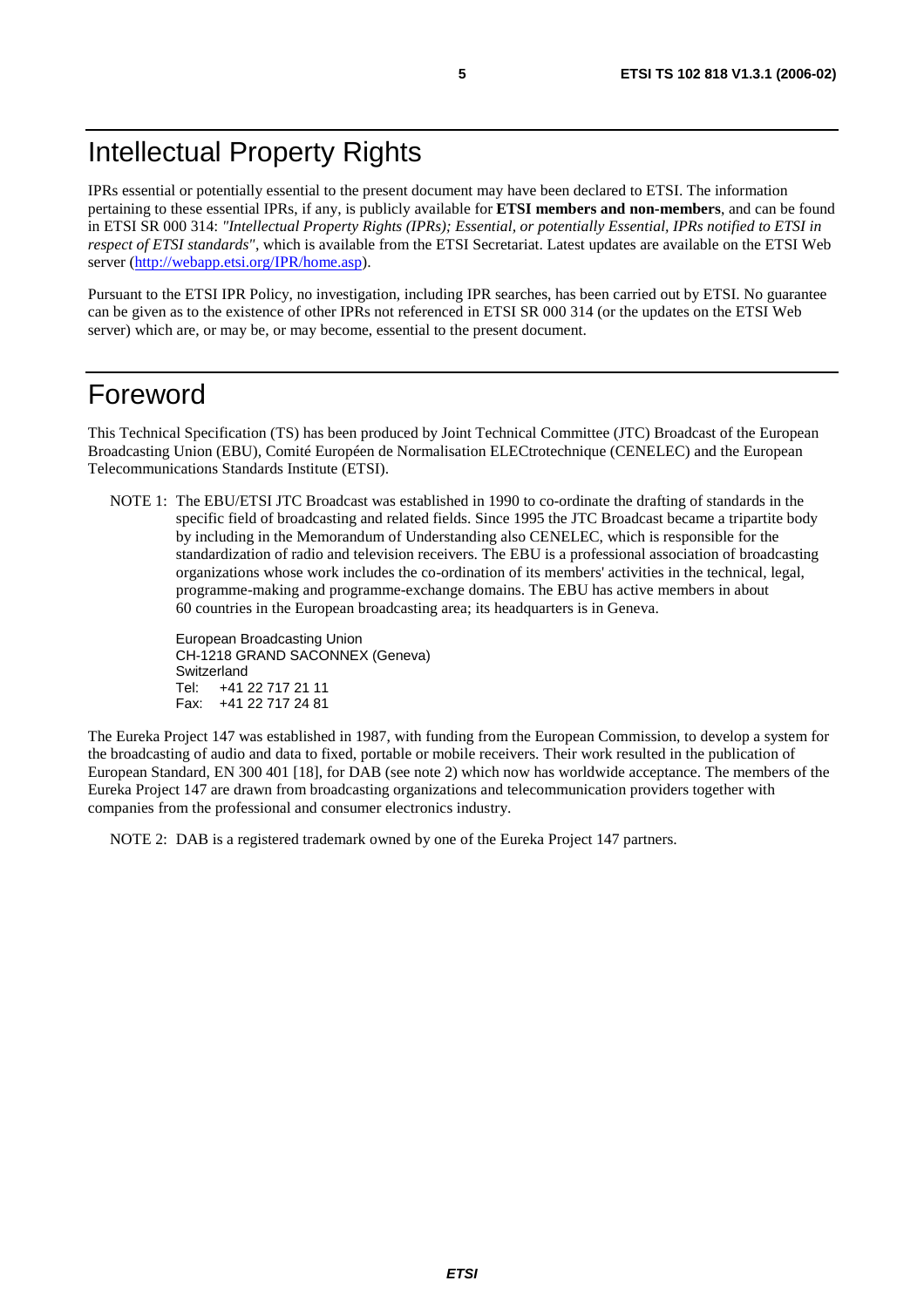# Intellectual Property Rights

IPRs essential or potentially essential to the present document may have been declared to ETSI. The information pertaining to these essential IPRs, if any, is publicly available for **ETSI members and non-members**, and can be found in ETSI SR 000 314: *"Intellectual Property Rights (IPRs); Essential, or potentially Essential, IPRs notified to ETSI in respect of ETSI standards"*, which is available from the ETSI Secretariat. Latest updates are available on the ETSI Web server (http://webapp.etsi.org/IPR/home.asp).

Pursuant to the ETSI IPR Policy, no investigation, including IPR searches, has been carried out by ETSI. No guarantee can be given as to the existence of other IPRs not referenced in ETSI SR 000 314 (or the updates on the ETSI Web server) which are, or may be, or may become, essential to the present document.

# Foreword

This Technical Specification (TS) has been produced by Joint Technical Committee (JTC) Broadcast of the European Broadcasting Union (EBU), Comité Européen de Normalisation ELECtrotechnique (CENELEC) and the European Telecommunications Standards Institute (ETSI).

NOTE 1: The EBU/ETSI JTC Broadcast was established in 1990 to co-ordinate the drafting of standards in the specific field of broadcasting and related fields. Since 1995 the JTC Broadcast became a tripartite body by including in the Memorandum of Understanding also CENELEC, which is responsible for the standardization of radio and television receivers. The EBU is a professional association of broadcasting organizations whose work includes the co-ordination of its members' activities in the technical, legal, programme-making and programme-exchange domains. The EBU has active members in about 60 countries in the European broadcasting area; its headquarters is in Geneva.

European Broadcasting Union
CH-1218 GRAND SACONNEX (Geneva)
Switzerland
Tel: +41 22 717 21 11
Fax: +41 22 717 24 81

The Eureka Project 147 was established in 1987, with funding from the European Commission, to develop a system for the broadcasting of audio and data to fixed, portable or mobile receivers. Their work resulted in the publication of European Standard, EN 300 401 [18], for DAB (see note 2) which now has worldwide acceptance. The members of the Eureka Project 147 are drawn from broadcasting organizations and telecommunication providers together with companies from the professional and consumer electronics industry.

NOTE 2: DAB is a registered trademark owned by one of the Eureka Project 147 partners.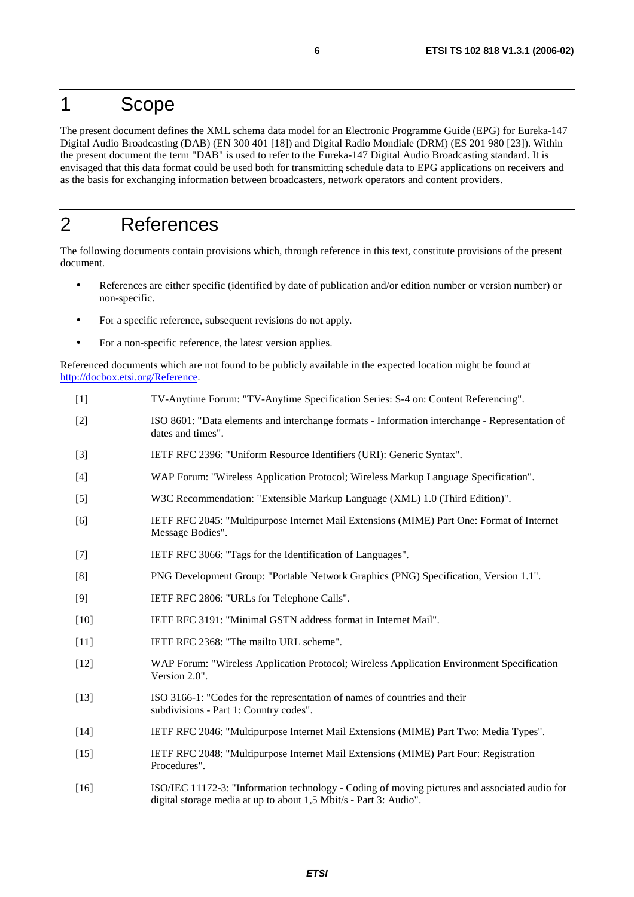# 1 Scope

The present document defines the XML schema data model for an Electronic Programme Guide (EPG) for Eureka-147 Digital Audio Broadcasting (DAB) (EN 300 401 [18]) and Digital Radio Mondiale (DRM) (ES 201 980 [23]). Within the present document the term "DAB" is used to refer to the Eureka-147 Digital Audio Broadcasting standard. It is envisaged that this data format could be used both for transmitting schedule data to EPG applications on receivers and as the basis for exchanging information between broadcasters, network operators and content providers.

# 2 References

The following documents contain provisions which, through reference in this text, constitute provisions of the present document.

- References are either specific (identified by date of publication and/or edition number or version number) or non-specific.
- For a specific reference, subsequent revisions do not apply.
- For a non-specific reference, the latest version applies.

Referenced documents which are not found to be publicly available in the expected location might be found at http://docbox.etsi.org/Reference.

[1] TV-Anytime Forum: "TV-Anytime Specification Series: S-4 on: Content Referencing".

[2] ISO 8601: "Data elements and interchange formats - Information interchange - Representation of dates and times".

[3] IETF RFC 2396: "Uniform Resource Identifiers (URI): Generic Syntax".

[4] WAP Forum: "Wireless Application Protocol; Wireless Markup Language Specification".

[5] W3C Recommendation: "Extensible Markup Language (XML) 1.0 (Third Edition)".

[6] IETF RFC 2045: "Multipurpose Internet Mail Extensions (MIME) Part One: Format of Internet Message Bodies".

[7] IETF RFC 3066: "Tags for the Identification of Languages".

[8] PNG Development Group: "Portable Network Graphics (PNG) Specification, Version 1.1".

[9] IETF RFC 2806: "URLs for Telephone Calls".

[10] IETF RFC 3191: "Minimal GSTN address format in Internet Mail".

[11] IETF RFC 2368: "The mailto URL scheme".

[12] WAP Forum: "Wireless Application Protocol; Wireless Application Environment Specification Version 2.0".

[13] ISO 3166-1: "Codes for the representation of names of countries and their subdivisions - Part 1: Country codes".

[14] IETF RFC 2046: "Multipurpose Internet Mail Extensions (MIME) Part Two: Media Types".

[15] IETF RFC 2048: "Multipurpose Internet Mail Extensions (MIME) Part Four: Registration Procedures".

[16] ISO/IEC 11172-3: "Information technology - Coding of moving pictures and associated audio for digital storage media at up to about 1,5 Mbit/s - Part 3: Audio".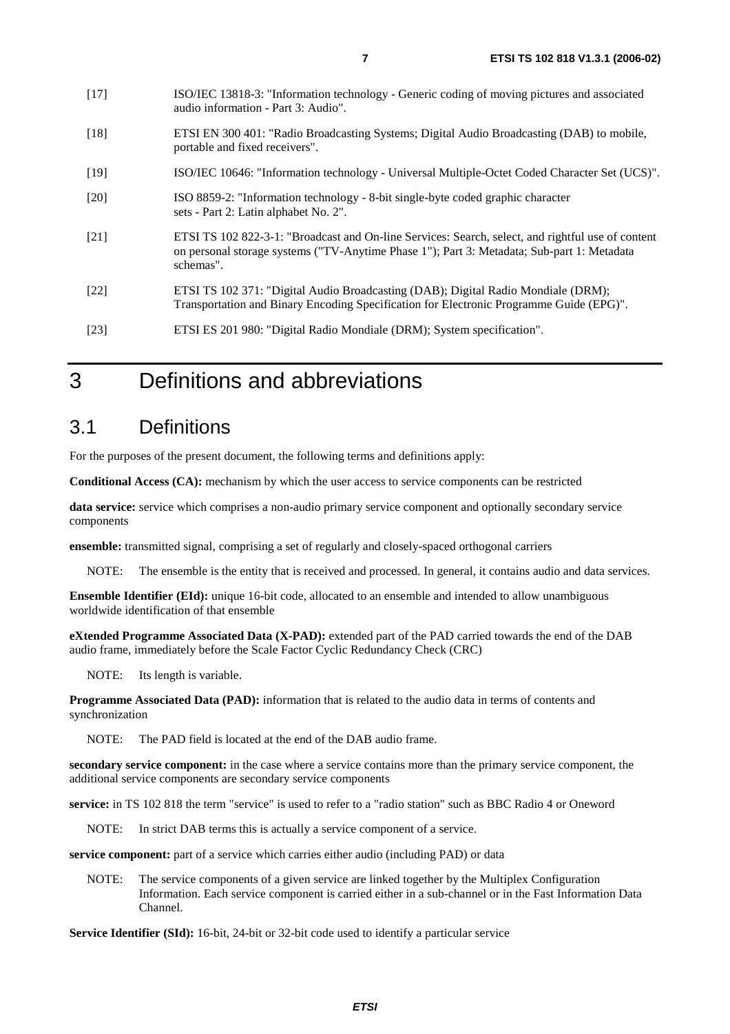[17] ISO/IEC 13818-3: "Information technology - Generic coding of moving pictures and associated audio information - Part 3: Audio".

[18] ETSI EN 300 401: "Radio Broadcasting Systems; Digital Audio Broadcasting (DAB) to mobile, portable and fixed receivers".

[19] ISO/IEC 10646: "Information technology - Universal Multiple-Octet Coded Character Set (UCS)".

[20] ISO 8859-2: "Information technology - 8-bit single-byte coded graphic character sets - Part 2: Latin alphabet No. 2".

[21] ETSI TS 102 822-3-1: "Broadcast and On-line Services: Search, select, and rightful use of content on personal storage systems ("TV-Anytime Phase 1"); Part 3: Metadata; Sub-part 1: Metadata schemas".

[22] ETSI TS 102 371: "Digital Audio Broadcasting (DAB); Digital Radio Mondiale (DRM); Transportation and Binary Encoding Specification for Electronic Programme Guide (EPG)".

[23] ETSI ES 201 980: "Digital Radio Mondiale (DRM); System specification".

# 3 Definitions and abbreviations

## 3.1 Definitions

For the purposes of the present document, the following terms and definitions apply:

**Conditional Access (CA):** mechanism by which the user access to service components can be restricted

**data service:** service which comprises a non-audio primary service component and optionally secondary service components

**ensemble:** transmitted signal, comprising a set of regularly and closely-spaced orthogonal carriers

NOTE: The ensemble is the entity that is received and processed. In general, it contains audio and data services.

**Ensemble Identifier (EId):** unique 16-bit code, allocated to an ensemble and intended to allow unambiguous worldwide identification of that ensemble

**eXtended Programme Associated Data (X-PAD):** extended part of the PAD carried towards the end of the DAB audio frame, immediately before the Scale Factor Cyclic Redundancy Check (CRC)

NOTE: Its length is variable.

**Programme Associated Data (PAD):** information that is related to the audio data in terms of contents and synchronization

NOTE: The PAD field is located at the end of the DAB audio frame.

**secondary service component:** in the case where a service contains more than the primary service component, the additional service components are secondary service components

**service:** in TS 102 818 the term "service" is used to refer to a "radio station" such as BBC Radio 4 or Oneword

NOTE: In strict DAB terms this is actually a service component of a service.

**service component:** part of a service which carries either audio (including PAD) or data

NOTE: The service components of a given service are linked together by the Multiplex Configuration Information. Each service component is carried either in a sub-channel or in the Fast Information Data Channel.

**Service Identifier (SId):** 16-bit, 24-bit or 32-bit code used to identify a particular service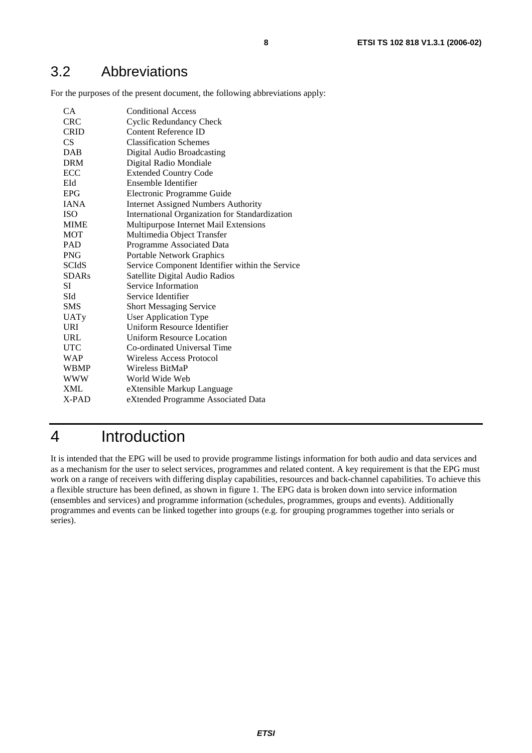## 3.2 Abbreviations

For the purposes of the present document, the following abbreviations apply:

| | |
|---|---|
| CA | Conditional Access |
| CRC | Cyclic Redundancy Check |
| CRID | Content Reference ID |
| CS | Classification Schemes |
| DAB | Digital Audio Broadcasting |
| DRM | Digital Radio Mondiale |
| ECC | Extended Country Code |
| EId | Ensemble Identifier |
| EPG | Electronic Programme Guide |
| IANA | Internet Assigned Numbers Authority |
| ISO | International Organization for Standardization |
| MIME | Multipurpose Internet Mail Extensions |
| MOT | Multimedia Object Transfer |
| PAD | Programme Associated Data |
| PNG | Portable Network Graphics |
| SCIdS | Service Component Identifier within the Service |
| SDARs | Satellite Digital Audio Radios |
| SI | Service Information |
| SId | Service Identifier |
| SMS | Short Messaging Service |
| UATy | User Application Type |
| URI | Uniform Resource Identifier |
| URL | Uniform Resource Location |
| UTC | Co-ordinated Universal Time |
| WAP | Wireless Access Protocol |
| WBMP | Wireless BitMaP |
| WWW | World Wide Web |
| XML | eXtensible Markup Language |
| X-PAD | eXtended Programme Associated Data |

# 4 Introduction

It is intended that the EPG will be used to provide programme listings information for both audio and data services and as a mechanism for the user to select services, programmes and related content. A key requirement is that the EPG must work on a range of receivers with differing display capabilities, resources and back-channel capabilities. To achieve this a flexible structure has been defined, as shown in figure 1. The EPG data is broken down into service information (ensembles and services) and programme information (schedules, programmes, groups and events). Additionally programmes and events can be linked together into groups (e.g. for grouping programmes together into serials or series).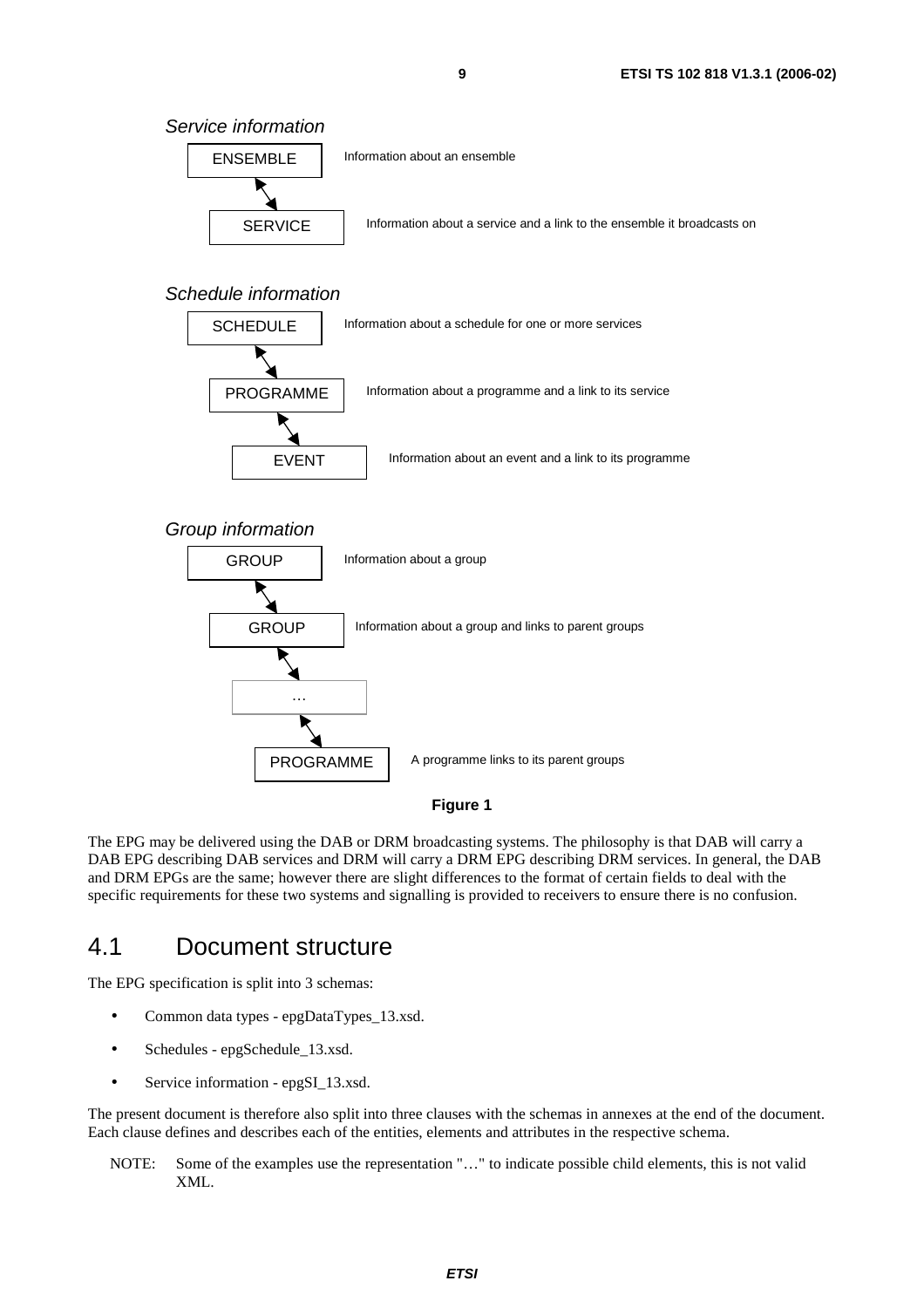*Service information*

ENSEMBLE — Information about an ensemble

SERVICE — Information about a service and a link to the ensemble it broadcasts on

*Schedule information*

SCHEDULE — Information about a schedule for one or more services

PROGRAMME — Information about a programme and a link to its service

EVENT — Information about an event and a link to its programme

*Group information*

GROUP — Information about a group

GROUP — Information about a group and links to parent groups

…

PROGRAMME — A programme links to its parent groups

**Figure 1**

The EPG may be delivered using the DAB or DRM broadcasting systems. The philosophy is that DAB will carry a DAB EPG describing DAB services and DRM will carry a DRM EPG describing DRM services. In general, the DAB and DRM EPGs are the same; however there are slight differences to the format of certain fields to deal with the specific requirements for these two systems and signalling is provided to receivers to ensure there is no confusion.

## 4.1 Document structure

The EPG specification is split into 3 schemas:

- Common data types - epgDataTypes_13.xsd.
- Schedules - epgSchedule_13.xsd.
- Service information - epgSI_13.xsd.

The present document is therefore also split into three clauses with the schemas in annexes at the end of the document. Each clause defines and describes each of the entities, elements and attributes in the respective schema.

NOTE: Some of the examples use the representation "…" to indicate possible child elements, this is not valid XML.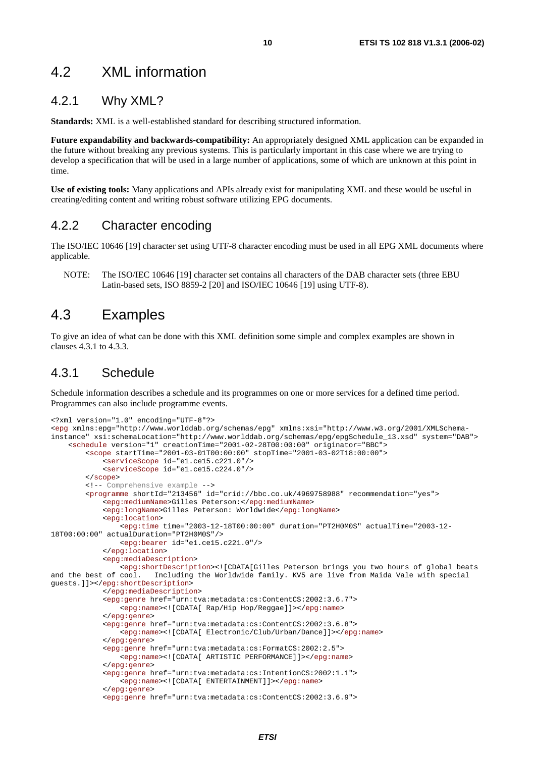## 4.2 XML information

### 4.2.1 Why XML?

**Standards:** XML is a well-established standard for describing structured information.

**Future expandability and backwards-compatibility:** An appropriately designed XML application can be expanded in the future without breaking any previous systems. This is particularly important in this case where we are trying to develop a specification that will be used in a large number of applications, some of which are unknown at this point in time.

**Use of existing tools:** Many applications and APIs already exist for manipulating XML and these would be useful in creating/editing content and writing robust software utilizing EPG documents.

### 4.2.2 Character encoding

The ISO/IEC 10646 [19] character set using UTF-8 character encoding must be used in all EPG XML documents where applicable.

NOTE: The ISO/IEC 10646 [19] character set contains all characters of the DAB character sets (three EBU Latin-based sets, ISO 8859-2 [20] and ISO/IEC 10646 [19] using UTF-8).

## 4.3 Examples

To give an idea of what can be done with this XML definition some simple and complex examples are shown in clauses 4.3.1 to 4.3.3.

### 4.3.1 Schedule

Schedule information describes a schedule and its programmes on one or more services for a defined time period. Programmes can also include programme events.

```
<?xml version="1.0" encoding="UTF-8"?>
<epg xmlns:epg="http://www.worlddab.org/schemas/epg" xmlns:xsi="http://www.w3.org/2001/XMLSchema-
instance" xsi:schemaLocation="http://www.worlddab.org/schemas/epg/epgSchedule_13.xsd" system="DAB">
    <schedule version="1" creationTime="2001-02-28T00:00:00" originator="BBC">
        <scope startTime="2001-03-01T00:00:00" stopTime="2001-03-02T18:00:00">
            <serviceScope id="e1.ce15.c221.0"/>
            <serviceScope id="e1.ce15.c224.0"/>
        </scope>
        <!-- Comprehensive example -->
        <programme shortId="213456" id="crid://bbc.co.uk/4969758988" recommendation="yes">
            <epg:mediumName>Gilles Peterson:</epg:mediumName>
            <epg:longName>Gilles Peterson: Worldwide</epg:longName>
            <epg:location>
                <epg:time time="2003-12-18T00:00:00" duration="PT2H0M0S" actualTime="2003-12-
18T00:00:00" actualDuration="PT2H0M0S"/>
                <epg:bearer id="e1.ce15.c221.0"/>
            </epg:location>
            <epg:mediaDescription>
                <epg:shortDescription><![CDATA[Gilles Peterson brings you two hours of global beats
and the best of cool.   Including the Worldwide family. KV5 are live from Maida Vale with special
guests.]]></epg:shortDescription>
            </epg:mediaDescription>
            <epg:genre href="urn:tva:metadata:cs:ContentCS:2002:3.6.7">
                <epg:name><![CDATA[ Rap/Hip Hop/Reggae]]></epg:name>
            </epg:genre>
            <epg:genre href="urn:tva:metadata:cs:ContentCS:2002:3.6.8">
                <epg:name><![CDATA[ Electronic/Club/Urban/Dance]]></epg:name>
            </epg:genre>
            <epg:genre href="urn:tva:metadata:cs:FormatCS:2002:2.5">
                <epg:name><![CDATA[ ARTISTIC PERFORMANCE]]></epg:name>
            </epg:genre>
            <epg:genre href="urn:tva:metadata:cs:IntentionCS:2002:1.1">
                <epg:name><![CDATA[ ENTERTAINMENT]]></epg:name>
            </epg:genre>
            <epg:genre href="urn:tva:metadata:cs:ContentCS:2002:3.6.9">
```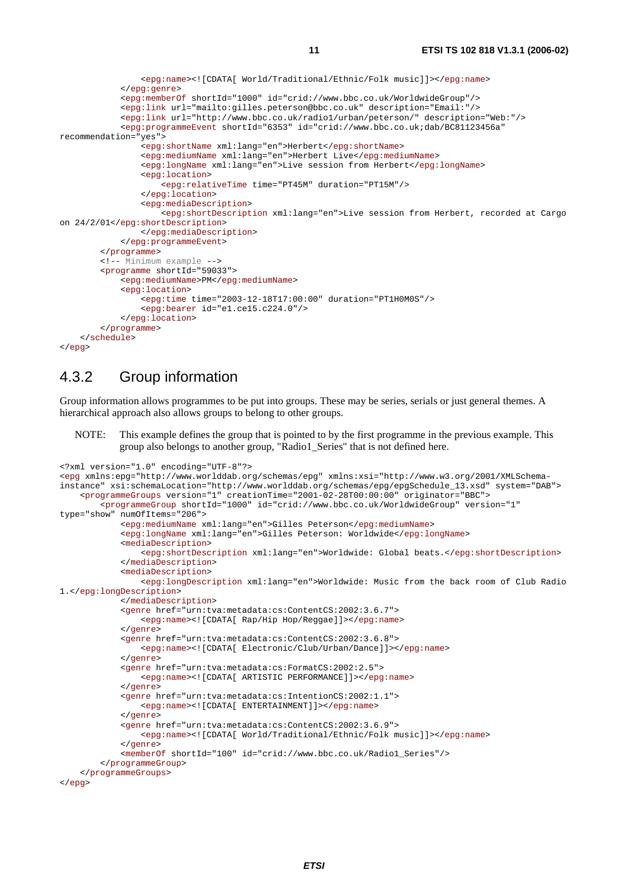```
                <epg:name><![CDATA[ World/Traditional/Ethnic/Folk music]]></epg:name>
            </epg:genre>
            <epg:memberOf shortId="1000" id="crid://www.bbc.co.uk/WorldwideGroup"/>
            <epg:link url="mailto:gilles.peterson@bbc.co.uk" description="Email:"/>
            <epg:link url="http://www.bbc.co.uk/radio1/urban/peterson/" description="Web:"/>
            <epg:programmeEvent shortId="6353" id="crid://www.bbc.co.uk;dab/BC81123456a"
recommendation="yes">
                <epg:shortName xml:lang="en">Herbert</epg:shortName>
                <epg:mediumName xml:lang="en">Herbert Live</epg:mediumName>
                <epg:longName xml:lang="en">Live session from Herbert</epg:longName>
                <epg:location>
                    <epg:relativeTime time="PT45M" duration="PT15M"/>
                </epg:location>
                <epg:mediaDescription>
                    <epg:shortDescription xml:lang="en">Live session from Herbert, recorded at Cargo
on 24/2/01</epg:shortDescription>
                </epg:mediaDescription>
            </epg:programmeEvent>
        </programme>
        <!-- Minimum example -->
        <programme shortId="59033">
            <epg:mediumName>PM</epg:mediumName>
            <epg:location>
                <epg:time time="2003-12-18T17:00:00" duration="PT1H0M0S"/>
                <epg:bearer id="e1.ce15.c224.0"/>
            </epg:location>
        </programme>
    </schedule>
</epg>
```

## 4.3.2 Group information

Group information allows programmes to be put into groups. These may be series, serials or just general themes. A hierarchical approach also allows groups to belong to other groups.

NOTE: This example defines the group that is pointed to by the first programme in the previous example. This group also belongs to another group, "Radio1_Series" that is not defined here.

```
<?xml version="1.0" encoding="UTF-8"?>
<epg xmlns:epg="http://www.worlddab.org/schemas/epg" xmlns:xsi="http://www.w3.org/2001/XMLSchema-
instance" xsi:schemaLocation="http://www.worlddab.org/schemas/epg/epgSchedule_13.xsd" system="DAB">
    <programmeGroups version="1" creationTime="2001-02-28T00:00:00" originator="BBC">
        <programmeGroup shortId="1000" id="crid://www.bbc.co.uk/WorldwideGroup" version="1"
type="show" numOfItems="206">
            <epg:mediumName xml:lang="en">Gilles Peterson</epg:mediumName>
            <epg:longName xml:lang="en">Gilles Peterson: Worldwide</epg:longName>
            <mediaDescription>
                <epg:shortDescription xml:lang="en">Worldwide: Global beats.</epg:shortDescription>
            </mediaDescription>
            <mediaDescription>
                <epg:longDescription xml:lang="en">Worldwide: Music from the back room of Club Radio
1.</epg:longDescription>
            </mediaDescription>
            <genre href="urn:tva:metadata:cs:ContentCS:2002:3.6.7">
                <epg:name><![CDATA[ Rap/Hip Hop/Reggae]]></epg:name>
            </genre>
            <genre href="urn:tva:metadata:cs:ContentCS:2002:3.6.8">
                <epg:name><![CDATA[ Electronic/Club/Urban/Dance]]></epg:name>
            </genre>
            <genre href="urn:tva:metadata:cs:FormatCS:2002:2.5">
                <epg:name><![CDATA[ ARTISTIC PERFORMANCE]]></epg:name>
            </genre>
            <genre href="urn:tva:metadata:cs:IntentionCS:2002:1.1">
                <epg:name><![CDATA[ ENTERTAINMENT]]></epg:name>
            </genre>
            <genre href="urn:tva:metadata:cs:ContentCS:2002:3.6.9">
                <epg:name><![CDATA[ World/Traditional/Ethnic/Folk music]]></epg:name>
            </genre>
            <memberOf shortId="100" id="crid://www.bbc.co.uk/Radio1_Series"/>
        </programmeGroup>
    </programmeGroups>
</epg>
```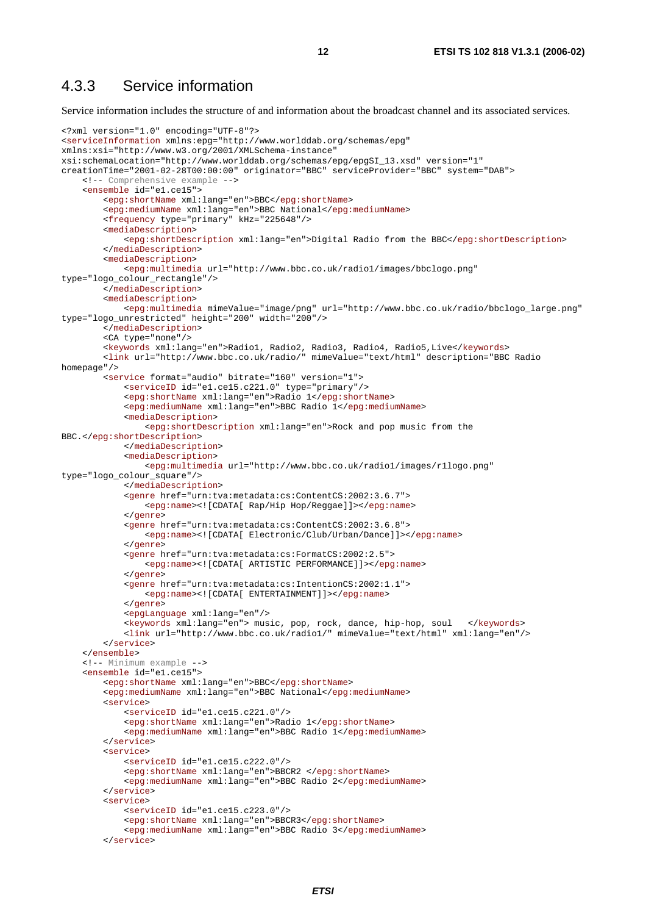### 4.3.3 Service information

Service information includes the structure of and information about the broadcast channel and its associated services.

```
<?xml version="1.0" encoding="UTF-8"?>
<serviceInformation xmlns:epg="http://www.worlddab.org/schemas/epg"
xmlns:xsi="http://www.w3.org/2001/XMLSchema-instance"
xsi:schemaLocation="http://www.worlddab.org/schemas/epg/epgSI_13.xsd" version="1"
creationTime="2001-02-28T00:00:00" originator="BBC" serviceProvider="BBC" system="DAB">
    <!-- Comprehensive example -->
    <ensemble id="e1.ce15">
        <epg:shortName xml:lang="en">BBC</epg:shortName>
        <epg:mediumName xml:lang="en">BBC National</epg:mediumName>
        <frequency type="primary" kHz="225648"/>
        <mediaDescription>
            <epg:shortDescription xml:lang="en">Digital Radio from the BBC</epg:shortDescription>
        </mediaDescription>
        <mediaDescription>
            <epg:multimedia url="http://www.bbc.co.uk/radio1/images/bbclogo.png"
type="logo_colour_rectangle"/>
        </mediaDescription>
        <mediaDescription>
            <epg:multimedia mimeValue="image/png" url="http://www.bbc.co.uk/radio/bbclogo_large.png"
type="logo_unrestricted" height="200" width="200"/>
        </mediaDescription>
        <CA type="none"/>
        <keywords xml:lang="en">Radio1, Radio2, Radio3, Radio4, Radio5,Live</keywords>
        <link url="http://www.bbc.co.uk/radio/" mimeValue="text/html" description="BBC Radio
homepage"/>
        <service format="audio" bitrate="160" version="1">
            <serviceID id="e1.ce15.c221.0" type="primary"/>
            <epg:shortName xml:lang="en">Radio 1</epg:shortName>
            <epg:mediumName xml:lang="en">BBC Radio 1</epg:mediumName>
            <mediaDescription>
                <epg:shortDescription xml:lang="en">Rock and pop music from the
BBC.</epg:shortDescription>
            </mediaDescription>
            <mediaDescription>
                <epg:multimedia url="http://www.bbc.co.uk/radio1/images/r1logo.png"
type="logo_colour_square"/>
            </mediaDescription>
            <genre href="urn:tva:metadata:cs:ContentCS:2002:3.6.7">
                <epg:name><![CDATA[ Rap/Hip Hop/Reggae]]></epg:name>
            </genre>
            <genre href="urn:tva:metadata:cs:ContentCS:2002:3.6.8">
                <epg:name><![CDATA[ Electronic/Club/Urban/Dance]]></epg:name>
            </genre>
            <genre href="urn:tva:metadata:cs:FormatCS:2002:2.5">
                <epg:name><![CDATA[ ARTISTIC PERFORMANCE]]></epg:name>
            </genre>
            <genre href="urn:tva:metadata:cs:IntentionCS:2002:1.1">
                <epg:name><![CDATA[ ENTERTAINMENT]]></epg:name>
            </genre>
            <epgLanguage xml:lang="en"/>
            <keywords xml:lang="en"> music, pop, rock, dance, hip-hop, soul   </keywords>
            <link url="http://www.bbc.co.uk/radio1/" mimeValue="text/html" xml:lang="en"/>
        </service>
    </ensemble>
    <!-- Minimum example -->
    <ensemble id="e1.ce15">
        <epg:shortName xml:lang="en">BBC</epg:shortName>
        <epg:mediumName xml:lang="en">BBC National</epg:mediumName>
        <service>
            <serviceID id="e1.ce15.c221.0"/>
            <epg:shortName xml:lang="en">Radio 1</epg:shortName>
            <epg:mediumName xml:lang="en">BBC Radio 1</epg:mediumName>
        </service>
        <service>
            <serviceID id="e1.ce15.c222.0"/>
            <epg:shortName xml:lang="en">BBCR2 </epg:shortName>
            <epg:mediumName xml:lang="en">BBC Radio 2</epg:mediumName>
        </service>
        <service>
            <serviceID id="e1.ce15.c223.0"/>
            <epg:shortName xml:lang="en">BBCR3</epg:shortName>
            <epg:mediumName xml:lang="en">BBC Radio 3</epg:mediumName>
        </service>
```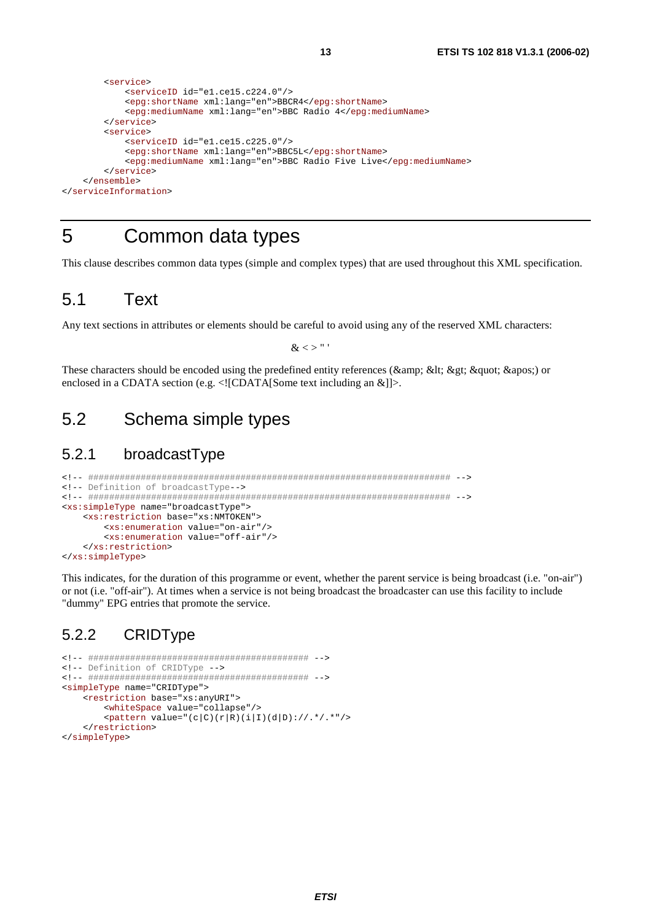```
        <service>
            <serviceID id="e1.ce15.c224.0"/>
            <epg:shortName xml:lang="en">BBCR4</epg:shortName>
            <epg:mediumName xml:lang="en">BBC Radio 4</epg:mediumName>
        </service>
        <service>
            <serviceID id="e1.ce15.c225.0"/>
            <epg:shortName xml:lang="en">BBC5L</epg:shortName>
            <epg:mediumName xml:lang="en">BBC Radio Five Live</epg:mediumName>
        </service>
    </ensemble>
</serviceInformation>
```

# 5 Common data types

This clause describes common data types (simple and complex types) that are used throughout this XML specification.

## 5.1 Text

Any text sections in attributes or elements should be careful to avoid using any of the reserved XML characters:

& < > " '

These characters should be encoded using the predefined entity references (&amp; &lt; &gt; &quot; &apos;) or enclosed in a CDATA section (e.g. <![CDATA[Some text including an &]]>.

## 5.2 Schema simple types

### 5.2.1 broadcastType

```
<!-- ##################################################################### -->
<!-- Definition of broadcastType-->
<!-- ##################################################################### -->
<xs:simpleType name="broadcastType">
    <xs:restriction base="xs:NMTOKEN">
        <xs:enumeration value="on-air"/>
        <xs:enumeration value="off-air"/>
    </xs:restriction>
</xs:simpleType>
```

This indicates, for the duration of this programme or event, whether the parent service is being broadcast (i.e. "on-air") or not (i.e. "off-air"). At times when a service is not being broadcast the broadcaster can use this facility to include "dummy" EPG entries that promote the service.

### 5.2.2 CRIDType

```
<!-- ######################################### -->
<!-- Definition of CRIDType -->
<!-- ######################################### -->
<simpleType name="CRIDType">
    <restriction base="xs:anyURI">
        <whiteSpace value="collapse"/>
        <pattern value="(c|C)(r|R)(i|I)(d|D)://.*/.*"/>
    </restriction>
</simpleType>
```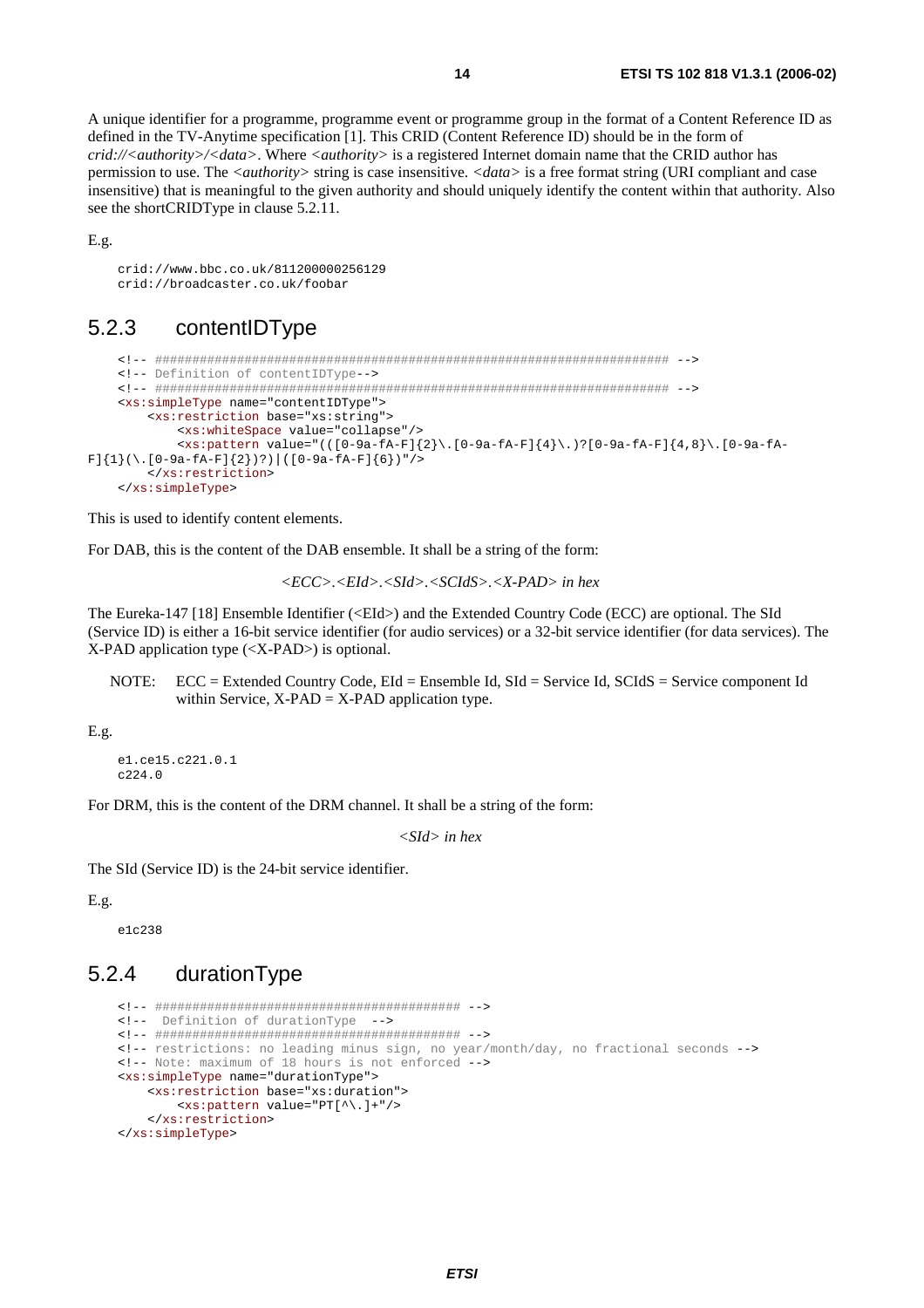A unique identifier for a programme, programme event or programme group in the format of a Content Reference ID as defined in the TV-Anytime specification [1]. This CRID (Content Reference ID) should be in the form of *crid://<authority>/<data>*. Where *<authority>* is a registered Internet domain name that the CRID author has permission to use. The *<authority>* string is case insensitive. *<data>* is a free format string (URI compliant and case insensitive) that is meaningful to the given authority and should uniquely identify the content within that authority. Also see the shortCRIDType in clause 5.2.11.

E.g.

```
crid://www.bbc.co.uk/811200000256129
crid://broadcaster.co.uk/foobar
```

## 5.2.3 contentIDType

```
<!-- ###################################################################### -->
<!-- Definition of contentIDType-->
<!-- ###################################################################### -->
<xs:simpleType name="contentIDType">
    <xs:restriction base="xs:string">
        <xs:whiteSpace value="collapse"/>
        <xs:pattern value="(([0-9a-fA-F]{2}\.[0-9a-fA-F]{4}\.)?[0-9a-fA-F]{4,8}\.[0-9a-fA-F]{1}(\.[0-9a-fA-F]{2})?)|([0-9a-fA-F]{6})"/>
    </xs:restriction>
</xs:simpleType>
```

This is used to identify content elements.

For DAB, this is the content of the DAB ensemble. It shall be a string of the form:

*<ECC>.<EId>.<SId>.<SCIdS>.<X-PAD> in hex*

The Eureka-147 [18] Ensemble Identifier (<EId>) and the Extended Country Code (ECC) are optional. The SId (Service ID) is either a 16-bit service identifier (for audio services) or a 32-bit service identifier (for data services). The X-PAD application type (<X-PAD>) is optional.

NOTE: ECC = Extended Country Code, EId = Ensemble Id, SId = Service Id, SCIdS = Service component Id within Service, X-PAD = X-PAD application type.

E.g.

```
e1.ce15.c221.0.1
c224.0
```

For DRM, this is the content of the DRM channel. It shall be a string of the form:

*<SId> in hex*

The SId (Service ID) is the 24-bit service identifier.

E.g.

```
e1c238
```

## 5.2.4 durationType

```
<!-- ######################################### -->
<!--  Definition of durationType  -->
<!-- ######################################### -->
<!-- restrictions: no leading minus sign, no year/month/day, no fractional seconds -->
<!-- Note: maximum of 18 hours is not enforced -->
<xs:simpleType name="durationType">
    <xs:restriction base="xs:duration">
        <xs:pattern value="PT[^\.]+"/>
    </xs:restriction>
</xs:simpleType>
```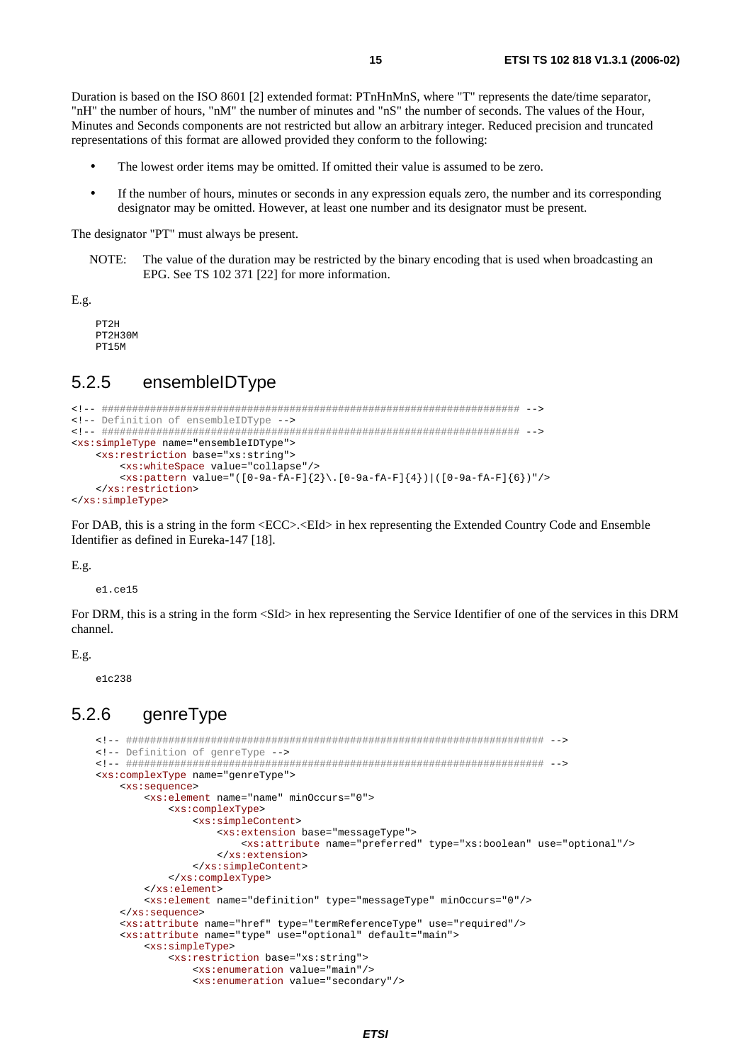Duration is based on the ISO 8601 [2] extended format: PTnHnMnS, where "T" represents the date/time separator, "nH" the number of hours, "nM" the number of minutes and "nS" the number of seconds. The values of the Hour, Minutes and Seconds components are not restricted but allow an arbitrary integer. Reduced precision and truncated representations of this format are allowed provided they conform to the following:

- The lowest order items may be omitted. If omitted their value is assumed to be zero.
- If the number of hours, minutes or seconds in any expression equals zero, the number and its corresponding designator may be omitted. However, at least one number and its designator must be present.

The designator "PT" must always be present.

NOTE: The value of the duration may be restricted by the binary encoding that is used when broadcasting an EPG. See TS 102 371 [22] for more information.

E.g.

```
PT2H
PT2H30M
PT15M
```

### 5.2.5 ensembleIDType

```
<!-- ##################################################################### -->
<!-- Definition of ensembleIDType -->
<!-- ##################################################################### -->
<xs:simpleType name="ensembleIDType">
    <xs:restriction base="xs:string">
        <xs:whiteSpace value="collapse"/>
        <xs:pattern value="([0-9a-fA-F]{2}\.[0-9a-fA-F]{4})|([0-9a-fA-F]{6})"/>
    </xs:restriction>
</xs:simpleType>
```

For DAB, this is a string in the form <ECC>.<EId> in hex representing the Extended Country Code and Ensemble Identifier as defined in Eureka-147 [18].

E.g.

```
e1.ce15
```

For DRM, this is a string in the form <SId> in hex representing the Service Identifier of one of the services in this DRM channel.

E.g.

```
e1c238
```

### 5.2.6 genreType

```
<!-- ##################################################################### -->
<!-- Definition of genreType -->
<!-- ##################################################################### -->
<xs:complexType name="genreType">
    <xs:sequence>
        <xs:element name="name" minOccurs="0">
            <xs:complexType>
                <xs:simpleContent>
                    <xs:extension base="messageType">
                        <xs:attribute name="preferred" type="xs:boolean" use="optional"/>
                    </xs:extension>
                </xs:simpleContent>
            </xs:complexType>
        </xs:element>
        <xs:element name="definition" type="messageType" minOccurs="0"/>
    </xs:sequence>
    <xs:attribute name="href" type="termReferenceType" use="required"/>
    <xs:attribute name="type" use="optional" default="main">
        <xs:simpleType>
            <xs:restriction base="xs:string">
                <xs:enumeration value="main"/>
                <xs:enumeration value="secondary"/>
```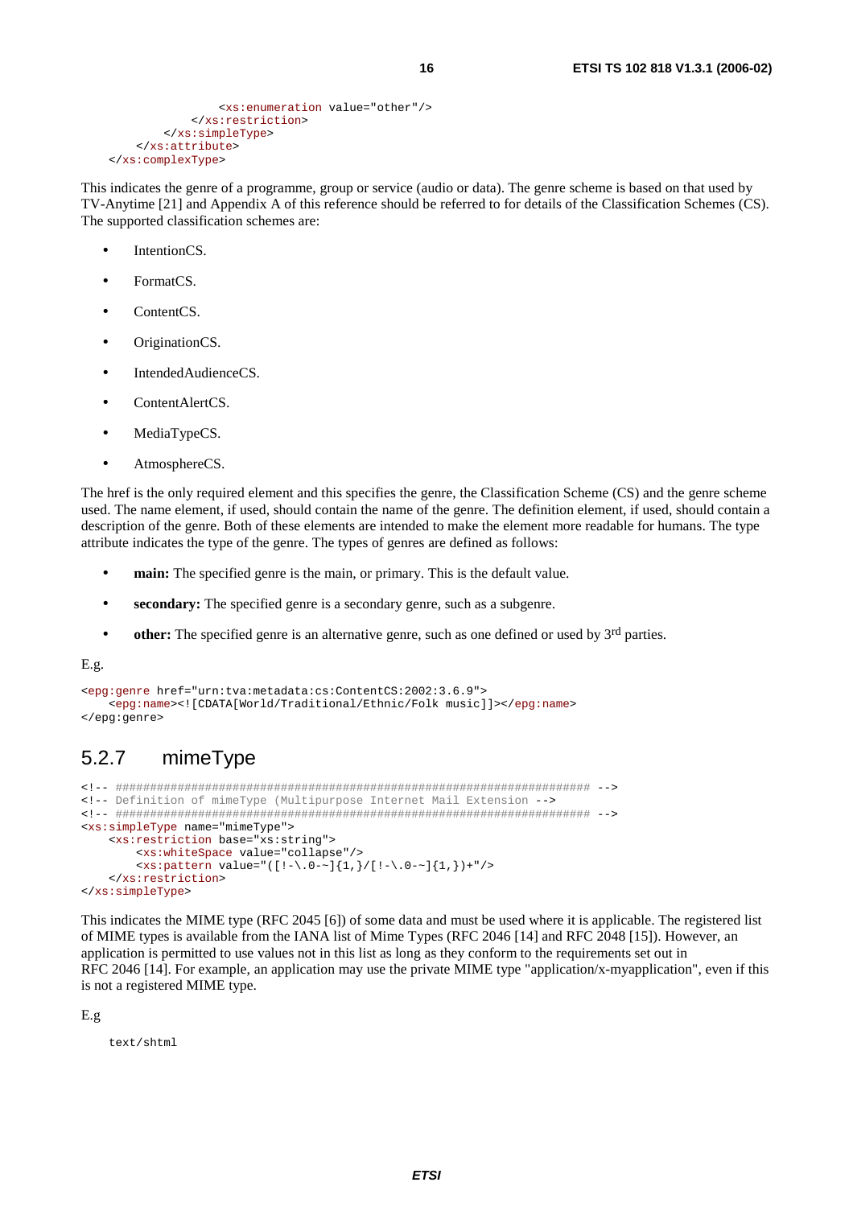```
                <xs:enumeration value="other"/>
            </xs:restriction>
        </xs:simpleType>
    </xs:attribute>
</xs:complexType>
```

This indicates the genre of a programme, group or service (audio or data). The genre scheme is based on that used by TV-Anytime [21] and Appendix A of this reference should be referred to for details of the Classification Schemes (CS). The supported classification schemes are:

- IntentionCS.
- FormatCS.
- ContentCS.
- OriginationCS.
- IntendedAudienceCS.
- ContentAlertCS.
- MediaTypeCS.
- AtmosphereCS.

The href is the only required element and this specifies the genre, the Classification Scheme (CS) and the genre scheme used. The name element, if used, should contain the name of the genre. The definition element, if used, should contain a description of the genre. Both of these elements are intended to make the element more readable for humans. The type attribute indicates the type of the genre. The types of genres are defined as follows:

- **main:** The specified genre is the main, or primary. This is the default value.
- **secondary:** The specified genre is a secondary genre, such as a subgenre.
- **other:** The specified genre is an alternative genre, such as one defined or used by 3rd parties.

E.g.

```
<epg:genre href="urn:tva:metadata:cs:ContentCS:2002:3.6.9">
    <epg:name><![CDATA[World/Traditional/Ethnic/Folk music]]></epg:name>
</epg:genre>
```

## 5.2.7 mimeType

```
<!-- ##################################################################### -->
<!-- Definition of mimeType (Multipurpose Internet Mail Extension -->
<!-- ##################################################################### -->
<xs:simpleType name="mimeType">
    <xs:restriction base="xs:string">
        <xs:whiteSpace value="collapse"/>
        <xs:pattern value="([!-\.0-~]{1,}/[!-\.0-~]{1,})+"/>
    </xs:restriction>
</xs:simpleType>
```

This indicates the MIME type (RFC 2045 [6]) of some data and must be used where it is applicable. The registered list of MIME types is available from the IANA list of Mime Types (RFC 2046 [14] and RFC 2048 [15]). However, an application is permitted to use values not in this list as long as they conform to the requirements set out in RFC 2046 [14]. For example, an application may use the private MIME type "application/x-myapplication", even if this is not a registered MIME type.

E.g

```
text/shtml
```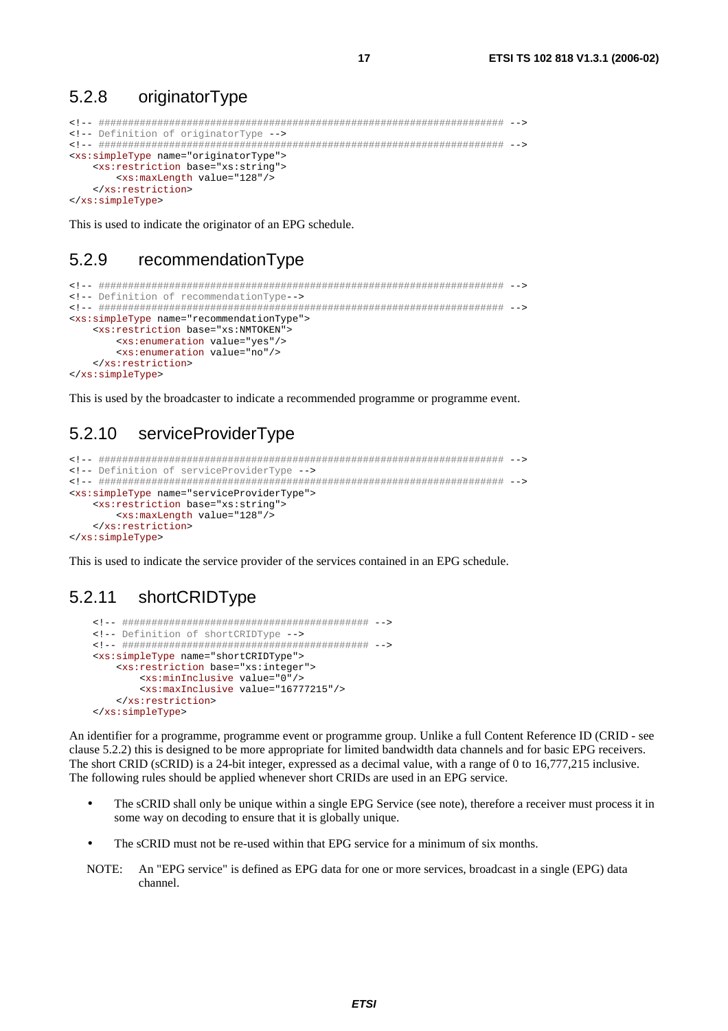### 5.2.8 originatorType

```
<!-- ##################################################################### -->
<!-- Definition of originatorType -->
<!-- ##################################################################### -->
<xs:simpleType name="originatorType">
    <xs:restriction base="xs:string">
        <xs:maxLength value="128"/>
    </xs:restriction>
</xs:simpleType>
```

This is used to indicate the originator of an EPG schedule.

### 5.2.9 recommendationType

```
<!-- ##################################################################### -->
<!-- Definition of recommendationType-->
<!-- ##################################################################### -->
<xs:simpleType name="recommendationType">
    <xs:restriction base="xs:NMTOKEN">
        <xs:enumeration value="yes"/>
        <xs:enumeration value="no"/>
    </xs:restriction>
</xs:simpleType>
```

This is used by the broadcaster to indicate a recommended programme or programme event.

### 5.2.10 serviceProviderType

```
<!-- ##################################################################### -->
<!-- Definition of serviceProviderType -->
<!-- ##################################################################### -->
<xs:simpleType name="serviceProviderType">
    <xs:restriction base="xs:string">
        <xs:maxLength value="128"/>
    </xs:restriction>
</xs:simpleType>
```

This is used to indicate the service provider of the services contained in an EPG schedule.

### 5.2.11 shortCRIDType

```
    <!-- ########################################## -->
    <!-- Definition of shortCRIDType -->
    <!-- ########################################## -->
    <xs:simpleType name="shortCRIDType">
        <xs:restriction base="xs:integer">
            <xs:minInclusive value="0"/>
            <xs:maxInclusive value="16777215"/>
        </xs:restriction>
    </xs:simpleType>
```

An identifier for a programme, programme event or programme group. Unlike a full Content Reference ID (CRID - see clause 5.2.2) this is designed to be more appropriate for limited bandwidth data channels and for basic EPG receivers. The short CRID (sCRID) is a 24-bit integer, expressed as a decimal value, with a range of 0 to 16,777,215 inclusive. The following rules should be applied whenever short CRIDs are used in an EPG service.

- The sCRID shall only be unique within a single EPG Service (see note), therefore a receiver must process it in some way on decoding to ensure that it is globally unique.
- The sCRID must not be re-used within that EPG service for a minimum of six months.

NOTE: An "EPG service" is defined as EPG data for one or more services, broadcast in a single (EPG) data channel.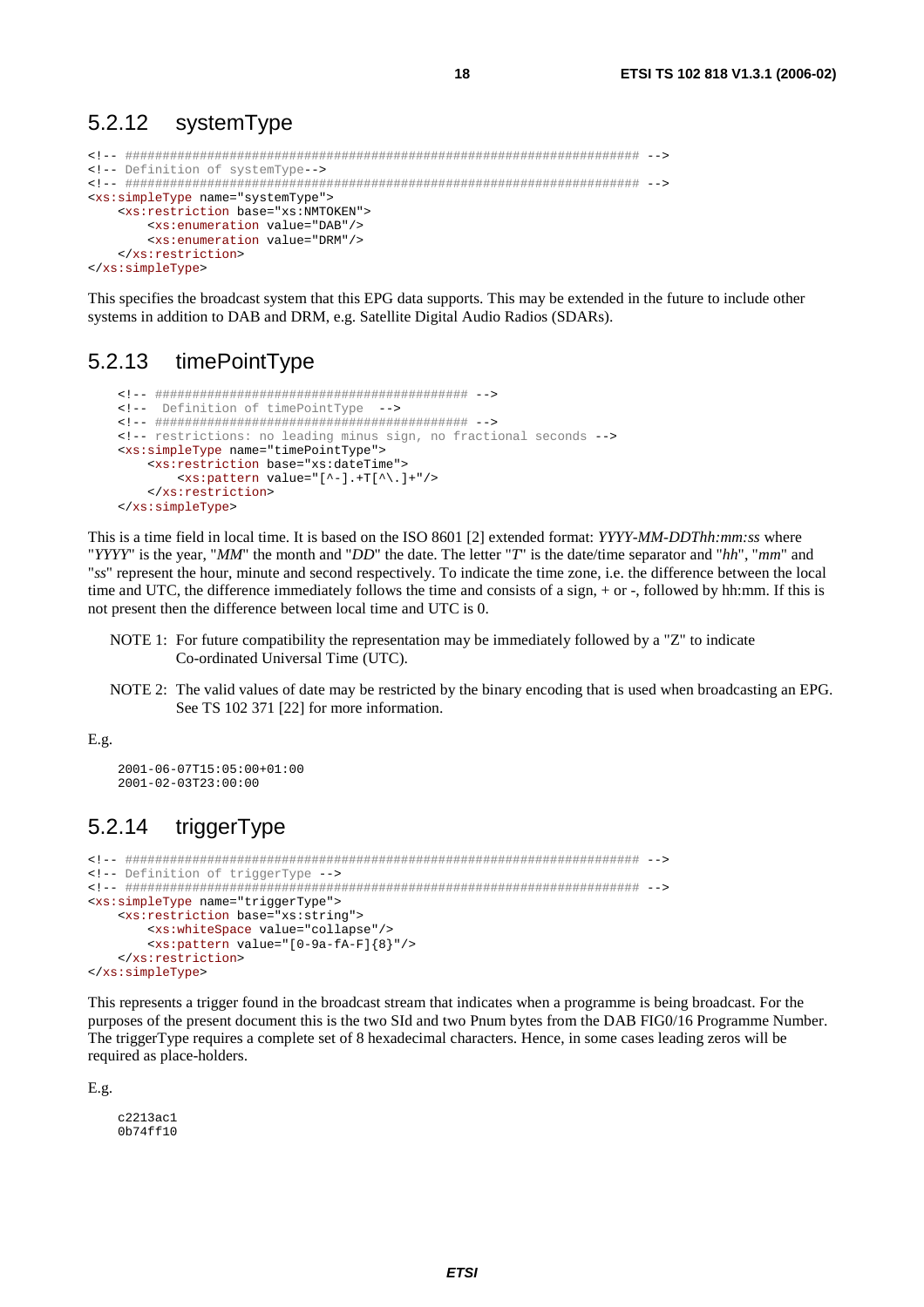### 5.2.12 systemType

```
<!-- ##################################################################### -->
<!-- Definition of systemType-->
<!-- ##################################################################### -->
<xs:simpleType name="systemType">
    <xs:restriction base="xs:NMTOKEN">
        <xs:enumeration value="DAB"/>
        <xs:enumeration value="DRM"/>
    </xs:restriction>
</xs:simpleType>
```

This specifies the broadcast system that this EPG data supports. This may be extended in the future to include other systems in addition to DAB and DRM, e.g. Satellite Digital Audio Radios (SDARs).

### 5.2.13 timePointType

```
    <!-- ######################################### -->
    <!--  Definition of timePointType  -->
    <!-- ######################################### -->
    <!-- restrictions: no leading minus sign, no fractional seconds -->
    <xs:simpleType name="timePointType">
        <xs:restriction base="xs:dateTime">
            <xs:pattern value="[^-].+T[^\.]+"/>
        </xs:restriction>
    </xs:simpleType>
```

This is a time field in local time. It is based on the ISO 8601 [2] extended format: *YYYY-MM-DDThh:mm:ss* where "*YYYY*" is the year, "*MM*" the month and "*DD*" the date. The letter "*T*" is the date/time separator and "*hh*", "*mm*" and "*ss*" represent the hour, minute and second respectively. To indicate the time zone, i.e. the difference between the local time and UTC, the difference immediately follows the time and consists of a sign, + or -, followed by hh:mm. If this is not present then the difference between local time and UTC is 0.

NOTE 1: For future compatibility the representation may be immediately followed by a "Z" to indicate Co-ordinated Universal Time (UTC).

NOTE 2: The valid values of date may be restricted by the binary encoding that is used when broadcasting an EPG. See TS 102 371 [22] for more information.

E.g.

```
2001-06-07T15:05:00+01:00
2001-02-03T23:00:00
```

### 5.2.14 triggerType

```
<!-- ##################################################################### -->
<!-- Definition of triggerType -->
<!-- ##################################################################### -->
<xs:simpleType name="triggerType">
    <xs:restriction base="xs:string">
        <xs:whiteSpace value="collapse"/>
        <xs:pattern value="[0-9a-fA-F]{8}"/>
    </xs:restriction>
</xs:simpleType>
```

This represents a trigger found in the broadcast stream that indicates when a programme is being broadcast. For the purposes of the present document this is the two SId and two Pnum bytes from the DAB FIG0/16 Programme Number. The triggerType requires a complete set of 8 hexadecimal characters. Hence, in some cases leading zeros will be required as place-holders.

E.g.

```
c2213ac1
0b74ff10
```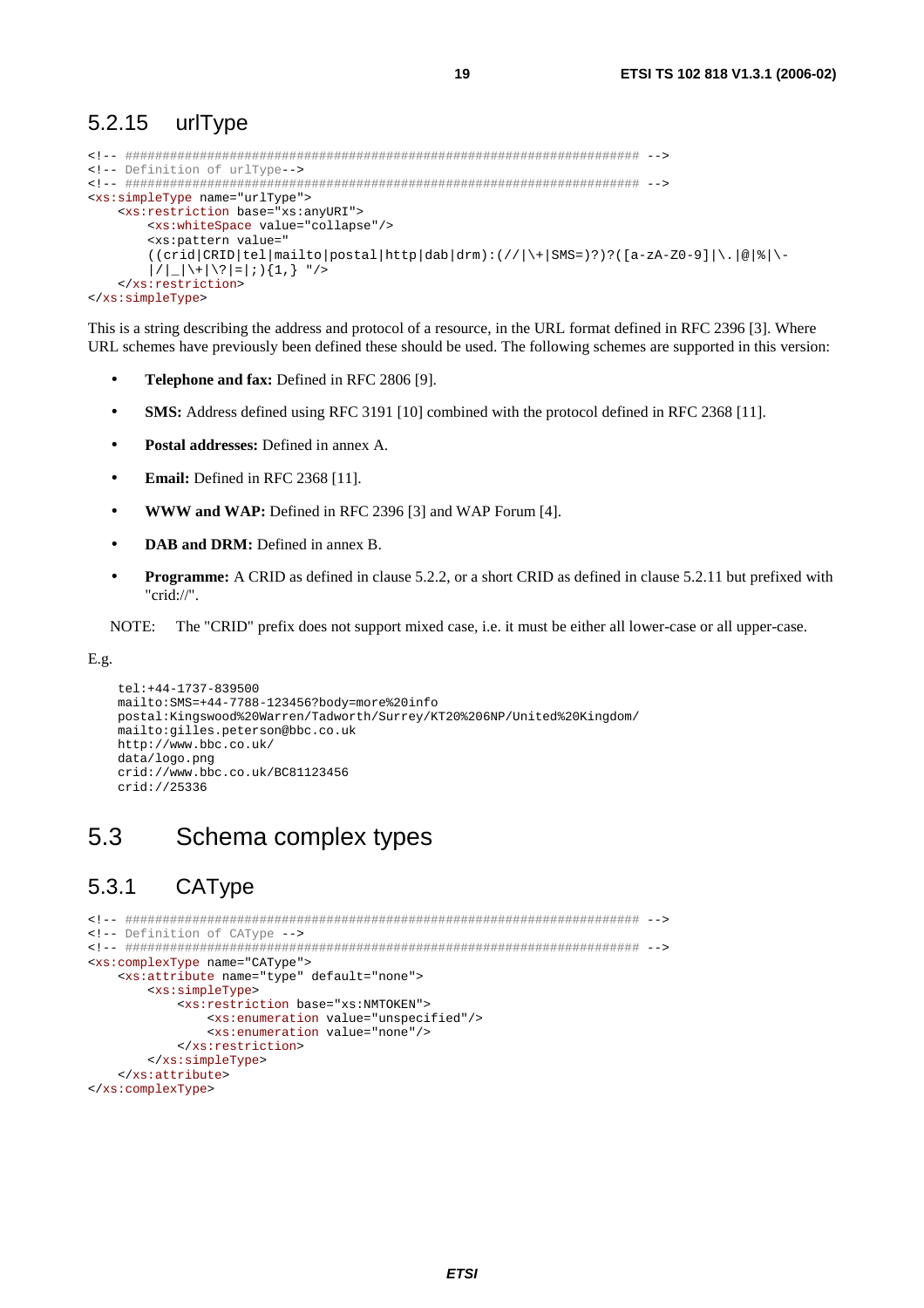### 5.2.15 urlType

```
<!-- ##################################################################### -->
<!-- Definition of urlType-->
<!-- ##################################################################### -->
<xs:simpleType name="urlType">
    <xs:restriction base="xs:anyURI">
        <xs:whiteSpace value="collapse"/>
        <xs:pattern value="
        ((crid|CRID|tel|mailto|postal|http|dab|drm):(//|\+|SMS=)?)?([a-zA-Z0-9]|\.|@|%|\-
        |/|_|\+|\?|=|;){1,} "/>
    </xs:restriction>
</xs:simpleType>
```

This is a string describing the address and protocol of a resource, in the URL format defined in RFC 2396 [3]. Where URL schemes have previously been defined these should be used. The following schemes are supported in this version:

- **Telephone and fax:** Defined in RFC 2806 [9].
- **SMS:** Address defined using RFC 3191 [10] combined with the protocol defined in RFC 2368 [11].
- **Postal addresses:** Defined in annex A.
- **Email:** Defined in RFC 2368 [11].
- **WWW and WAP:** Defined in RFC 2396 [3] and WAP Forum [4].
- **DAB and DRM:** Defined in annex B.
- **Programme:** A CRID as defined in clause 5.2.2, or a short CRID as defined in clause 5.2.11 but prefixed with "crid://".

NOTE: The "CRID" prefix does not support mixed case, i.e. it must be either all lower-case or all upper-case.

E.g.

```
tel:+44-1737-839500
mailto:SMS=+44-7788-123456?body=more%20info
postal:Kingswood%20Warren/Tadworth/Surrey/KT20%206NP/United%20Kingdom/
mailto:gilles.peterson@bbc.co.uk
http://www.bbc.co.uk/
data/logo.png
crid://www.bbc.co.uk/BC81123456
crid://25336
```

## 5.3 Schema complex types

### 5.3.1 CAType

```
<!-- ##################################################################### -->
<!-- Definition of CAType -->
<!-- ##################################################################### -->
<xs:complexType name="CAType">
    <xs:attribute name="type" default="none">
        <xs:simpleType>
            <xs:restriction base="xs:NMTOKEN">
                <xs:enumeration value="unspecified"/>
                <xs:enumeration value="none"/>
            </xs:restriction>
        </xs:simpleType>
    </xs:attribute>
</xs:complexType>
```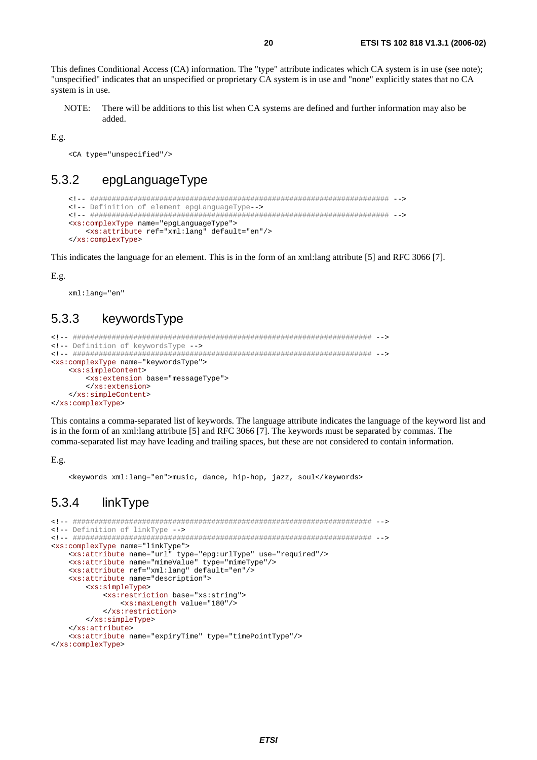This defines Conditional Access (CA) information. The "type" attribute indicates which CA system is in use (see note); "unspecified" indicates that an unspecified or proprietary CA system is in use and "none" explicitly states that no CA system is in use.

NOTE: There will be additions to this list when CA systems are defined and further information may also be added.

E.g.

```
<CA type="unspecified"/>
```

### 5.3.2 epgLanguageType

```
<!-- ##################################################################### -->
<!-- Definition of element epgLanguageType-->
<!-- ##################################################################### -->
<xs:complexType name="epgLanguageType">
    <xs:attribute ref="xml:lang" default="en"/>
</xs:complexType>
```

This indicates the language for an element. This is in the form of an xml:lang attribute [5] and RFC 3066 [7].

E.g.

```
xml:lang="en"
```

### 5.3.3 keywordsType

```
<!-- ##################################################################### -->
<!-- Definition of keywordsType -->
<!-- ##################################################################### -->
<xs:complexType name="keywordsType">
    <xs:simpleContent>
        <xs:extension base="messageType">
        </xs:extension>
    </xs:simpleContent>
</xs:complexType>
```

This contains a comma-separated list of keywords. The language attribute indicates the language of the keyword list and is in the form of an xml:lang attribute [5] and RFC 3066 [7]. The keywords must be separated by commas. The comma-separated list may have leading and trailing spaces, but these are not considered to contain information.

E.g.

```
<keywords xml:lang="en">music, dance, hip-hop, jazz, soul</keywords>
```

### 5.3.4 linkType

```
<!-- ##################################################################### -->
<!-- Definition of linkType -->
<!-- ##################################################################### -->
<xs:complexType name="linkType">
    <xs:attribute name="url" type="epg:urlType" use="required"/>
    <xs:attribute name="mimeValue" type="mimeType"/>
    <xs:attribute ref="xml:lang" default="en"/>
    <xs:attribute name="description">
        <xs:simpleType>
            <xs:restriction base="xs:string">
                <xs:maxLength value="180"/>
            </xs:restriction>
        </xs:simpleType>
    </xs:attribute>
    <xs:attribute name="expiryTime" type="timePointType"/>
</xs:complexType>
```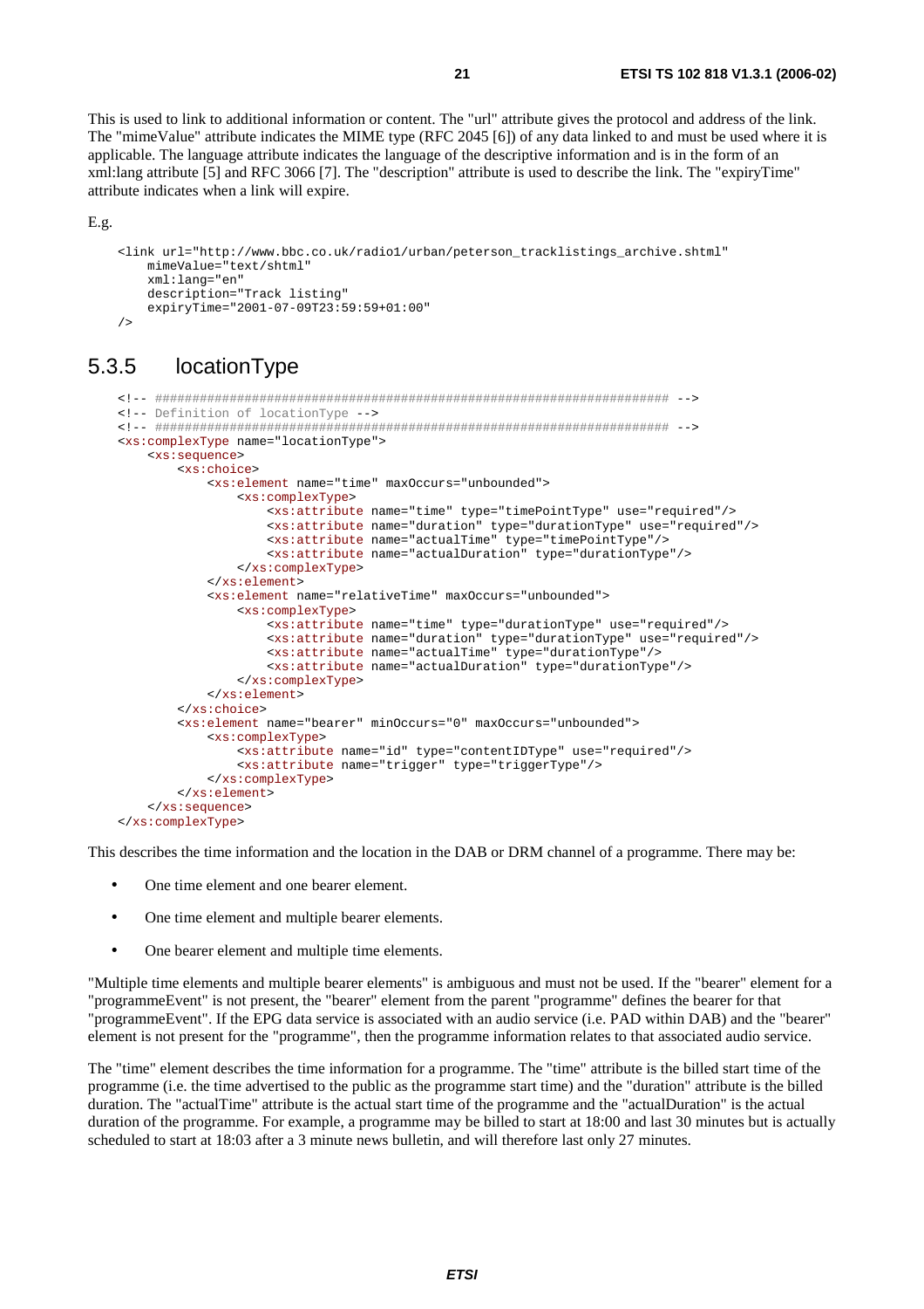This is used to link to additional information or content. The "url" attribute gives the protocol and address of the link. The "mimeValue" attribute indicates the MIME type (RFC 2045 [6]) of any data linked to and must be used where it is applicable. The language attribute indicates the language of the descriptive information and is in the form of an xml:lang attribute [5] and RFC 3066 [7]. The "description" attribute is used to describe the link. The "expiryTime" attribute indicates when a link will expire.

E.g.

```
<link url="http://www.bbc.co.uk/radio1/urban/peterson_tracklistings_archive.shtml"
    mimeValue="text/shtml"
    xml:lang="en"
    description="Track listing"
    expiryTime="2001-07-09T23:59:59+01:00"
/>
```

### 5.3.5 locationType

```
<!-- ###################################################################### -->
<!-- Definition of locationType -->
<!-- ###################################################################### -->
<xs:complexType name="locationType">
    <xs:sequence>
        <xs:choice>
            <xs:element name="time" maxOccurs="unbounded">
                <xs:complexType>
                    <xs:attribute name="time" type="timePointType" use="required"/>
                    <xs:attribute name="duration" type="durationType" use="required"/>
                    <xs:attribute name="actualTime" type="timePointType"/>
                    <xs:attribute name="actualDuration" type="durationType"/>
                </xs:complexType>
            </xs:element>
            <xs:element name="relativeTime" maxOccurs="unbounded">
                <xs:complexType>
                    <xs:attribute name="time" type="durationType" use="required"/>
                    <xs:attribute name="duration" type="durationType" use="required"/>
                    <xs:attribute name="actualTime" type="durationType"/>
                    <xs:attribute name="actualDuration" type="durationType"/>
                </xs:complexType>
            </xs:element>
        </xs:choice>
        <xs:element name="bearer" minOccurs="0" maxOccurs="unbounded">
            <xs:complexType>
                <xs:attribute name="id" type="contentIDType" use="required"/>
                <xs:attribute name="trigger" type="triggerType"/>
            </xs:complexType>
        </xs:element>
    </xs:sequence>
</xs:complexType>
```

This describes the time information and the location in the DAB or DRM channel of a programme. There may be:

- One time element and one bearer element.
- One time element and multiple bearer elements.
- One bearer element and multiple time elements.

"Multiple time elements and multiple bearer elements" is ambiguous and must not be used. If the "bearer" element for a "programmeEvent" is not present, the "bearer" element from the parent "programme" defines the bearer for that "programmeEvent". If the EPG data service is associated with an audio service (i.e. PAD within DAB) and the "bearer" element is not present for the "programme", then the programme information relates to that associated audio service.

The "time" element describes the time information for a programme. The "time" attribute is the billed start time of the programme (i.e. the time advertised to the public as the programme start time) and the "duration" attribute is the billed duration. The "actualTime" attribute is the actual start time of the programme and the "actualDuration" is the actual duration of the programme. For example, a programme may be billed to start at 18:00 and last 30 minutes but is actually scheduled to start at 18:03 after a 3 minute news bulletin, and will therefore last only 27 minutes.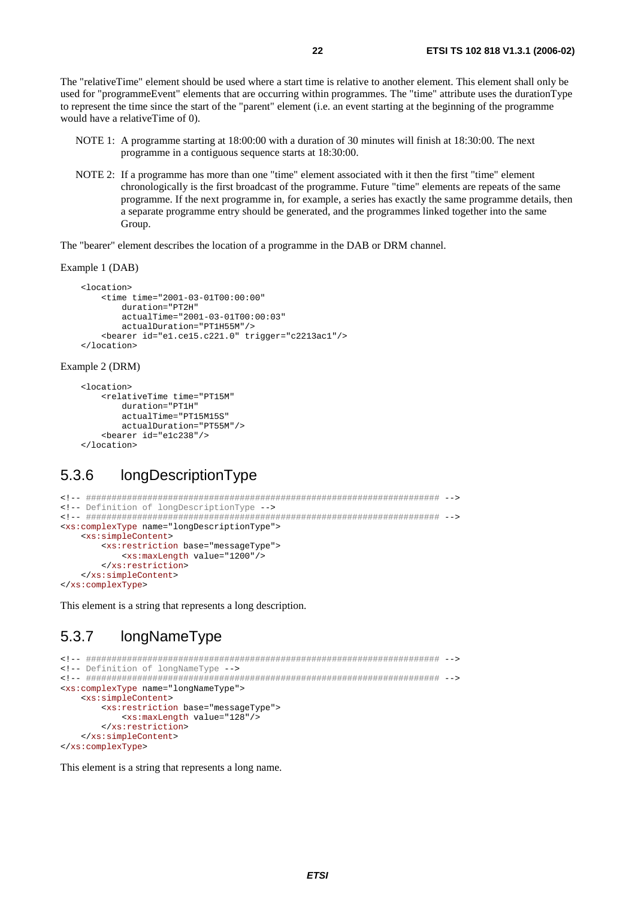The "relativeTime" element should be used where a start time is relative to another element. This element shall only be used for "programmeEvent" elements that are occurring within programmes. The "time" attribute uses the durationType to represent the time since the start of the "parent" element (i.e. an event starting at the beginning of the programme would have a relativeTime of 0).

NOTE 1: A programme starting at 18:00:00 with a duration of 30 minutes will finish at 18:30:00. The next programme in a contiguous sequence starts at 18:30:00.

NOTE 2: If a programme has more than one "time" element associated with it then the first "time" element chronologically is the first broadcast of the programme. Future "time" elements are repeats of the same programme. If the next programme in, for example, a series has exactly the same programme details, then a separate programme entry should be generated, and the programmes linked together into the same Group.

The "bearer" element describes the location of a programme in the DAB or DRM channel.

Example 1 (DAB)

```
<location>
    <time time="2001-03-01T00:00:00"
        duration="PT2H"
        actualTime="2001-03-01T00:00:03"
        actualDuration="PT1H55M"/>
    <bearer id="e1.ce15.c221.0" trigger="c2213ac1"/>
</location>
```

Example 2 (DRM)

```
<location>
    <relativeTime time="PT15M"
        duration="PT1H"
        actualTime="PT15M15S"
        actualDuration="PT55M"/>
    <bearer id="e1c238"/>
</location>
```

### 5.3.6 longDescriptionType

```
<!-- ###################################################################### -->
<!-- Definition of longDescriptionType -->
<!-- ###################################################################### -->
<xs:complexType name="longDescriptionType">
    <xs:simpleContent>
        <xs:restriction base="messageType">
            <xs:maxLength value="1200"/>
        </xs:restriction>
    </xs:simpleContent>
</xs:complexType>
```

This element is a string that represents a long description.

### 5.3.7 longNameType

```
<!-- ###################################################################### -->
<!-- Definition of longNameType -->
<!-- ###################################################################### -->
<xs:complexType name="longNameType">
    <xs:simpleContent>
        <xs:restriction base="messageType">
            <xs:maxLength value="128"/>
        </xs:restriction>
    </xs:simpleContent>
</xs:complexType>
```

This element is a string that represents a long name.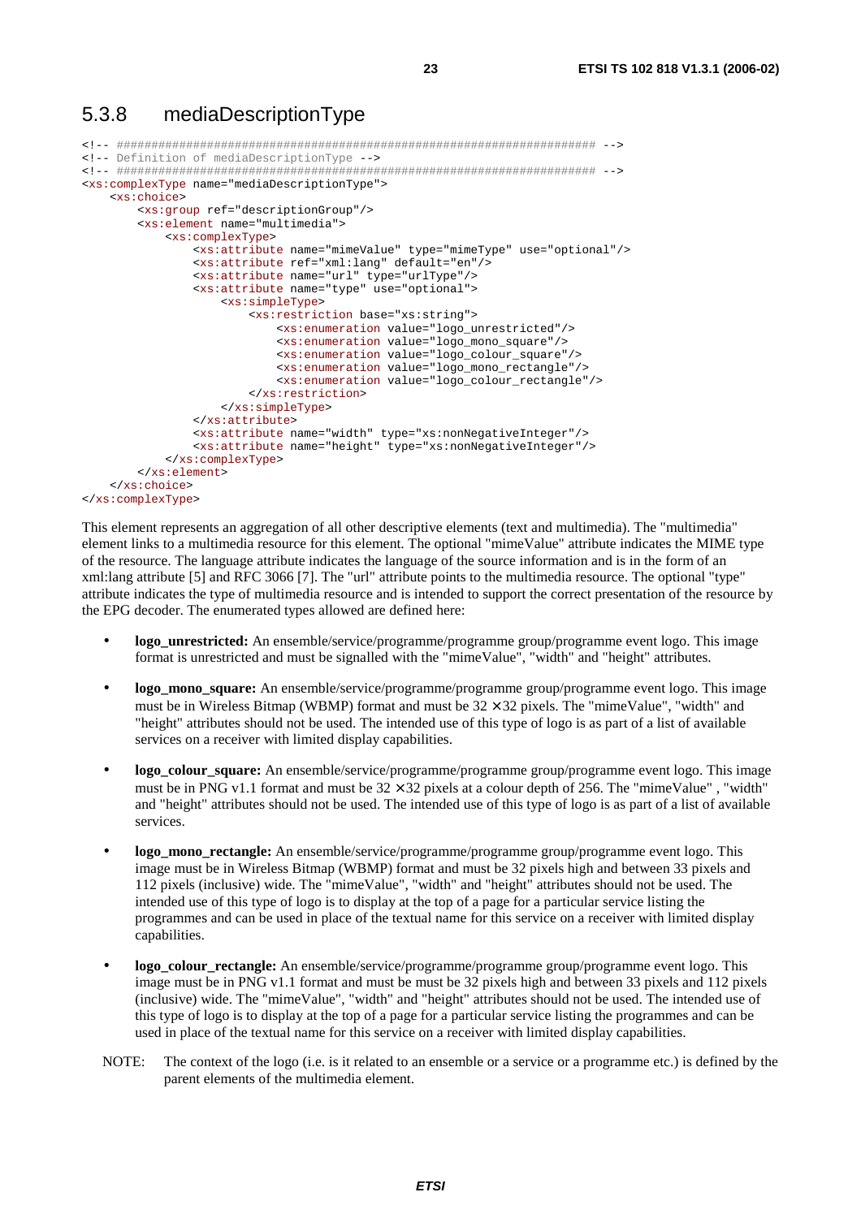### 5.3.8 mediaDescriptionType

```
<!-- ##################################################################### -->
<!-- Definition of mediaDescriptionType -->
<!-- ##################################################################### -->
<xs:complexType name="mediaDescriptionType">
    <xs:choice>
        <xs:group ref="descriptionGroup"/>
        <xs:element name="multimedia">
            <xs:complexType>
                <xs:attribute name="mimeValue" type="mimeType" use="optional"/>
                <xs:attribute ref="xml:lang" default="en"/>
                <xs:attribute name="url" type="urlType"/>
                <xs:attribute name="type" use="optional">
                    <xs:simpleType>
                        <xs:restriction base="xs:string">
                            <xs:enumeration value="logo_unrestricted"/>
                            <xs:enumeration value="logo_mono_square"/>
                            <xs:enumeration value="logo_colour_square"/>
                            <xs:enumeration value="logo_mono_rectangle"/>
                            <xs:enumeration value="logo_colour_rectangle"/>
                        </xs:restriction>
                    </xs:simpleType>
                </xs:attribute>
                <xs:attribute name="width" type="xs:nonNegativeInteger"/>
                <xs:attribute name="height" type="xs:nonNegativeInteger"/>
            </xs:complexType>
        </xs:element>
    </xs:choice>
</xs:complexType>
```

This element represents an aggregation of all other descriptive elements (text and multimedia). The "multimedia" element links to a multimedia resource for this element. The optional "mimeValue" attribute indicates the MIME type of the resource. The language attribute indicates the language of the source information and is in the form of an xml:lang attribute [5] and RFC 3066 [7]. The "url" attribute points to the multimedia resource. The optional "type" attribute indicates the type of multimedia resource and is intended to support the correct presentation of the resource by the EPG decoder. The enumerated types allowed are defined here:

- **logo_unrestricted:** An ensemble/service/programme/programme group/programme event logo. This image format is unrestricted and must be signalled with the "mimeValue", "width" and "height" attributes.
- **logo_mono_square:** An ensemble/service/programme/programme group/programme event logo. This image must be in Wireless Bitmap (WBMP) format and must be 32 × 32 pixels. The "mimeValue", "width" and "height" attributes should not be used. The intended use of this type of logo is as part of a list of available services on a receiver with limited display capabilities.
- **logo_colour_square:** An ensemble/service/programme/programme group/programme event logo. This image must be in PNG v1.1 format and must be 32 × 32 pixels at a colour depth of 256. The "mimeValue" , "width" and "height" attributes should not be used. The intended use of this type of logo is as part of a list of available services.
- **logo_mono_rectangle:** An ensemble/service/programme/programme group/programme event logo. This image must be in Wireless Bitmap (WBMP) format and must be 32 pixels high and between 33 pixels and 112 pixels (inclusive) wide. The "mimeValue", "width" and "height" attributes should not be used. The intended use of this type of logo is to display at the top of a page for a particular service listing the programmes and can be used in place of the textual name for this service on a receiver with limited display capabilities.
- **logo_colour_rectangle:** An ensemble/service/programme/programme group/programme event logo. This image must be in PNG v1.1 format and must be must be 32 pixels high and between 33 pixels and 112 pixels (inclusive) wide. The "mimeValue", "width" and "height" attributes should not be used. The intended use of this type of logo is to display at the top of a page for a particular service listing the programmes and can be used in place of the textual name for this service on a receiver with limited display capabilities.

NOTE: The context of the logo (i.e. is it related to an ensemble or a service or a programme etc.) is defined by the parent elements of the multimedia element.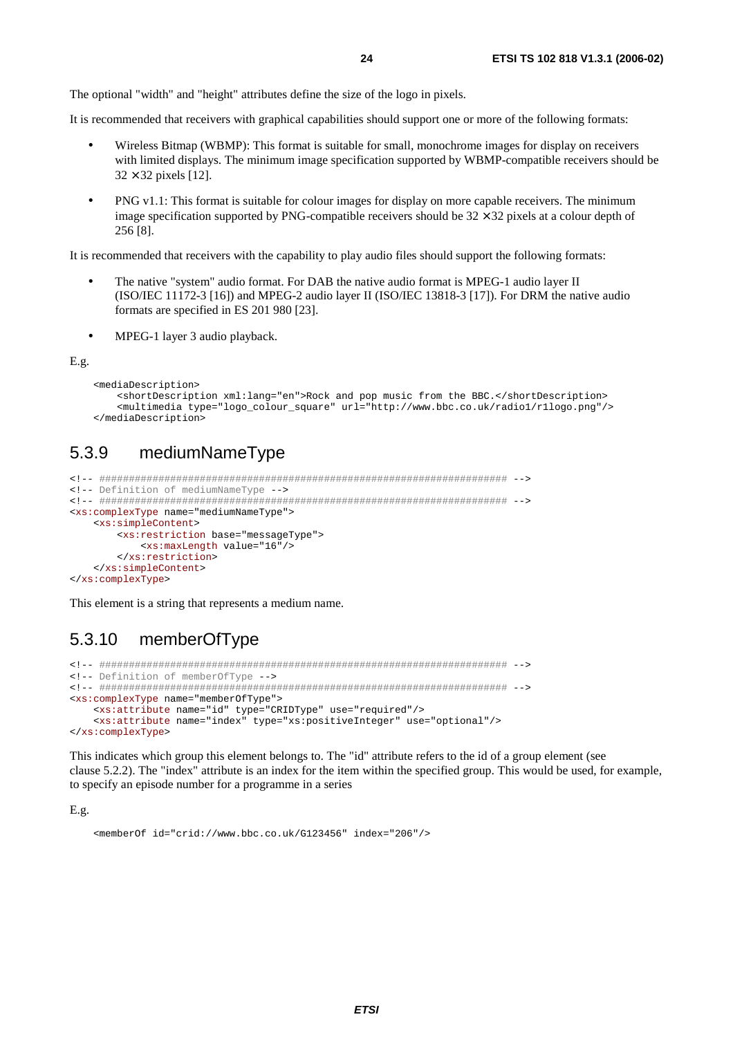The optional "width" and "height" attributes define the size of the logo in pixels.

It is recommended that receivers with graphical capabilities should support one or more of the following formats:

- Wireless Bitmap (WBMP): This format is suitable for small, monochrome images for display on receivers with limited displays. The minimum image specification supported by WBMP-compatible receivers should be $32 \times 32$ pixels [12].
- PNG v1.1: This format is suitable for colour images for display on more capable receivers. The minimum image specification supported by PNG-compatible receivers should be $32 \times 32$ pixels at a colour depth of 256 [8].

It is recommended that receivers with the capability to play audio files should support the following formats:

- The native "system" audio format. For DAB the native audio format is MPEG-1 audio layer II (ISO/IEC 11172-3 [16]) and MPEG-2 audio layer II (ISO/IEC 13818-3 [17]). For DRM the native audio formats are specified in ES 201 980 [23].
- MPEG-1 layer 3 audio playback.

E.g.

```
<mediaDescription>
    <shortDescription xml:lang="en">Rock and pop music from the BBC.</shortDescription>
    <multimedia type="logo_colour_square" url="http://www.bbc.co.uk/radio1/r1logo.png"/>
</mediaDescription>
```

## 5.3.9 mediumNameType

```
<!-- ##################################################################### -->
<!-- Definition of mediumNameType -->
<!-- ##################################################################### -->
<xs:complexType name="mediumNameType">
    <xs:simpleContent>
        <xs:restriction base="messageType">
            <xs:maxLength value="16"/>
        </xs:restriction>
    </xs:simpleContent>
</xs:complexType>
```

This element is a string that represents a medium name.

## 5.3.10 memberOfType

```
<!-- ##################################################################### -->
<!-- Definition of memberOfType -->
<!-- ##################################################################### -->
<xs:complexType name="memberOfType">
    <xs:attribute name="id" type="CRIDType" use="required"/>
    <xs:attribute name="index" type="xs:positiveInteger" use="optional"/>
</xs:complexType>
```

This indicates which group this element belongs to. The "id" attribute refers to the id of a group element (see clause 5.2.2). The "index" attribute is an index for the item within the specified group. This would be used, for example, to specify an episode number for a programme in a series

E.g.

```
<memberOf id="crid://www.bbc.co.uk/G123456" index="206"/>
```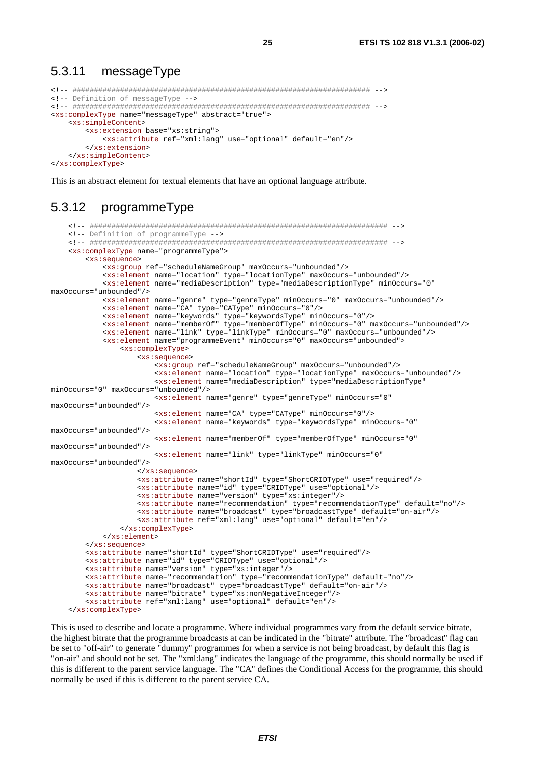### 5.3.11 messageType

```
<!-- ##################################################################### -->
<!-- Definition of messageType -->
<!-- ##################################################################### -->
<xs:complexType name="messageType" abstract="true">
    <xs:simpleContent>
        <xs:extension base="xs:string">
            <xs:attribute ref="xml:lang" use="optional" default="en"/>
        </xs:extension>
    </xs:simpleContent>
</xs:complexType>
```

This is an abstract element for textual elements that have an optional language attribute.

### 5.3.12 programmeType

```
    <!-- ##################################################################### -->
    <!-- Definition of programmeType -->
    <!-- ##################################################################### -->
    <xs:complexType name="programmeType">
        <xs:sequence>
            <xs:group ref="scheduleNameGroup" maxOccurs="unbounded"/>
            <xs:element name="location" type="locationType" maxOccurs="unbounded"/>
            <xs:element name="mediaDescription" type="mediaDescriptionType" minOccurs="0"
maxOccurs="unbounded"/>
            <xs:element name="genre" type="genreType" minOccurs="0" maxOccurs="unbounded"/>
            <xs:element name="CA" type="CAType" minOccurs="0"/>
            <xs:element name="keywords" type="keywordsType" minOccurs="0"/>
            <xs:element name="memberOf" type="memberOfType" minOccurs="0" maxOccurs="unbounded"/>
            <xs:element name="link" type="linkType" minOccurs="0" maxOccurs="unbounded"/>
            <xs:element name="programmeEvent" minOccurs="0" maxOccurs="unbounded">
                <xs:complexType>
                    <xs:sequence>
                        <xs:group ref="scheduleNameGroup" maxOccurs="unbounded"/>
                        <xs:element name="location" type="locationType" maxOccurs="unbounded"/>
                        <xs:element name="mediaDescription" type="mediaDescriptionType"
minOccurs="0" maxOccurs="unbounded"/>
                        <xs:element name="genre" type="genreType" minOccurs="0"
maxOccurs="unbounded"/>
                        <xs:element name="CA" type="CAType" minOccurs="0"/>
                        <xs:element name="keywords" type="keywordsType" minOccurs="0"
maxOccurs="unbounded"/>
                        <xs:element name="memberOf" type="memberOfType" minOccurs="0"
maxOccurs="unbounded"/>
                        <xs:element name="link" type="linkType" minOccurs="0"
maxOccurs="unbounded"/>
                    </xs:sequence>
                    <xs:attribute name="shortId" type="ShortCRIDType" use="required"/>
                    <xs:attribute name="id" type="CRIDType" use="optional"/>
                    <xs:attribute name="version" type="xs:integer"/>
                    <xs:attribute name="recommendation" type="recommendationType" default="no"/>
                    <xs:attribute name="broadcast" type="broadcastType" default="on-air"/>
                    <xs:attribute ref="xml:lang" use="optional" default="en"/>
                </xs:complexType>
            </xs:element>
        </xs:sequence>
        <xs:attribute name="shortId" type="ShortCRIDType" use="required"/>
        <xs:attribute name="id" type="CRIDType" use="optional"/>
        <xs:attribute name="version" type="xs:integer"/>
        <xs:attribute name="recommendation" type="recommendationType" default="no"/>
        <xs:attribute name="broadcast" type="broadcastType" default="on-air"/>
        <xs:attribute name="bitrate" type="xs:nonNegativeInteger"/>
        <xs:attribute ref="xml:lang" use="optional" default="en"/>
    </xs:complexType>
```

This is used to describe and locate a programme. Where individual programmes vary from the default service bitrate, the highest bitrate that the programme broadcasts at can be indicated in the "bitrate" attribute. The "broadcast" flag can be set to "off-air" to generate "dummy" programmes for when a service is not being broadcast, by default this flag is "on-air" and should not be set. The "xml:lang" indicates the language of the programme, this should normally be used if this is different to the parent service language. The "CA" defines the Conditional Access for the programme, this should normally be used if this is different to the parent service CA.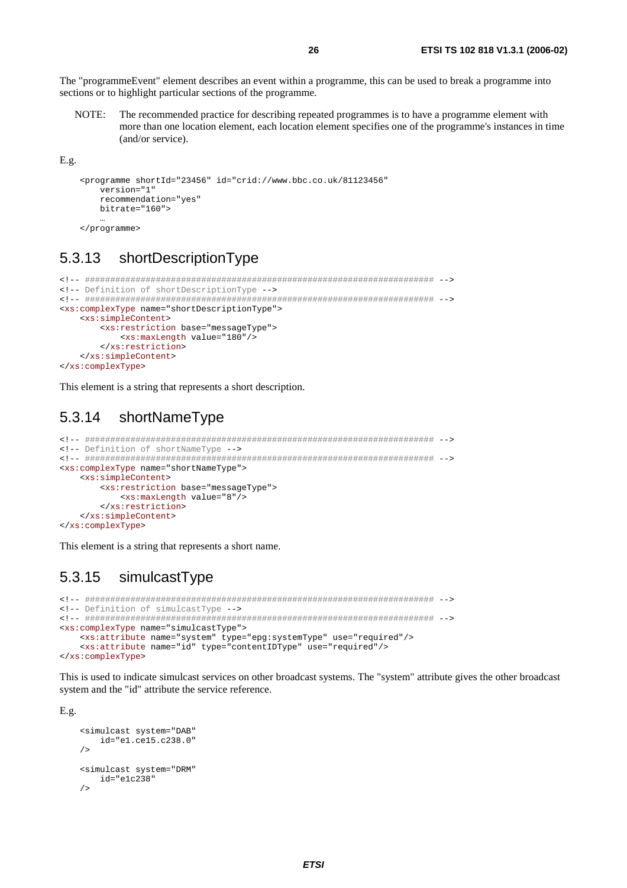The "programmeEvent" element describes an event within a programme, this can be used to break a programme into sections or to highlight particular sections of the programme.

NOTE: The recommended practice for describing repeated programmes is to have a programme element with more than one location element, each location element specifies one of the programme's instances in time (and/or service).

E.g.

```
<programme shortId="23456" id="crid://www.bbc.co.uk/81123456"
    version="1"
    recommendation="yes"
    bitrate="160">
    …
</programme>
```

## 5.3.13 shortDescriptionType

```
<!-- ##################################################################### -->
<!-- Definition of shortDescriptionType -->
<!-- ##################################################################### -->
<xs:complexType name="shortDescriptionType">
    <xs:simpleContent>
        <xs:restriction base="messageType">
            <xs:maxLength value="180"/>
        </xs:restriction>
    </xs:simpleContent>
</xs:complexType>
```

This element is a string that represents a short description.

## 5.3.14 shortNameType

```
<!-- ##################################################################### -->
<!-- Definition of shortNameType -->
<!-- ##################################################################### -->
<xs:complexType name="shortNameType">
    <xs:simpleContent>
        <xs:restriction base="messageType">
            <xs:maxLength value="8"/>
        </xs:restriction>
    </xs:simpleContent>
</xs:complexType>
```

This element is a string that represents a short name.

## 5.3.15 simulcastType

```
<!-- ##################################################################### -->
<!-- Definition of simulcastType -->
<!-- ##################################################################### -->
<xs:complexType name="simulcastType">
    <xs:attribute name="system" type="epg:systemType" use="required"/>
    <xs:attribute name="id" type="contentIDType" use="required"/>
</xs:complexType>
```

This is used to indicate simulcast services on other broadcast systems. The "system" attribute gives the other broadcast system and the "id" attribute the service reference.

E.g.

```
<simulcast system="DAB"
    id="e1.ce15.c238.0"
/>

<simulcast system="DRM"
    id="e1c238"
/>
```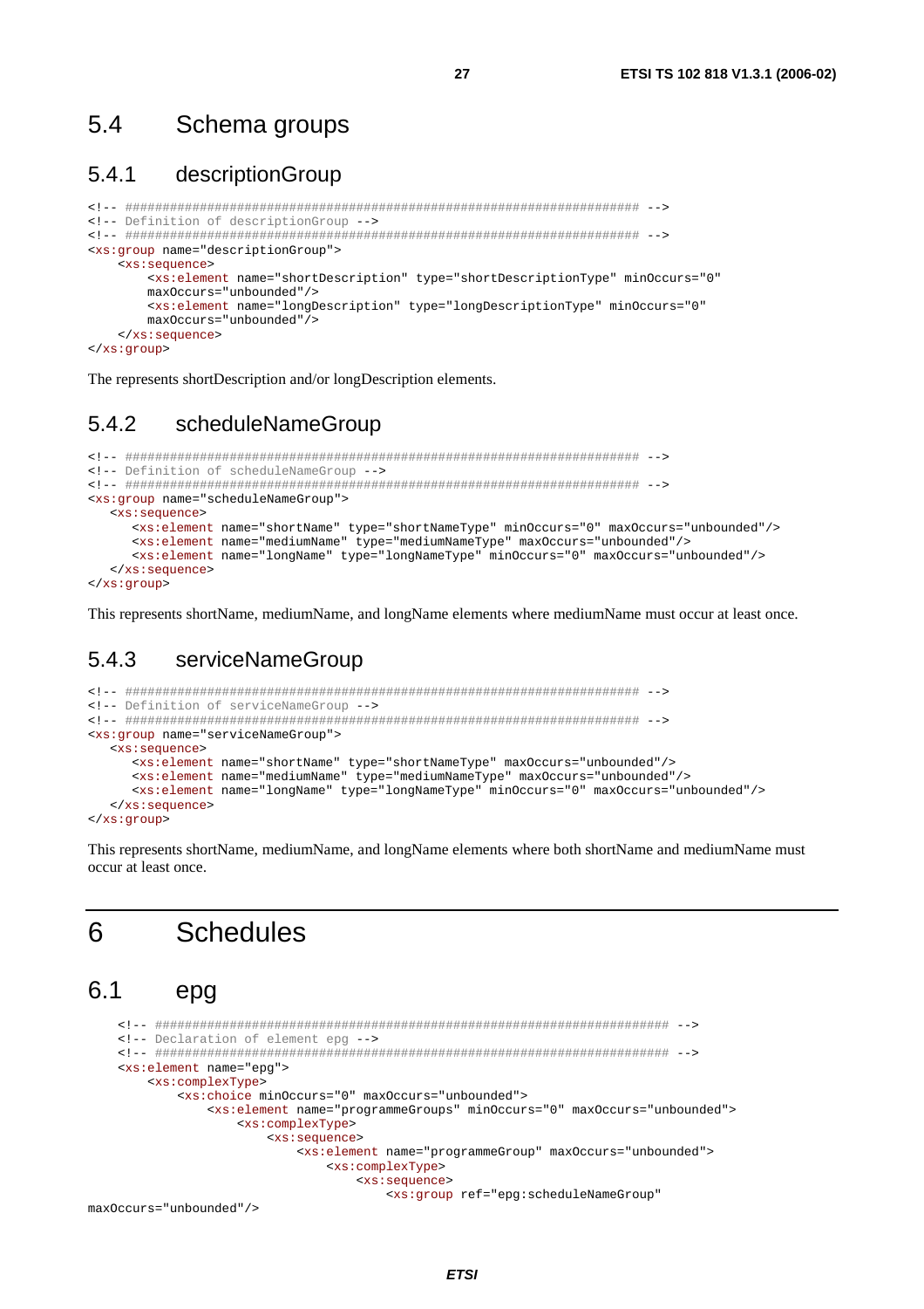## 5.4 Schema groups

### 5.4.1 descriptionGroup

```
<!-- ##################################################################### -->
<!-- Definition of descriptionGroup -->
<!-- ##################################################################### -->
<xs:group name="descriptionGroup">
    <xs:sequence>
        <xs:element name="shortDescription" type="shortDescriptionType" minOccurs="0"
        maxOccurs="unbounded"/>
        <xs:element name="longDescription" type="longDescriptionType" minOccurs="0"
        maxOccurs="unbounded"/>
    </xs:sequence>
</xs:group>
```

The represents shortDescription and/or longDescription elements.

### 5.4.2 scheduleNameGroup

```
<!-- ##################################################################### -->
<!-- Definition of scheduleNameGroup -->
<!-- ##################################################################### -->
<xs:group name="scheduleNameGroup">
   <xs:sequence>
      <xs:element name="shortName" type="shortNameType" minOccurs="0" maxOccurs="unbounded"/>
      <xs:element name="mediumName" type="mediumNameType" maxOccurs="unbounded"/>
      <xs:element name="longName" type="longNameType" minOccurs="0" maxOccurs="unbounded"/>
   </xs:sequence>
</xs:group>
```

This represents shortName, mediumName, and longName elements where mediumName must occur at least once.

### 5.4.3 serviceNameGroup

```
<!-- ##################################################################### -->
<!-- Definition of serviceNameGroup -->
<!-- ##################################################################### -->
<xs:group name="serviceNameGroup">
   <xs:sequence>
      <xs:element name="shortName" type="shortNameType" maxOccurs="unbounded"/>
      <xs:element name="mediumName" type="mediumNameType" maxOccurs="unbounded"/>
      <xs:element name="longName" type="longNameType" minOccurs="0" maxOccurs="unbounded"/>
   </xs:sequence>
</xs:group>
```

This represents shortName, mediumName, and longName elements where both shortName and mediumName must occur at least once.

# 6 Schedules

## 6.1 epg

```
    <!-- ##################################################################### -->
    <!-- Declaration of element epg -->
    <!-- ##################################################################### -->
    <xs:element name="epg">
        <xs:complexType>
            <xs:choice minOccurs="0" maxOccurs="unbounded">
                <xs:element name="programmeGroups" minOccurs="0" maxOccurs="unbounded">
                    <xs:complexType>
                        <xs:sequence>
                            <xs:element name="programmeGroup" maxOccurs="unbounded">
                                <xs:complexType>
                                    <xs:sequence>
                                        <xs:group ref="epg:scheduleNameGroup"
maxOccurs="unbounded"/>
```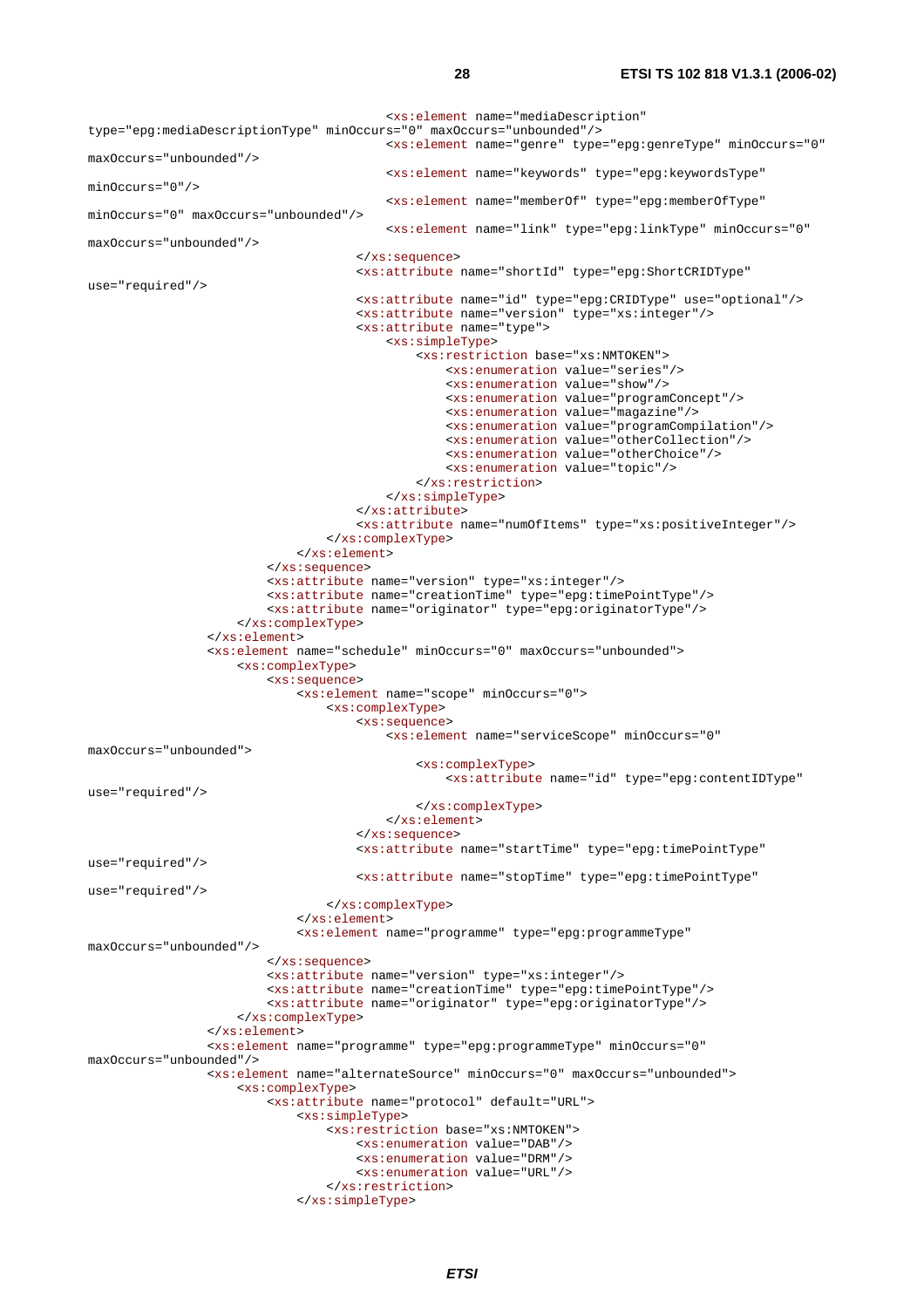```
                                        <xs:element name="mediaDescription"
type="epg:mediaDescriptionType" minOccurs="0" maxOccurs="unbounded"/>
                                        <xs:element name="genre" type="epg:genreType" minOccurs="0"
maxOccurs="unbounded"/>
                                        <xs:element name="keywords" type="epg:keywordsType"
minOccurs="0"/>
                                        <xs:element name="memberOf" type="epg:memberOfType"
minOccurs="0" maxOccurs="unbounded"/>
                                        <xs:element name="link" type="epg:linkType" minOccurs="0"
maxOccurs="unbounded"/>
                                    </xs:sequence>
                                    <xs:attribute name="shortId" type="epg:ShortCRIDType"
use="required"/>
                                    <xs:attribute name="id" type="epg:CRIDType" use="optional"/>
                                    <xs:attribute name="version" type="xs:integer"/>
                                    <xs:attribute name="type">
                                        <xs:simpleType>
                                            <xs:restriction base="xs:NMTOKEN">
                                                <xs:enumeration value="series"/>
                                                <xs:enumeration value="show"/>
                                                <xs:enumeration value="programConcept"/>
                                                <xs:enumeration value="magazine"/>
                                                <xs:enumeration value="programCompilation"/>
                                                <xs:enumeration value="otherCollection"/>
                                                <xs:enumeration value="otherChoice"/>
                                                <xs:enumeration value="topic"/>
                                            </xs:restriction>
                                        </xs:simpleType>
                                    </xs:attribute>
                                    <xs:attribute name="numOfItems" type="xs:positiveInteger"/>
                                </xs:complexType>
                            </xs:element>
                        </xs:sequence>
                        <xs:attribute name="version" type="xs:integer"/>
                        <xs:attribute name="creationTime" type="epg:timePointType"/>
                        <xs:attribute name="originator" type="epg:originatorType"/>
                    </xs:complexType>
                </xs:element>
                <xs:element name="schedule" minOccurs="0" maxOccurs="unbounded">
                    <xs:complexType>
                        <xs:sequence>
                            <xs:element name="scope" minOccurs="0">
                                <xs:complexType>
                                    <xs:sequence>
                                        <xs:element name="serviceScope" minOccurs="0"
maxOccurs="unbounded">
                                            <xs:complexType>
                                                <xs:attribute name="id" type="epg:contentIDType"
use="required"/>
                                            </xs:complexType>
                                        </xs:element>
                                    </xs:sequence>
                                    <xs:attribute name="startTime" type="epg:timePointType"
use="required"/>
                                    <xs:attribute name="stopTime" type="epg:timePointType"
use="required"/>
                                </xs:complexType>
                            </xs:element>
                            <xs:element name="programme" type="epg:programmeType"
maxOccurs="unbounded"/>
                        </xs:sequence>
                        <xs:attribute name="version" type="xs:integer"/>
                        <xs:attribute name="creationTime" type="epg:timePointType"/>
                        <xs:attribute name="originator" type="epg:originatorType"/>
                    </xs:complexType>
                </xs:element>
                <xs:element name="programme" type="epg:programmeType" minOccurs="0"
maxOccurs="unbounded"/>
                <xs:element name="alternateSource" minOccurs="0" maxOccurs="unbounded">
                    <xs:complexType>
                        <xs:attribute name="protocol" default="URL">
                            <xs:simpleType>
                                <xs:restriction base="xs:NMTOKEN">
                                    <xs:enumeration value="DAB"/>
                                    <xs:enumeration value="DRM"/>
                                    <xs:enumeration value="URL"/>
                                </xs:restriction>
                            </xs:simpleType>
```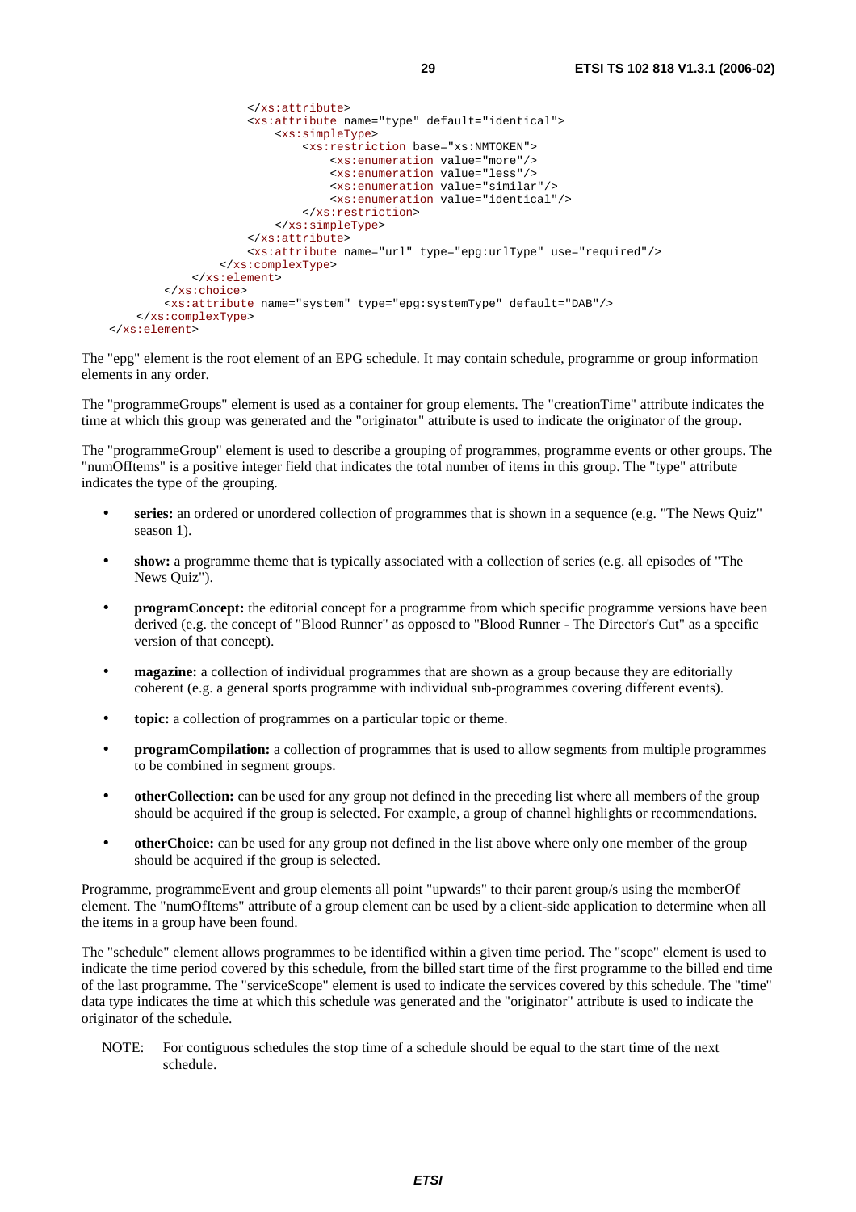```
                    </xs:attribute>
                    <xs:attribute name="type" default="identical">
                        <xs:simpleType>
                            <xs:restriction base="xs:NMTOKEN">
                                <xs:enumeration value="more"/>
                                <xs:enumeration value="less"/>
                                <xs:enumeration value="similar"/>
                                <xs:enumeration value="identical"/>
                            </xs:restriction>
                        </xs:simpleType>
                    </xs:attribute>
                    <xs:attribute name="url" type="epg:urlType" use="required"/>
                </xs:complexType>
            </xs:element>
        </xs:choice>
        <xs:attribute name="system" type="epg:systemType" default="DAB"/>
    </xs:complexType>
</xs:element>
```

The "epg" element is the root element of an EPG schedule. It may contain schedule, programme or group information elements in any order.

The "programmeGroups" element is used as a container for group elements. The "creationTime" attribute indicates the time at which this group was generated and the "originator" attribute is used to indicate the originator of the group.

The "programmeGroup" element is used to describe a grouping of programmes, programme events or other groups. The "numOfItems" is a positive integer field that indicates the total number of items in this group. The "type" attribute indicates the type of the grouping.

- **series:** an ordered or unordered collection of programmes that is shown in a sequence (e.g. "The News Quiz" season 1).
- **show:** a programme theme that is typically associated with a collection of series (e.g. all episodes of "The News Quiz").
- **programConcept:** the editorial concept for a programme from which specific programme versions have been derived (e.g. the concept of "Blood Runner" as opposed to "Blood Runner - The Director's Cut" as a specific version of that concept).
- **magazine:** a collection of individual programmes that are shown as a group because they are editorially coherent (e.g. a general sports programme with individual sub-programmes covering different events).
- **topic:** a collection of programmes on a particular topic or theme.
- **programCompilation:** a collection of programmes that is used to allow segments from multiple programmes to be combined in segment groups.
- **otherCollection:** can be used for any group not defined in the preceding list where all members of the group should be acquired if the group is selected. For example, a group of channel highlights or recommendations.
- **otherChoice:** can be used for any group not defined in the list above where only one member of the group should be acquired if the group is selected.

Programme, programmeEvent and group elements all point "upwards" to their parent group/s using the memberOf element. The "numOfItems" attribute of a group element can be used by a client-side application to determine when all the items in a group have been found.

The "schedule" element allows programmes to be identified within a given time period. The "scope" element is used to indicate the time period covered by this schedule, from the billed start time of the first programme to the billed end time of the last programme. The "serviceScope" element is used to indicate the services covered by this schedule. The "time" data type indicates the time at which this schedule was generated and the "originator" attribute is used to indicate the originator of the schedule.

NOTE: For contiguous schedules the stop time of a schedule should be equal to the start time of the next schedule.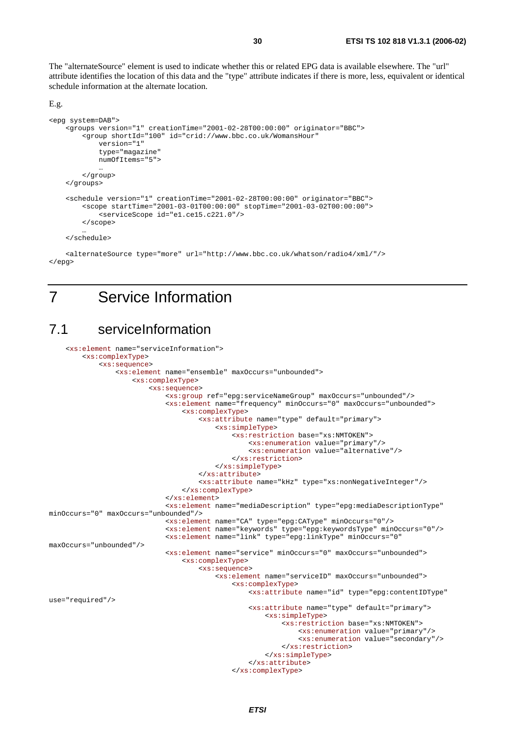The "alternateSource" element is used to indicate whether this or related EPG data is available elsewhere. The "url" attribute identifies the location of this data and the "type" attribute indicates if there is more, less, equivalent or identical schedule information at the alternate location.

E.g.

```
<epg system=DAB">
    <groups version="1" creationTime="2001-02-28T00:00:00" originator="BBC">
        <group shortId="100" id="crid://www.bbc.co.uk/WomansHour"
            version="1"
            type="magazine"
            numOfItems="5">
            …
        </group>
    </groups>

    <schedule version="1" creationTime="2001-02-28T00:00:00" originator="BBC">
        <scope startTime="2001-03-01T00:00:00" stopTime="2001-03-02T00:00:00">
            <serviceScope id="e1.ce15.c221.0"/>
        </scope>
        …
    </schedule>

    <alternateSource type="more" url="http://www.bbc.co.uk/whatson/radio4/xml/"/>
</epg>
```

# 7 Service Information

## 7.1 serviceInformation

```
    <xs:element name="serviceInformation">
        <xs:complexType>
            <xs:sequence>
                <xs:element name="ensemble" maxOccurs="unbounded">
                    <xs:complexType>
                        <xs:sequence>
                            <xs:group ref="epg:serviceNameGroup" maxOccurs="unbounded"/>
                            <xs:element name="frequency" minOccurs="0" maxOccurs="unbounded">
                                <xs:complexType>
                                    <xs:attribute name="type" default="primary">
                                        <xs:simpleType>
                                            <xs:restriction base="xs:NMTOKEN">
                                                <xs:enumeration value="primary"/>
                                                <xs:enumeration value="alternative"/>
                                            </xs:restriction>
                                        </xs:simpleType>
                                    </xs:attribute>
                                    <xs:attribute name="kHz" type="xs:nonNegativeInteger"/>
                                </xs:complexType>
                            </xs:element>
                            <xs:element name="mediaDescription" type="epg:mediaDescriptionType"
minOccurs="0" maxOccurs="unbounded"/>
                            <xs:element name="CA" type="epg:CAType" minOccurs="0"/>
                            <xs:element name="keywords" type="epg:keywordsType" minOccurs="0"/>
                            <xs:element name="link" type="epg:linkType" minOccurs="0"
maxOccurs="unbounded"/>
                            <xs:element name="service" minOccurs="0" maxOccurs="unbounded">
                                <xs:complexType>
                                    <xs:sequence>
                                        <xs:element name="serviceID" maxOccurs="unbounded">
                                            <xs:complexType>
                                                <xs:attribute name="id" type="epg:contentIDType"
use="required"/>
                                                <xs:attribute name="type" default="primary">
                                                    <xs:simpleType>
                                                        <xs:restriction base="xs:NMTOKEN">
                                                            <xs:enumeration value="primary"/>
                                                            <xs:enumeration value="secondary"/>
                                                        </xs:restriction>
                                                    </xs:simpleType>
                                                </xs:attribute>
                                            </xs:complexType>
```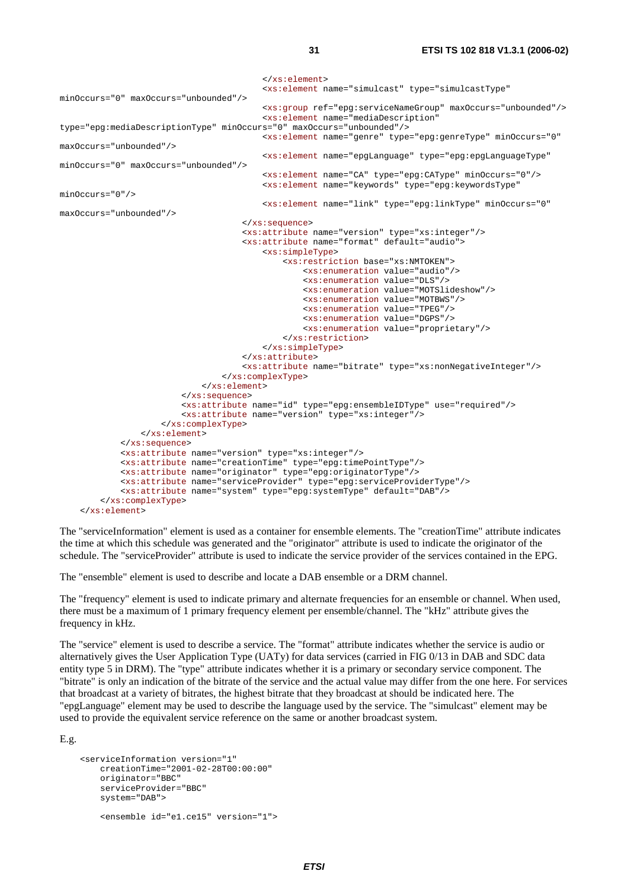```
                                        </xs:element>
                                        <xs:element name="simulcast" type="simulcastType"
minOccurs="0" maxOccurs="unbounded"/>
                                        <xs:group ref="epg:serviceNameGroup" maxOccurs="unbounded"/>
                                        <xs:element name="mediaDescription"
type="epg:mediaDescriptionType" minOccurs="0" maxOccurs="unbounded"/>
                                        <xs:element name="genre" type="epg:genreType" minOccurs="0"
maxOccurs="unbounded"/>
                                        <xs:element name="epgLanguage" type="epg:epgLanguageType"
minOccurs="0" maxOccurs="unbounded"/>
                                        <xs:element name="CA" type="epg:CAType" minOccurs="0"/>
                                        <xs:element name="keywords" type="epg:keywordsType"
minOccurs="0"/>
                                        <xs:element name="link" type="epg:linkType" minOccurs="0"
maxOccurs="unbounded"/>
                                    </xs:sequence>
                                    <xs:attribute name="version" type="xs:integer"/>
                                    <xs:attribute name="format" default="audio">
                                        <xs:simpleType>
                                            <xs:restriction base="xs:NMTOKEN">
                                                <xs:enumeration value="audio"/>
                                                <xs:enumeration value="DLS"/>
                                                <xs:enumeration value="MOTSlideshow"/>
                                                <xs:enumeration value="MOTBWS"/>
                                                <xs:enumeration value="TPEG"/>
                                                <xs:enumeration value="DGPS"/>
                                                <xs:enumeration value="proprietary"/>
                                            </xs:restriction>
                                        </xs:simpleType>
                                    </xs:attribute>
                                    <xs:attribute name="bitrate" type="xs:nonNegativeInteger"/>
                                </xs:complexType>
                            </xs:element>
                        </xs:sequence>
                        <xs:attribute name="id" type="epg:ensembleIDType" use="required"/>
                        <xs:attribute name="version" type="xs:integer"/>
                    </xs:complexType>
                </xs:element>
            </xs:sequence>
            <xs:attribute name="version" type="xs:integer"/>
            <xs:attribute name="creationTime" type="epg:timePointType"/>
            <xs:attribute name="originator" type="epg:originatorType"/>
            <xs:attribute name="serviceProvider" type="epg:serviceProviderType"/>
            <xs:attribute name="system" type="epg:systemType" default="DAB"/>
        </xs:complexType>
    </xs:element>
```

The "serviceInformation" element is used as a container for ensemble elements. The "creationTime" attribute indicates the time at which this schedule was generated and the "originator" attribute is used to indicate the originator of the schedule. The "serviceProvider" attribute is used to indicate the service provider of the services contained in the EPG.

The "ensemble" element is used to describe and locate a DAB ensemble or a DRM channel.

The "frequency" element is used to indicate primary and alternate frequencies for an ensemble or channel. When used, there must be a maximum of 1 primary frequency element per ensemble/channel. The "kHz" attribute gives the frequency in kHz.

The "service" element is used to describe a service. The "format" attribute indicates whether the service is audio or alternatively gives the User Application Type (UATy) for data services (carried in FIG 0/13 in DAB and SDC data entity type 5 in DRM). The "type" attribute indicates whether it is a primary or secondary service component. The "bitrate" is only an indication of the bitrate of the service and the actual value may differ from the one here. For services that broadcast at a variety of bitrates, the highest bitrate that they broadcast at should be indicated here. The "epgLanguage" element may be used to describe the language used by the service. The "simulcast" element may be used to provide the equivalent service reference on the same or another broadcast system.

E.g.

```
<serviceInformation version="1"
    creationTime="2001-02-28T00:00:00"
    originator="BBC"
    serviceProvider="BBC"
    system="DAB">

    <ensemble id="e1.ce15" version="1">
```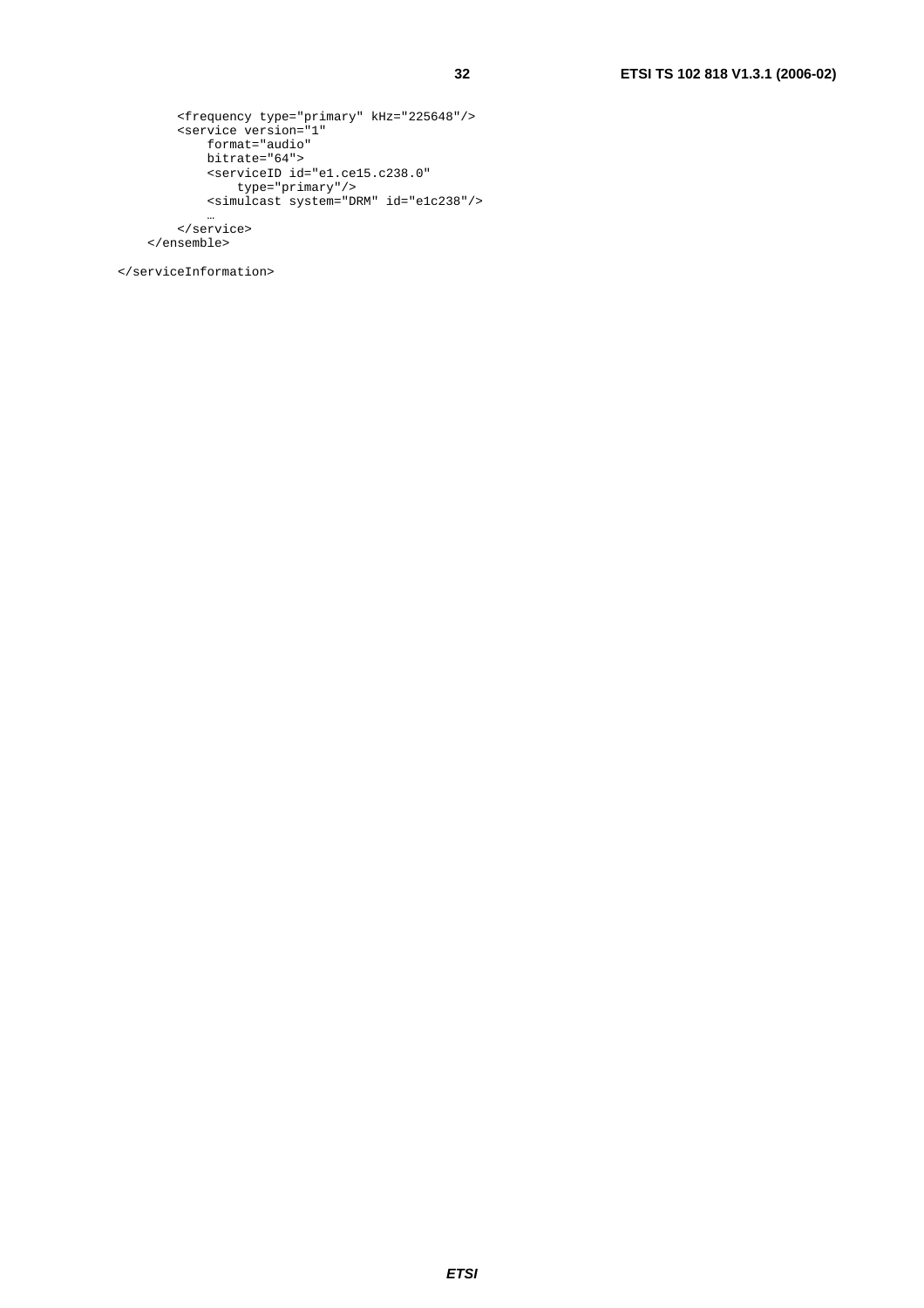```
        <frequency type="primary" kHz="225648"/>
        <service version="1"
            format="audio"
            bitrate="64">
            <serviceID id="e1.ce15.c238.0"
                type="primary"/>
            <simulcast system="DRM" id="e1c238"/>
            …
        </service>
    </ensemble>

</serviceInformation>
```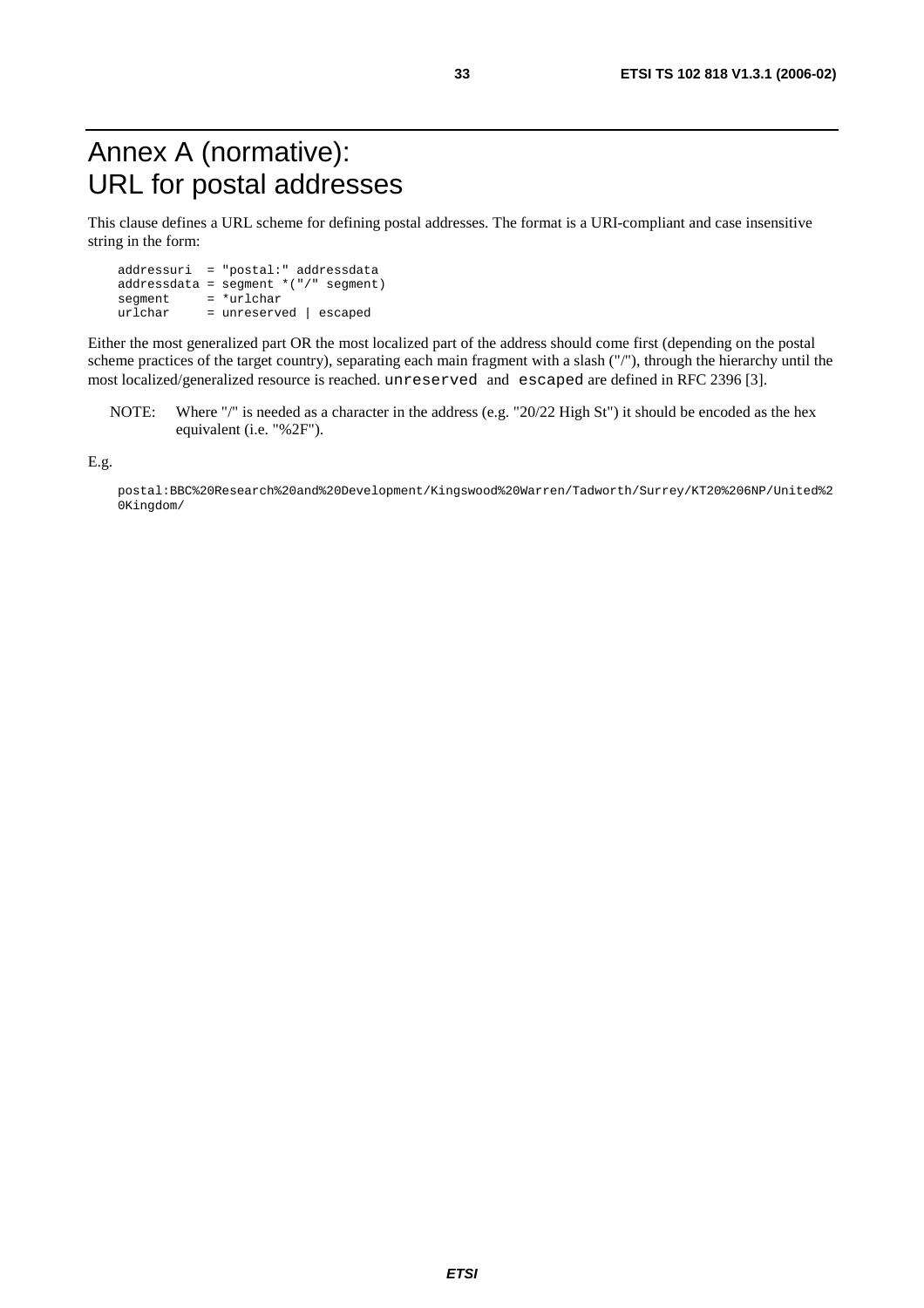# Annex A (normative): URL for postal addresses

This clause defines a URL scheme for defining postal addresses. The format is a URI-compliant and case insensitive string in the form:

```
addressuri  = "postal:" addressdata
addressdata = segment *("/" segment)
segment     = *urlchar
urlchar     = unreserved | escaped
```

Either the most generalized part OR the most localized part of the address should come first (depending on the postal scheme practices of the target country), separating each main fragment with a slash ("/"), through the hierarchy until the most localized/generalized resource is reached. `unreserved` and `escaped` are defined in RFC 2396 [3].

NOTE: Where "/" is needed as a character in the address (e.g. "20/22 High St") it should be encoded as the hex equivalent (i.e. "%2F").

E.g.

```
postal:BBC%20Research%20and%20Development/Kingswood%20Warren/Tadworth/Surrey/KT20%206NP/United%20Kingdom/
```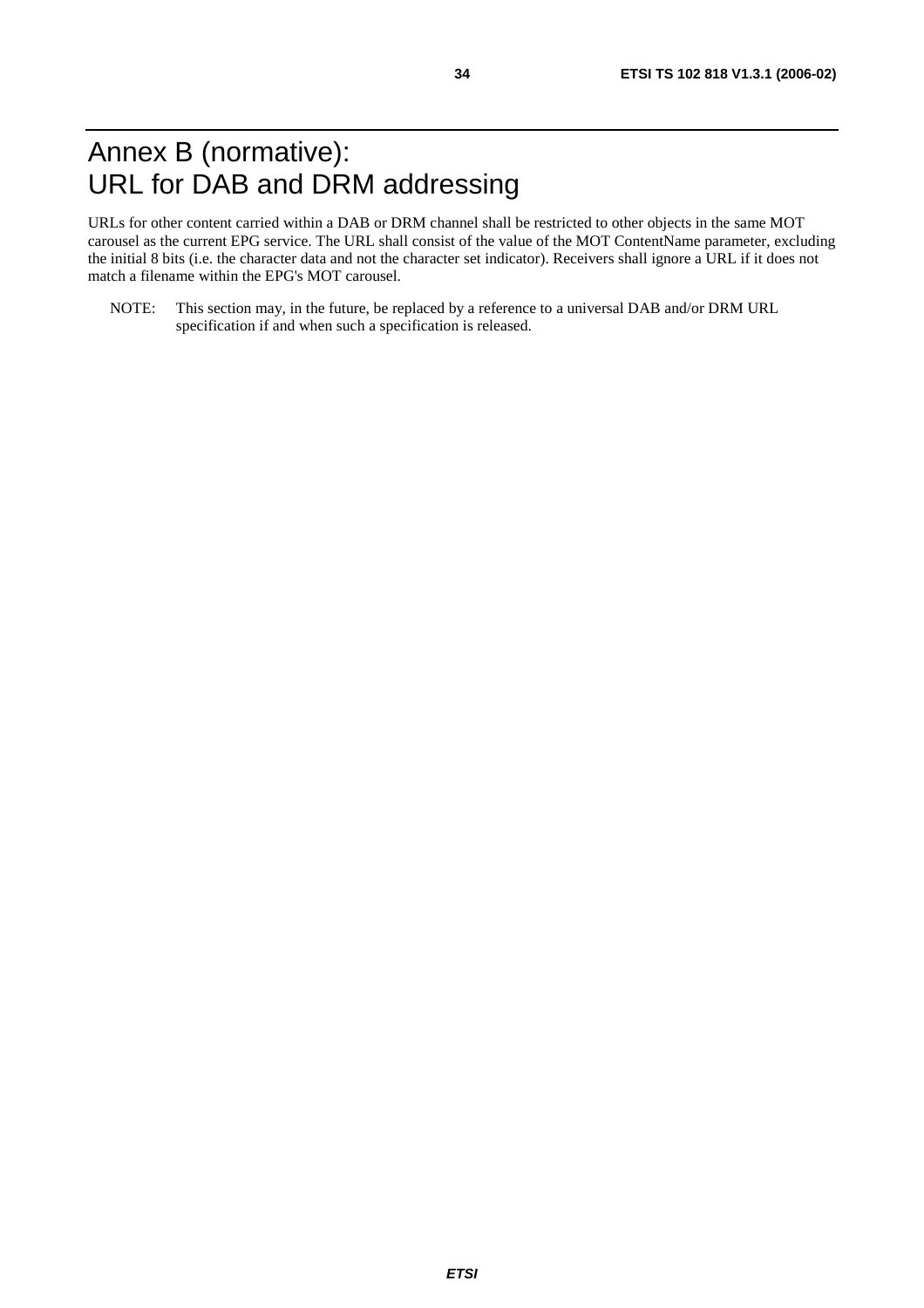# Annex B (normative): URL for DAB and DRM addressing

URLs for other content carried within a DAB or DRM channel shall be restricted to other objects in the same MOT carousel as the current EPG service. The URL shall consist of the value of the MOT ContentName parameter, excluding the initial 8 bits (i.e. the character data and not the character set indicator). Receivers shall ignore a URL if it does not match a filename within the EPG's MOT carousel.

NOTE: This section may, in the future, be replaced by a reference to a universal DAB and/or DRM URL specification if and when such a specification is released.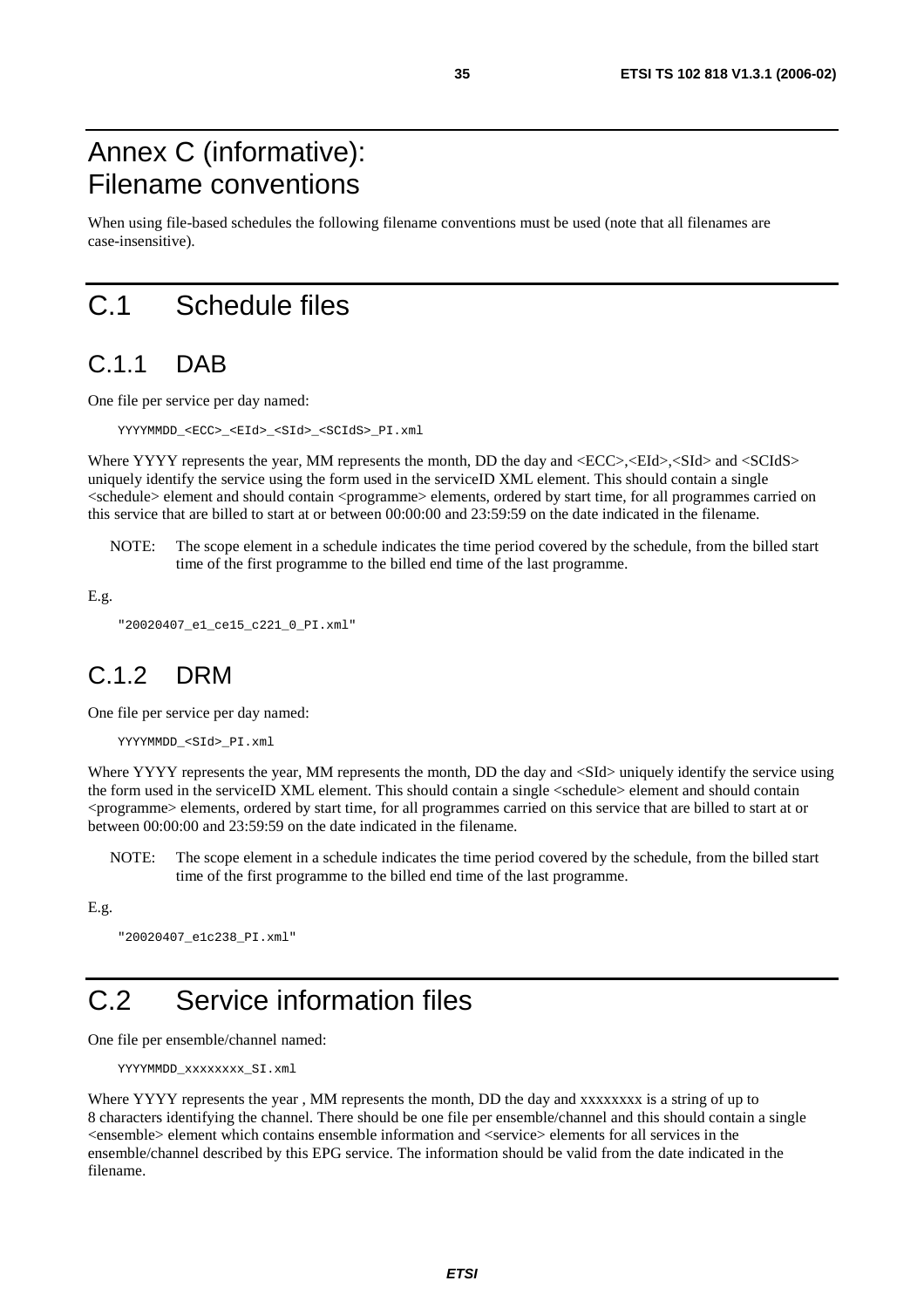# Annex C (informative): Filename conventions

When using file-based schedules the following filename conventions must be used (note that all filenames are case-insensitive).

# C.1 Schedule files

## C.1.1 DAB

One file per service per day named:

```
YYYYMMDD_<ECC>_<EId>_<SId>_<SCIdS>_PI.xml
```

Where YYYY represents the year, MM represents the month, DD the day and <ECC>,<EId>,<SId> and <SCIdS> uniquely identify the service using the form used in the serviceID XML element. This should contain a single <schedule> element and should contain <programme> elements, ordered by start time, for all programmes carried on this service that are billed to start at or between 00:00:00 and 23:59:59 on the date indicated in the filename.

NOTE: The scope element in a schedule indicates the time period covered by the schedule, from the billed start time of the first programme to the billed end time of the last programme.

E.g.

```
"20020407_e1_ce15_c221_0_PI.xml"
```

## C.1.2 DRM

One file per service per day named:

```
YYYYMMDD_<SId>_PI.xml
```

Where YYYY represents the year, MM represents the month, DD the day and <SId> uniquely identify the service using the form used in the serviceID XML element. This should contain a single <schedule> element and should contain <programme> elements, ordered by start time, for all programmes carried on this service that are billed to start at or between 00:00:00 and 23:59:59 on the date indicated in the filename.

NOTE: The scope element in a schedule indicates the time period covered by the schedule, from the billed start time of the first programme to the billed end time of the last programme.

E.g.

```
"20020407_e1c238_PI.xml"
```

# C.2 Service information files

One file per ensemble/channel named:

```
YYYYMMDD_xxxxxxxx_SI.xml
```

Where YYYY represents the year , MM represents the month, DD the day and xxxxxxxx is a string of up to 8 characters identifying the channel. There should be one file per ensemble/channel and this should contain a single <ensemble> element which contains ensemble information and <service> elements for all services in the ensemble/channel described by this EPG service. The information should be valid from the date indicated in the filename.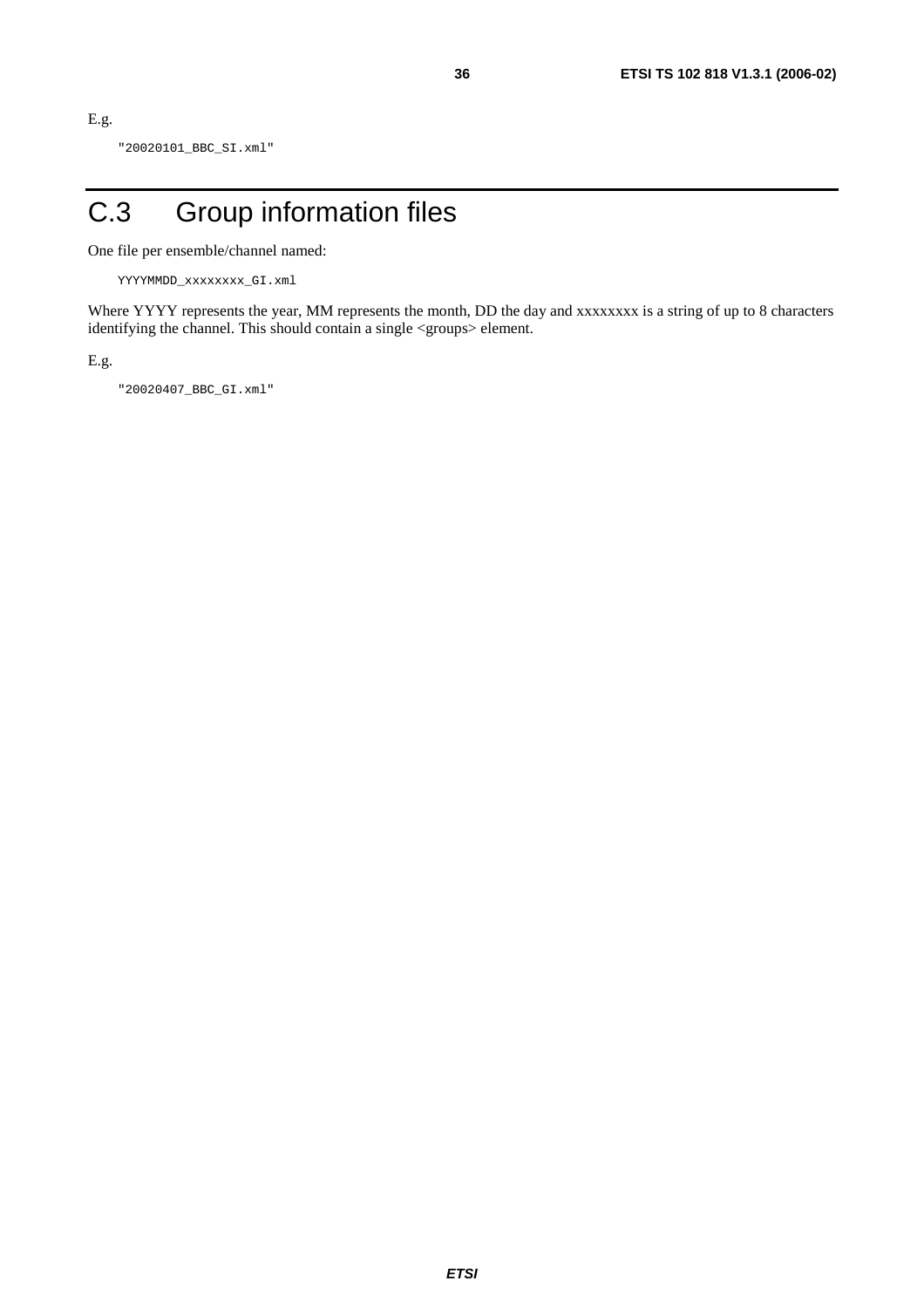E.g.

```
"20020101_BBC_SI.xml"
```

# C.3 Group information files

One file per ensemble/channel named:

```
YYYYMMDD_xxxxxxxx_GI.xml
```

Where YYYY represents the year, MM represents the month, DD the day and xxxxxxxx is a string of up to 8 characters identifying the channel. This should contain a single <groups> element.

E.g.

```
"20020407_BBC_GI.xml"
```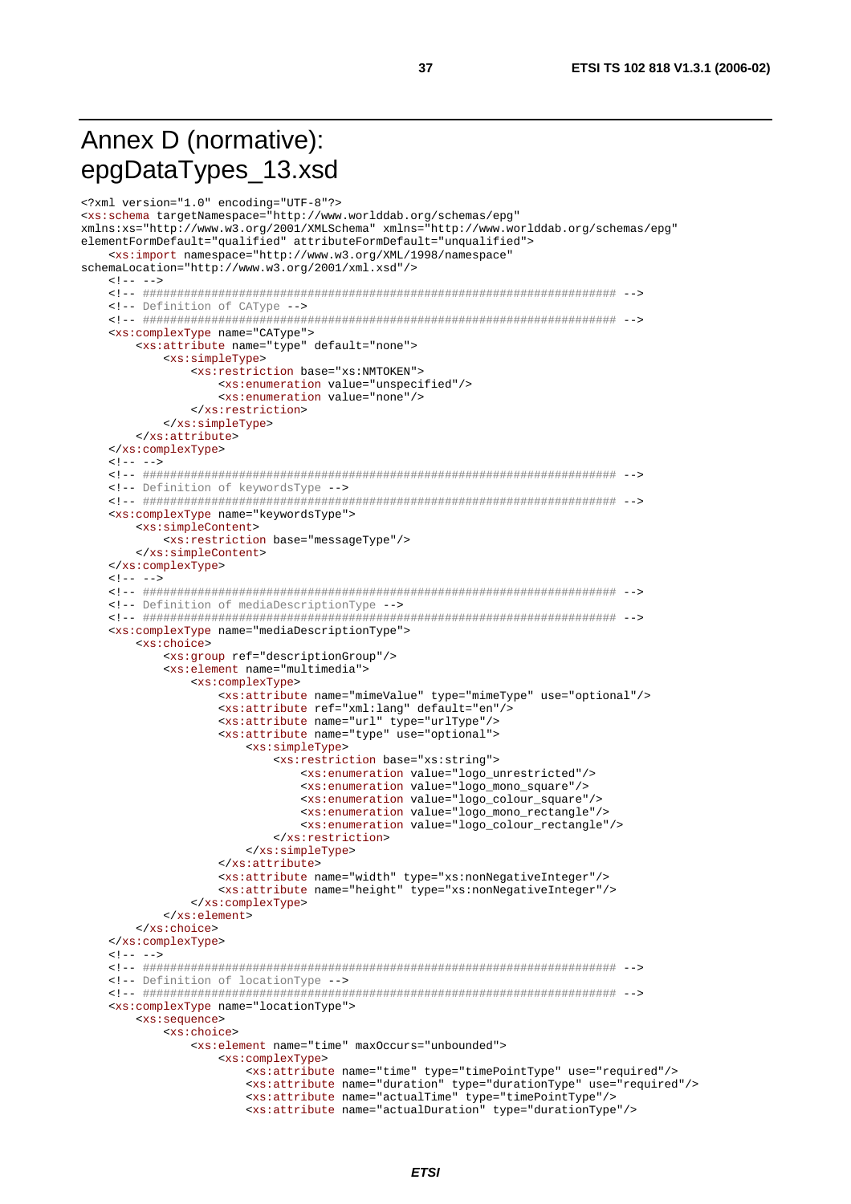# Annex D (normative): epgDataTypes_13.xsd

```
<?xml version="1.0" encoding="UTF-8"?>
<xs:schema targetNamespace="http://www.worlddab.org/schemas/epg"
xmlns:xs="http://www.w3.org/2001/XMLSchema" xmlns="http://www.worlddab.org/schemas/epg"
elementFormDefault="qualified" attributeFormDefault="unqualified">
    <xs:import namespace="http://www.w3.org/XML/1998/namespace"
schemaLocation="http://www.w3.org/2001/xml.xsd"/>
    <!-- -->
    <!-- ##################################################################### -->
    <!-- Definition of CAType -->
    <!-- ##################################################################### -->
    <xs:complexType name="CAType">
        <xs:attribute name="type" default="none">
            <xs:simpleType>
                <xs:restriction base="xs:NMTOKEN">
                    <xs:enumeration value="unspecified"/>
                    <xs:enumeration value="none"/>
                </xs:restriction>
            </xs:simpleType>
        </xs:attribute>
    </xs:complexType>
    <!-- -->
    <!-- ##################################################################### -->
    <!-- Definition of keywordsType -->
    <!-- ##################################################################### -->
    <xs:complexType name="keywordsType">
        <xs:simpleContent>
            <xs:restriction base="messageType"/>
        </xs:simpleContent>
    </xs:complexType>
    <!-- -->
    <!-- ##################################################################### -->
    <!-- Definition of mediaDescriptionType -->
    <!-- ##################################################################### -->
    <xs:complexType name="mediaDescriptionType">
        <xs:choice>
            <xs:group ref="descriptionGroup"/>
            <xs:element name="multimedia">
                <xs:complexType>
                    <xs:attribute name="mimeValue" type="mimeType" use="optional"/>
                    <xs:attribute ref="xml:lang" default="en"/>
                    <xs:attribute name="url" type="urlType"/>
                    <xs:attribute name="type" use="optional">
                        <xs:simpleType>
                            <xs:restriction base="xs:string">
                                <xs:enumeration value="logo_unrestricted"/>
                                <xs:enumeration value="logo_mono_square"/>
                                <xs:enumeration value="logo_colour_square"/>
                                <xs:enumeration value="logo_mono_rectangle"/>
                                <xs:enumeration value="logo_colour_rectangle"/>
                            </xs:restriction>
                        </xs:simpleType>
                    </xs:attribute>
                    <xs:attribute name="width" type="xs:nonNegativeInteger"/>
                    <xs:attribute name="height" type="xs:nonNegativeInteger"/>
                </xs:complexType>
            </xs:element>
        </xs:choice>
    </xs:complexType>
    <!-- -->
    <!-- ##################################################################### -->
    <!-- Definition of locationType -->
    <!-- ##################################################################### -->
    <xs:complexType name="locationType">
        <xs:sequence>
            <xs:choice>
                <xs:element name="time" maxOccurs="unbounded">
                    <xs:complexType>
                        <xs:attribute name="time" type="timePointType" use="required"/>
                        <xs:attribute name="duration" type="durationType" use="required"/>
                        <xs:attribute name="actualTime" type="timePointType"/>
                        <xs:attribute name="actualDuration" type="durationType"/>
```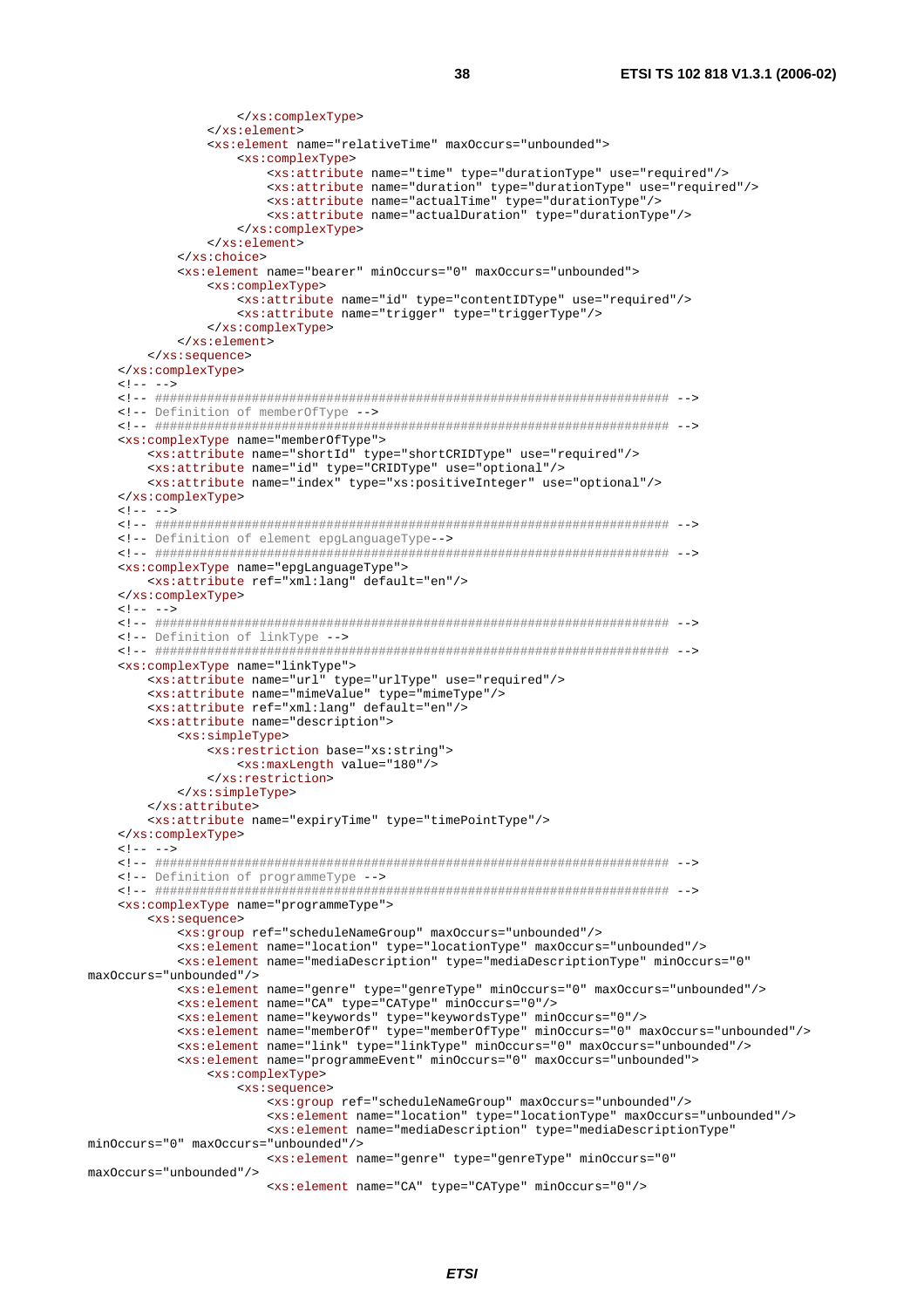```
                </xs:complexType>
            </xs:element>
            <xs:element name="relativeTime" maxOccurs="unbounded">
                <xs:complexType>
                    <xs:attribute name="time" type="durationType" use="required"/>
                    <xs:attribute name="duration" type="durationType" use="required"/>
                    <xs:attribute name="actualTime" type="durationType"/>
                    <xs:attribute name="actualDuration" type="durationType"/>
                </xs:complexType>
            </xs:element>
        </xs:choice>
        <xs:element name="bearer" minOccurs="0" maxOccurs="unbounded">
            <xs:complexType>
                <xs:attribute name="id" type="contentIDType" use="required"/>
                <xs:attribute name="trigger" type="triggerType"/>
            </xs:complexType>
        </xs:element>
    </xs:sequence>
</xs:complexType>
<!-- -->
<!-- ##################################################################### -->
<!-- Definition of memberOfType -->
<!-- ##################################################################### -->
<xs:complexType name="memberOfType">
    <xs:attribute name="shortId" type="shortCRIDType" use="required"/>
    <xs:attribute name="id" type="CRIDType" use="optional"/>
    <xs:attribute name="index" type="xs:positiveInteger" use="optional"/>
</xs:complexType>
<!-- -->
<!-- ##################################################################### -->
<!-- Definition of element epgLanguageType-->
<!-- ##################################################################### -->
<xs:complexType name="epgLanguageType">
    <xs:attribute ref="xml:lang" default="en"/>
</xs:complexType>
<!-- -->
<!-- ##################################################################### -->
<!-- Definition of linkType -->
<!-- ##################################################################### -->
<xs:complexType name="linkType">
    <xs:attribute name="url" type="urlType" use="required"/>
    <xs:attribute name="mimeValue" type="mimeType"/>
    <xs:attribute ref="xml:lang" default="en"/>
    <xs:attribute name="description">
        <xs:simpleType>
            <xs:restriction base="xs:string">
                <xs:maxLength value="180"/>
            </xs:restriction>
        </xs:simpleType>
    </xs:attribute>
    <xs:attribute name="expiryTime" type="timePointType"/>
</xs:complexType>
<!-- -->
<!-- ##################################################################### -->
<!-- Definition of programmeType -->
<!-- ##################################################################### -->
<xs:complexType name="programmeType">
    <xs:sequence>
        <xs:group ref="scheduleNameGroup" maxOccurs="unbounded"/>
        <xs:element name="location" type="locationType" maxOccurs="unbounded"/>
        <xs:element name="mediaDescription" type="mediaDescriptionType" minOccurs="0"
maxOccurs="unbounded"/>
        <xs:element name="genre" type="genreType" minOccurs="0" maxOccurs="unbounded"/>
        <xs:element name="CA" type="CAType" minOccurs="0"/>
        <xs:element name="keywords" type="keywordsType" minOccurs="0"/>
        <xs:element name="memberOf" type="memberOfType" minOccurs="0" maxOccurs="unbounded"/>
        <xs:element name="link" type="linkType" minOccurs="0" maxOccurs="unbounded"/>
        <xs:element name="programmeEvent" minOccurs="0" maxOccurs="unbounded">
            <xs:complexType>
                <xs:sequence>
                    <xs:group ref="scheduleNameGroup" maxOccurs="unbounded"/>
                    <xs:element name="location" type="locationType" maxOccurs="unbounded"/>
                    <xs:element name="mediaDescription" type="mediaDescriptionType"
minOccurs="0" maxOccurs="unbounded"/>
                    <xs:element name="genre" type="genreType" minOccurs="0"
maxOccurs="unbounded"/>
                    <xs:element name="CA" type="CAType" minOccurs="0"/>
```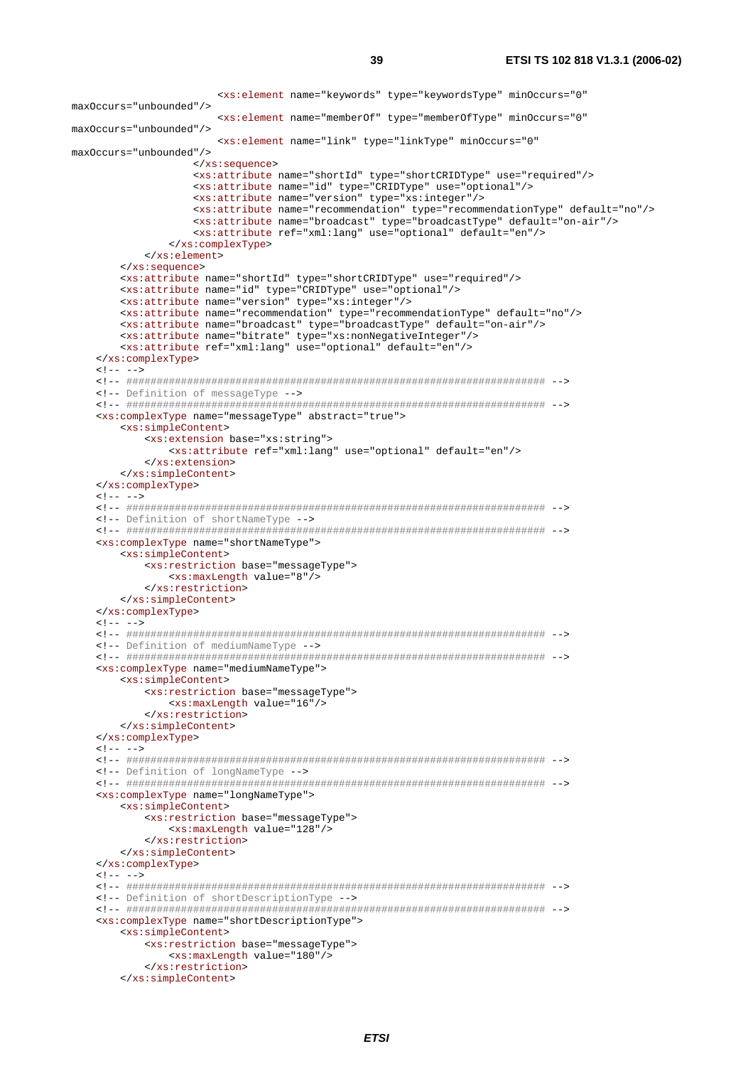```
                        <xs:element name="keywords" type="keywordsType" minOccurs="0"
maxOccurs="unbounded"/>
                        <xs:element name="memberOf" type="memberOfType" minOccurs="0"
maxOccurs="unbounded"/>
                        <xs:element name="link" type="linkType" minOccurs="0"
maxOccurs="unbounded"/>
                    </xs:sequence>
                    <xs:attribute name="shortId" type="shortCRIDType" use="required"/>
                    <xs:attribute name="id" type="CRIDType" use="optional"/>
                    <xs:attribute name="version" type="xs:integer"/>
                    <xs:attribute name="recommendation" type="recommendationType" default="no"/>
                    <xs:attribute name="broadcast" type="broadcastType" default="on-air"/>
                    <xs:attribute ref="xml:lang" use="optional" default="en"/>
                </xs:complexType>
            </xs:element>
        </xs:sequence>
        <xs:attribute name="shortId" type="shortCRIDType" use="required"/>
        <xs:attribute name="id" type="CRIDType" use="optional"/>
        <xs:attribute name="version" type="xs:integer"/>
        <xs:attribute name="recommendation" type="recommendationType" default="no"/>
        <xs:attribute name="broadcast" type="broadcastType" default="on-air"/>
        <xs:attribute name="bitrate" type="xs:nonNegativeInteger"/>
        <xs:attribute ref="xml:lang" use="optional" default="en"/>
    </xs:complexType>
    <!-- -->
    <!-- ###################################################################### -->
    <!-- Definition of messageType -->
    <!-- ###################################################################### -->
    <xs:complexType name="messageType" abstract="true">
        <xs:simpleContent>
            <xs:extension base="xs:string">
                <xs:attribute ref="xml:lang" use="optional" default="en"/>
            </xs:extension>
        </xs:simpleContent>
    </xs:complexType>
    <!-- -->
    <!-- ###################################################################### -->
    <!-- Definition of shortNameType -->
    <!-- ###################################################################### -->
    <xs:complexType name="shortNameType">
        <xs:simpleContent>
            <xs:restriction base="messageType">
                <xs:maxLength value="8"/>
            </xs:restriction>
        </xs:simpleContent>
    </xs:complexType>
    <!-- -->
    <!-- ###################################################################### -->
    <!-- Definition of mediumNameType -->
    <!-- ###################################################################### -->
    <xs:complexType name="mediumNameType">
        <xs:simpleContent>
            <xs:restriction base="messageType">
                <xs:maxLength value="16"/>
            </xs:restriction>
        </xs:simpleContent>
    </xs:complexType>
    <!-- -->
    <!-- ###################################################################### -->
    <!-- Definition of longNameType -->
    <!-- ###################################################################### -->
    <xs:complexType name="longNameType">
        <xs:simpleContent>
            <xs:restriction base="messageType">
                <xs:maxLength value="128"/>
            </xs:restriction>
        </xs:simpleContent>
    </xs:complexType>
    <!-- -->
    <!-- ###################################################################### -->
    <!-- Definition of shortDescriptionType -->
    <!-- ###################################################################### -->
    <xs:complexType name="shortDescriptionType">
        <xs:simpleContent>
            <xs:restriction base="messageType">
                <xs:maxLength value="180"/>
            </xs:restriction>
        </xs:simpleContent>
```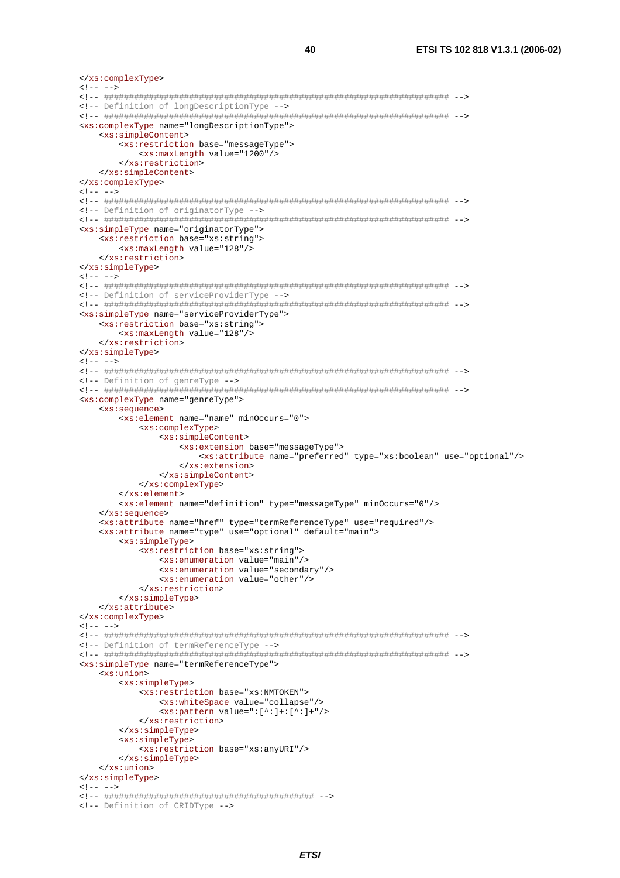```
</xs:complexType>
<!-- -->
<!-- ##################################################################### -->
<!-- Definition of longDescriptionType -->
<!-- ##################################################################### -->
<xs:complexType name="longDescriptionType">
    <xs:simpleContent>
        <xs:restriction base="messageType">
            <xs:maxLength value="1200"/>
        </xs:restriction>
    </xs:simpleContent>
</xs:complexType>
<!-- -->
<!-- ##################################################################### -->
<!-- Definition of originatorType -->
<!-- ##################################################################### -->
<xs:simpleType name="originatorType">
    <xs:restriction base="xs:string">
        <xs:maxLength value="128"/>
    </xs:restriction>
</xs:simpleType>
<!-- -->
<!-- ##################################################################### -->
<!-- Definition of serviceProviderType -->
<!-- ##################################################################### -->
<xs:simpleType name="serviceProviderType">
    <xs:restriction base="xs:string">
        <xs:maxLength value="128"/>
    </xs:restriction>
</xs:simpleType>
<!-- -->
<!-- ##################################################################### -->
<!-- Definition of genreType -->
<!-- ##################################################################### -->
<xs:complexType name="genreType">
    <xs:sequence>
        <xs:element name="name" minOccurs="0">
            <xs:complexType>
                <xs:simpleContent>
                    <xs:extension base="messageType">
                        <xs:attribute name="preferred" type="xs:boolean" use="optional"/>
                    </xs:extension>
                </xs:simpleContent>
            </xs:complexType>
        </xs:element>
        <xs:element name="definition" type="messageType" minOccurs="0"/>
    </xs:sequence>
    <xs:attribute name="href" type="termReferenceType" use="required"/>
    <xs:attribute name="type" use="optional" default="main">
        <xs:simpleType>
            <xs:restriction base="xs:string">
                <xs:enumeration value="main"/>
                <xs:enumeration value="secondary"/>
                <xs:enumeration value="other"/>
            </xs:restriction>
        </xs:simpleType>
    </xs:attribute>
</xs:complexType>
<!-- -->
<!-- ##################################################################### -->
<!-- Definition of termReferenceType -->
<!-- ##################################################################### -->
<xs:simpleType name="termReferenceType">
    <xs:union>
        <xs:simpleType>
            <xs:restriction base="xs:NMTOKEN">
                <xs:whiteSpace value="collapse"/>
                <xs:pattern value=":[^:]+:[^:]+"/>
            </xs:restriction>
        </xs:simpleType>
        <xs:simpleType>
            <xs:restriction base="xs:anyURI"/>
        </xs:simpleType>
    </xs:union>
</xs:simpleType>
<!-- -->
<!-- ########################################## -->
<!-- Definition of CRIDType -->
```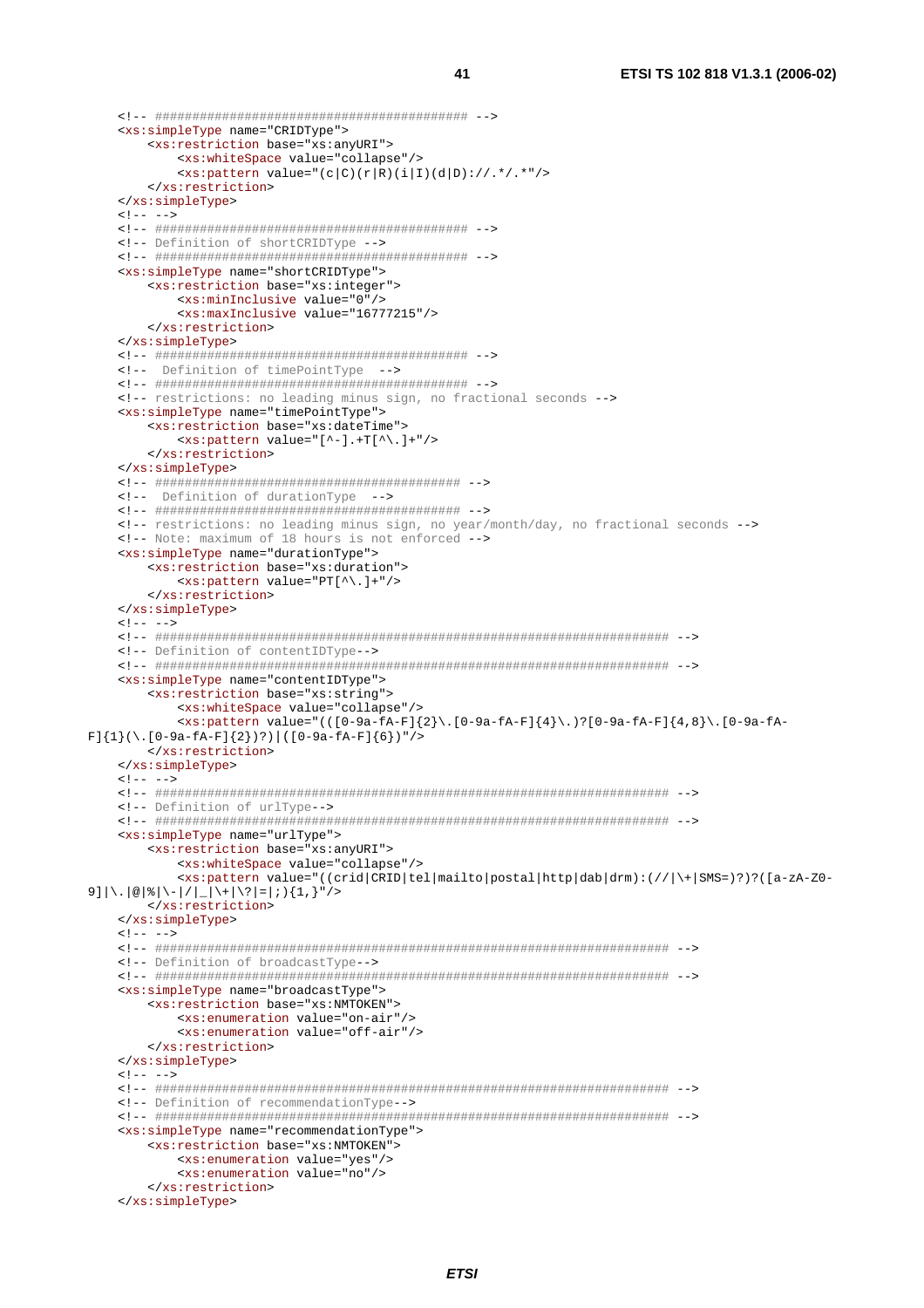```xml
	<!-- ########################################## -->
	<xs:simpleType name="CRIDType">
		<xs:restriction base="xs:anyURI">
			<xs:whiteSpace value="collapse"/>
			<xs:pattern value="(c|C)(r|R)(i|I)(d|D)://.*/.*"/>
		</xs:restriction>
	</xs:simpleType>
	<!-- -->
	<!-- ########################################## -->
	<!-- Definition of shortCRIDType -->
	<!-- ########################################## -->
	<xs:simpleType name="shortCRIDType">
		<xs:restriction base="xs:integer">
			<xs:minInclusive value="0"/>
			<xs:maxInclusive value="16777215"/>
		</xs:restriction>
	</xs:simpleType>
	<!-- ########################################## -->
	<!--  Definition of timePointType  -->
	<!-- ########################################## -->
	<!-- restrictions: no leading minus sign, no fractional seconds -->
	<xs:simpleType name="timePointType">
		<xs:restriction base="xs:dateTime">
			<xs:pattern value="[^-].+T[^\.]+"/>
		</xs:restriction>
	</xs:simpleType>
	<!-- ######################################### -->
	<!--  Definition of durationType  -->
	<!-- ######################################### -->
	<!-- restrictions: no leading minus sign, no year/month/day, no fractional seconds -->
	<!-- Note: maximum of 18 hours is not enforced -->
	<xs:simpleType name="durationType">
		<xs:restriction base="xs:duration">
			<xs:pattern value="PT[^\.]+"/>
		</xs:restriction>
	</xs:simpleType>
	<!-- -->
	<!-- ###################################################################### -->
	<!-- Definition of contentIDType-->
	<!-- ###################################################################### -->
	<xs:simpleType name="contentIDType">
		<xs:restriction base="xs:string">
			<xs:whiteSpace value="collapse"/>
			<xs:pattern value="(([0-9a-fA-F]{2}\.[0-9a-fA-F]{4}\.)?[0-9a-fA-F]{4,8}\.[0-9a-fA-
F]{1}(\.[0-9a-fA-F]{2})?)|([0-9a-fA-F]{6})"/>
		</xs:restriction>
	</xs:simpleType>
	<!-- -->
	<!-- ###################################################################### -->
	<!-- Definition of urlType-->
	<!-- ###################################################################### -->
	<xs:simpleType name="urlType">
		<xs:restriction base="xs:anyURI">
			<xs:whiteSpace value="collapse"/>
			<xs:pattern value="((crid|CRID|tel|mailto|postal|http|dab|drm):(//|\+|SMS=)?)?([a-zA-Z0-
9]|\.|@|%|\-|/|_|\+|\?|=|;){1,}"/>
		</xs:restriction>
	</xs:simpleType>
	<!-- -->
	<!-- ###################################################################### -->
	<!-- Definition of broadcastType-->
	<!-- ###################################################################### -->
	<xs:simpleType name="broadcastType">
		<xs:restriction base="xs:NMTOKEN">
			<xs:enumeration value="on-air"/>
			<xs:enumeration value="off-air"/>
		</xs:restriction>
	</xs:simpleType>
	<!-- -->
	<!-- ###################################################################### -->
	<!-- Definition of recommendationType-->
	<!-- ###################################################################### -->
	<xs:simpleType name="recommendationType">
		<xs:restriction base="xs:NMTOKEN">
			<xs:enumeration value="yes"/>
			<xs:enumeration value="no"/>
		</xs:restriction>
	</xs:simpleType>
```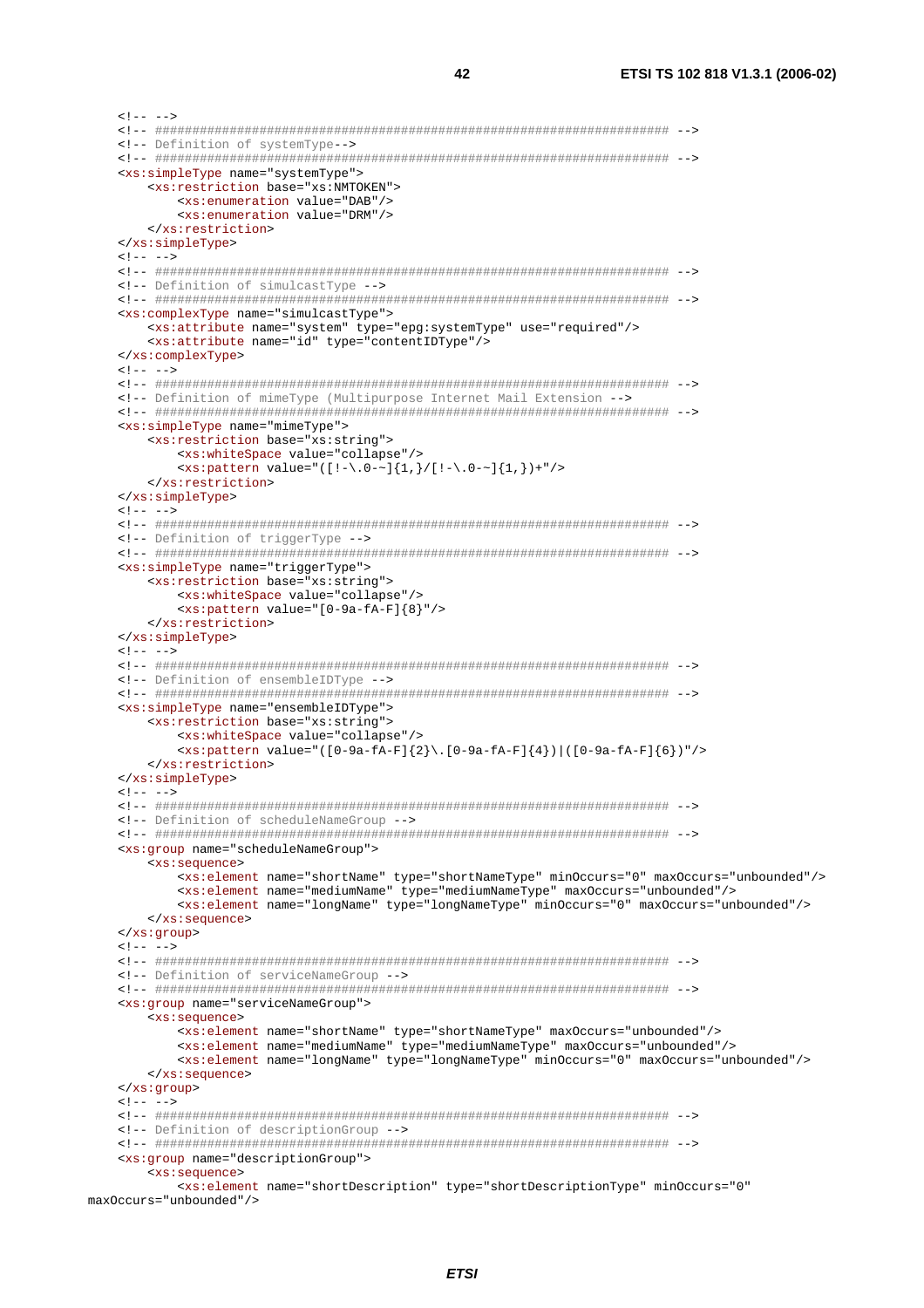```xml
	<!-- -->
	<!-- ##################################################################### -->
	<!-- Definition of systemType-->
	<!-- ##################################################################### -->
	<xs:simpleType name="systemType">
		<xs:restriction base="xs:NMTOKEN">
			<xs:enumeration value="DAB"/>
			<xs:enumeration value="DRM"/>
		</xs:restriction>
	</xs:simpleType>
	<!-- -->
	<!-- ##################################################################### -->
	<!-- Definition of simulcastType -->
	<!-- ##################################################################### -->
	<xs:complexType name="simulcastType">
		<xs:attribute name="system" type="epg:systemType" use="required"/>
		<xs:attribute name="id" type="contentIDType"/>
	</xs:complexType>
	<!-- -->
	<!-- ##################################################################### -->
	<!-- Definition of mimeType (Multipurpose Internet Mail Extension -->
	<!-- ##################################################################### -->
	<xs:simpleType name="mimeType">
		<xs:restriction base="xs:string">
			<xs:whiteSpace value="collapse"/>
			<xs:pattern value="([!-\.0-~]{1,}/[!-\.0-~]{1,})+"/>
		</xs:restriction>
	</xs:simpleType>
	<!-- -->
	<!-- ##################################################################### -->
	<!-- Definition of triggerType -->
	<!-- ##################################################################### -->
	<xs:simpleType name="triggerType">
		<xs:restriction base="xs:string">
			<xs:whiteSpace value="collapse"/>
			<xs:pattern value="[0-9a-fA-F]{8}"/>
		</xs:restriction>
	</xs:simpleType>
	<!-- -->
	<!-- ##################################################################### -->
	<!-- Definition of ensembleIDType -->
	<!-- ##################################################################### -->
	<xs:simpleType name="ensembleIDType">
		<xs:restriction base="xs:string">
			<xs:whiteSpace value="collapse"/>
			<xs:pattern value="([0-9a-fA-F]{2}\.[0-9a-fA-F]{4})|([0-9a-fA-F]{6})"/>
		</xs:restriction>
	</xs:simpleType>
	<!-- -->
	<!-- ##################################################################### -->
	<!-- Definition of scheduleNameGroup -->
	<!-- ##################################################################### -->
	<xs:group name="scheduleNameGroup">
		<xs:sequence>
			<xs:element name="shortName" type="shortNameType" minOccurs="0" maxOccurs="unbounded"/>
			<xs:element name="mediumName" type="mediumNameType" maxOccurs="unbounded"/>
			<xs:element name="longName" type="longNameType" minOccurs="0" maxOccurs="unbounded"/>
		</xs:sequence>
	</xs:group>
	<!-- -->
	<!-- ##################################################################### -->
	<!-- Definition of serviceNameGroup -->
	<!-- ##################################################################### -->
	<xs:group name="serviceNameGroup">
		<xs:sequence>
			<xs:element name="shortName" type="shortNameType" maxOccurs="unbounded"/>
			<xs:element name="mediumName" type="mediumNameType" maxOccurs="unbounded"/>
			<xs:element name="longName" type="longNameType" minOccurs="0" maxOccurs="unbounded"/>
		</xs:sequence>
	</xs:group>
	<!-- -->
	<!-- ##################################################################### -->
	<!-- Definition of descriptionGroup -->
	<!-- ##################################################################### -->
	<xs:group name="descriptionGroup">
		<xs:sequence>
			<xs:element name="shortDescription" type="shortDescriptionType" minOccurs="0"
maxOccurs="unbounded"/>
```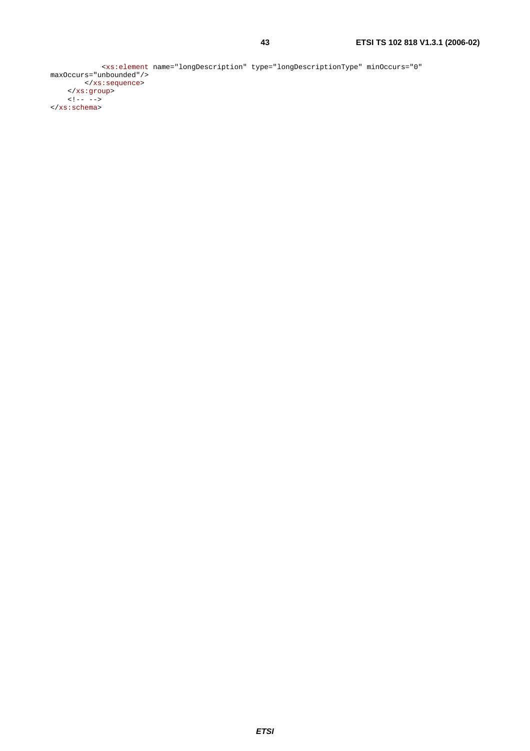```
            <xs:element name="longDescription" type="longDescriptionType" minOccurs="0"
maxOccurs="unbounded"/>
        </xs:sequence>
    </xs:group>
    <!-- -->
</xs:schema>
```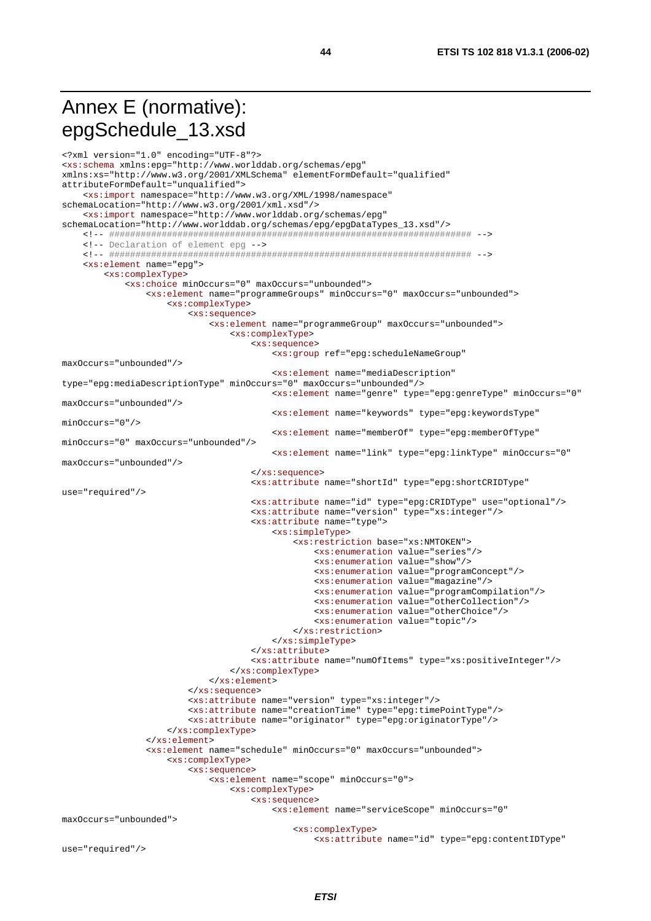# Annex E (normative): epgSchedule_13.xsd

```
<?xml version="1.0" encoding="UTF-8"?>
<xs:schema xmlns:epg="http://www.worlddab.org/schemas/epg"
xmlns:xs="http://www.w3.org/2001/XMLSchema" elementFormDefault="qualified"
attributeFormDefault="unqualified">
    <xs:import namespace="http://www.w3.org/XML/1998/namespace"
schemaLocation="http://www.w3.org/2001/xml.xsd"/>
    <xs:import namespace="http://www.worlddab.org/schemas/epg"
schemaLocation="http://www.worlddab.org/schemas/epg/epgDataTypes_13.xsd"/>
    <!-- ##################################################################### -->
    <!-- Declaration of element epg -->
    <!-- ##################################################################### -->
    <xs:element name="epg">
        <xs:complexType>
            <xs:choice minOccurs="0" maxOccurs="unbounded">
                <xs:element name="programmeGroups" minOccurs="0" maxOccurs="unbounded">
                    <xs:complexType>
                        <xs:sequence>
                            <xs:element name="programmeGroup" maxOccurs="unbounded">
                                <xs:complexType>
                                    <xs:sequence>
                                        <xs:group ref="epg:scheduleNameGroup"
maxOccurs="unbounded"/>
                                        <xs:element name="mediaDescription"
type="epg:mediaDescriptionType" minOccurs="0" maxOccurs="unbounded"/>
                                        <xs:element name="genre" type="epg:genreType" minOccurs="0"
maxOccurs="unbounded"/>
                                        <xs:element name="keywords" type="epg:keywordsType"
minOccurs="0"/>
                                        <xs:element name="memberOf" type="epg:memberOfType"
minOccurs="0" maxOccurs="unbounded"/>
                                        <xs:element name="link" type="epg:linkType" minOccurs="0"
maxOccurs="unbounded"/>
                                    </xs:sequence>
                                    <xs:attribute name="shortId" type="epg:shortCRIDType"
use="required"/>
                                    <xs:attribute name="id" type="epg:CRIDType" use="optional"/>
                                    <xs:attribute name="version" type="xs:integer"/>
                                    <xs:attribute name="type">
                                        <xs:simpleType>
                                            <xs:restriction base="xs:NMTOKEN">
                                                <xs:enumeration value="series"/>
                                                <xs:enumeration value="show"/>
                                                <xs:enumeration value="programConcept"/>
                                                <xs:enumeration value="magazine"/>
                                                <xs:enumeration value="programCompilation"/>
                                                <xs:enumeration value="otherCollection"/>
                                                <xs:enumeration value="otherChoice"/>
                                                <xs:enumeration value="topic"/>
                                            </xs:restriction>
                                        </xs:simpleType>
                                    </xs:attribute>
                                    <xs:attribute name="numOfItems" type="xs:positiveInteger"/>
                                </xs:complexType>
                            </xs:element>
                        </xs:sequence>
                        <xs:attribute name="version" type="xs:integer"/>
                        <xs:attribute name="creationTime" type="epg:timePointType"/>
                        <xs:attribute name="originator" type="epg:originatorType"/>
                    </xs:complexType>
                </xs:element>
                <xs:element name="schedule" minOccurs="0" maxOccurs="unbounded">
                    <xs:complexType>
                        <xs:sequence>
                            <xs:element name="scope" minOccurs="0">
                                <xs:complexType>
                                    <xs:sequence>
                                        <xs:element name="serviceScope" minOccurs="0"
maxOccurs="unbounded">
                                            <xs:complexType>
                                                <xs:attribute name="id" type="epg:contentIDType"
use="required"/>
```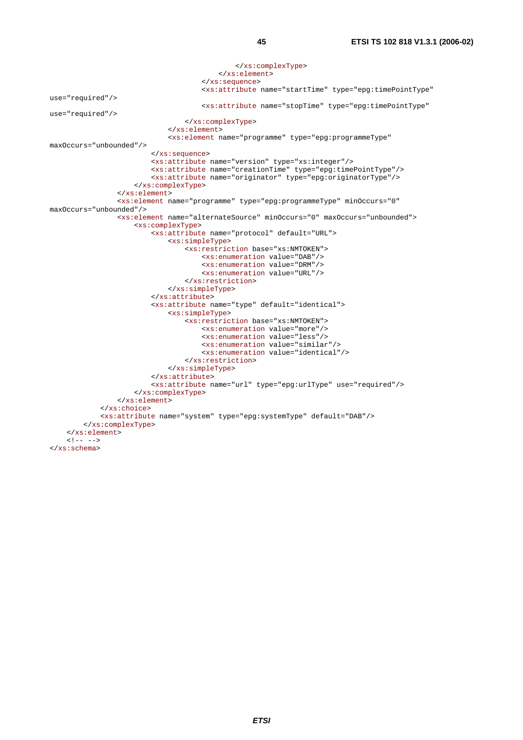```
                                        </xs:complexType>
                                    </xs:element>
                                </xs:sequence>
                                <xs:attribute name="startTime" type="epg:timePointType"
use="required"/>
                                <xs:attribute name="stopTime" type="epg:timePointType"
use="required"/>
                            </xs:complexType>
                        </xs:element>
                        <xs:element name="programme" type="epg:programmeType"
maxOccurs="unbounded"/>
                    </xs:sequence>
                    <xs:attribute name="version" type="xs:integer"/>
                    <xs:attribute name="creationTime" type="epg:timePointType"/>
                    <xs:attribute name="originator" type="epg:originatorType"/>
                </xs:complexType>
            </xs:element>
            <xs:element name="programme" type="epg:programmeType" minOccurs="0"
maxOccurs="unbounded"/>
            <xs:element name="alternateSource" minOccurs="0" maxOccurs="unbounded">
                <xs:complexType>
                    <xs:attribute name="protocol" default="URL">
                        <xs:simpleType>
                            <xs:restriction base="xs:NMTOKEN">
                                <xs:enumeration value="DAB"/>
                                <xs:enumeration value="DRM"/>
                                <xs:enumeration value="URL"/>
                            </xs:restriction>
                        </xs:simpleType>
                    </xs:attribute>
                    <xs:attribute name="type" default="identical">
                        <xs:simpleType>
                            <xs:restriction base="xs:NMTOKEN">
                                <xs:enumeration value="more"/>
                                <xs:enumeration value="less"/>
                                <xs:enumeration value="similar"/>
                                <xs:enumeration value="identical"/>
                            </xs:restriction>
                        </xs:simpleType>
                    </xs:attribute>
                    <xs:attribute name="url" type="epg:urlType" use="required"/>
                </xs:complexType>
            </xs:element>
        </xs:choice>
        <xs:attribute name="system" type="epg:systemType" default="DAB"/>
    </xs:complexType>
</xs:element>
<!-- -->
</xs:schema>
```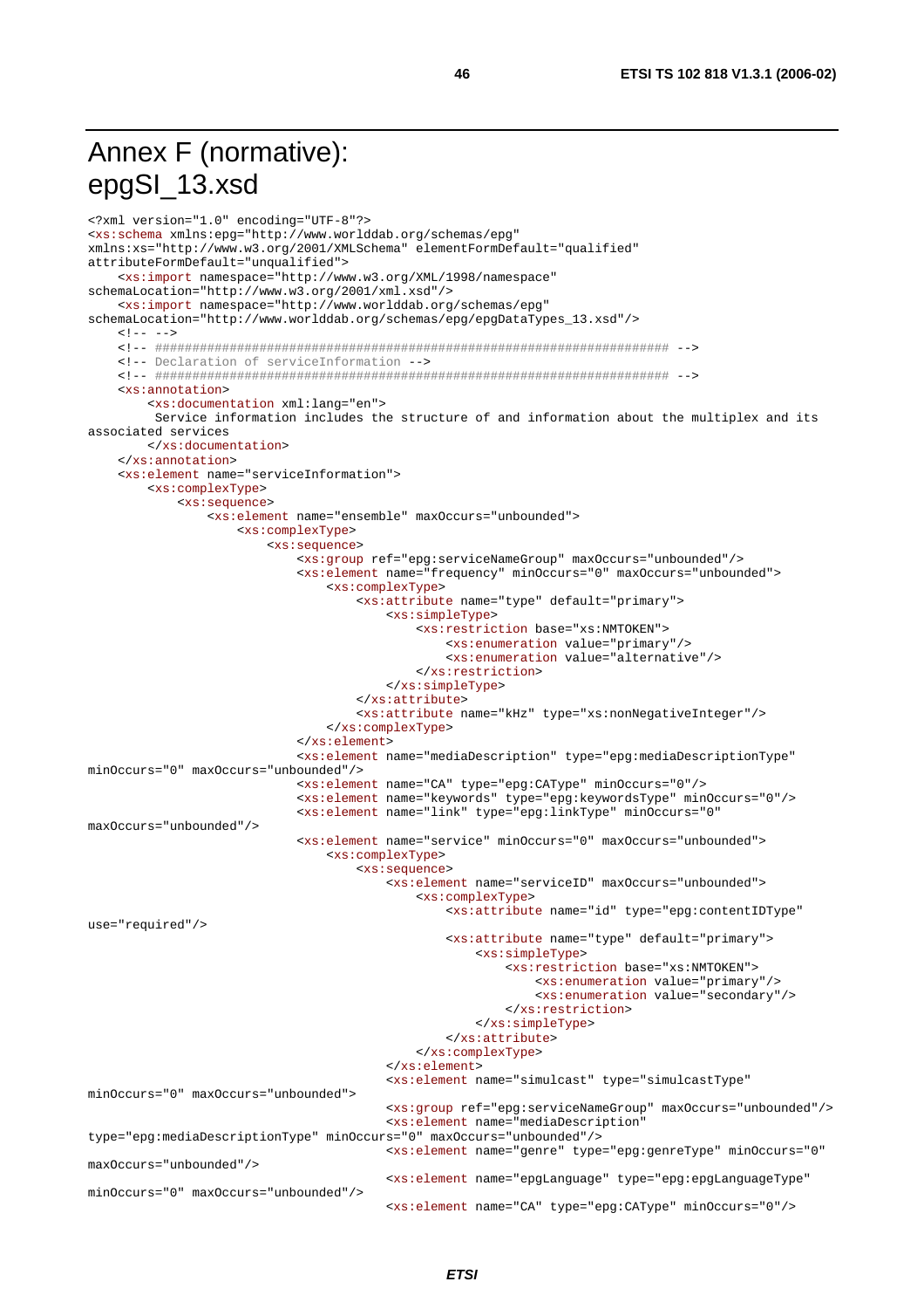# Annex F (normative): epgSI_13.xsd

```
<?xml version="1.0" encoding="UTF-8"?>
<xs:schema xmlns:epg="http://www.worlddab.org/schemas/epg"
xmlns:xs="http://www.w3.org/2001/XMLSchema" elementFormDefault="qualified"
attributeFormDefault="unqualified">
    <xs:import namespace="http://www.w3.org/XML/1998/namespace"
schemaLocation="http://www.w3.org/2001/xml.xsd"/>
    <xs:import namespace="http://www.worlddab.org/schemas/epg"
schemaLocation="http://www.worlddab.org/schemas/epg/epgDataTypes_13.xsd"/>
    <!-- -->
    <!-- ##################################################################### -->
    <!-- Declaration of serviceInformation -->
    <!-- ##################################################################### -->
    <xs:annotation>
        <xs:documentation xml:lang="en">
         Service information includes the structure of and information about the multiplex and its
associated services
        </xs:documentation>
    </xs:annotation>
    <xs:element name="serviceInformation">
        <xs:complexType>
            <xs:sequence>
                <xs:element name="ensemble" maxOccurs="unbounded">
                    <xs:complexType>
                        <xs:sequence>
                            <xs:group ref="epg:serviceNameGroup" maxOccurs="unbounded"/>
                            <xs:element name="frequency" minOccurs="0" maxOccurs="unbounded">
                                <xs:complexType>
                                    <xs:attribute name="type" default="primary">
                                        <xs:simpleType>
                                            <xs:restriction base="xs:NMTOKEN">
                                                <xs:enumeration value="primary"/>
                                                <xs:enumeration value="alternative"/>
                                            </xs:restriction>
                                        </xs:simpleType>
                                    </xs:attribute>
                                    <xs:attribute name="kHz" type="xs:nonNegativeInteger"/>
                                </xs:complexType>
                            </xs:element>
                            <xs:element name="mediaDescription" type="epg:mediaDescriptionType"
minOccurs="0" maxOccurs="unbounded"/>
                            <xs:element name="CA" type="epg:CAType" minOccurs="0"/>
                            <xs:element name="keywords" type="epg:keywordsType" minOccurs="0"/>
                            <xs:element name="link" type="epg:linkType" minOccurs="0"
maxOccurs="unbounded"/>
                            <xs:element name="service" minOccurs="0" maxOccurs="unbounded">
                                <xs:complexType>
                                    <xs:sequence>
                                        <xs:element name="serviceID" maxOccurs="unbounded">
                                            <xs:complexType>
                                                <xs:attribute name="id" type="epg:contentIDType"
use="required"/>
                                                <xs:attribute name="type" default="primary">
                                                    <xs:simpleType>
                                                        <xs:restriction base="xs:NMTOKEN">
                                                            <xs:enumeration value="primary"/>
                                                            <xs:enumeration value="secondary"/>
                                                        </xs:restriction>
                                                    </xs:simpleType>
                                                </xs:attribute>
                                            </xs:complexType>
                                        </xs:element>
                                        <xs:element name="simulcast" type="simulcastType"
minOccurs="0" maxOccurs="unbounded">
                                        <xs:group ref="epg:serviceNameGroup" maxOccurs="unbounded"/>
                                        <xs:element name="mediaDescription"
type="epg:mediaDescriptionType" minOccurs="0" maxOccurs="unbounded"/>
                                        <xs:element name="genre" type="epg:genreType" minOccurs="0"
maxOccurs="unbounded"/>
                                        <xs:element name="epgLanguage" type="epg:epgLanguageType"
minOccurs="0" maxOccurs="unbounded"/>
                                        <xs:element name="CA" type="epg:CAType" minOccurs="0"/>
```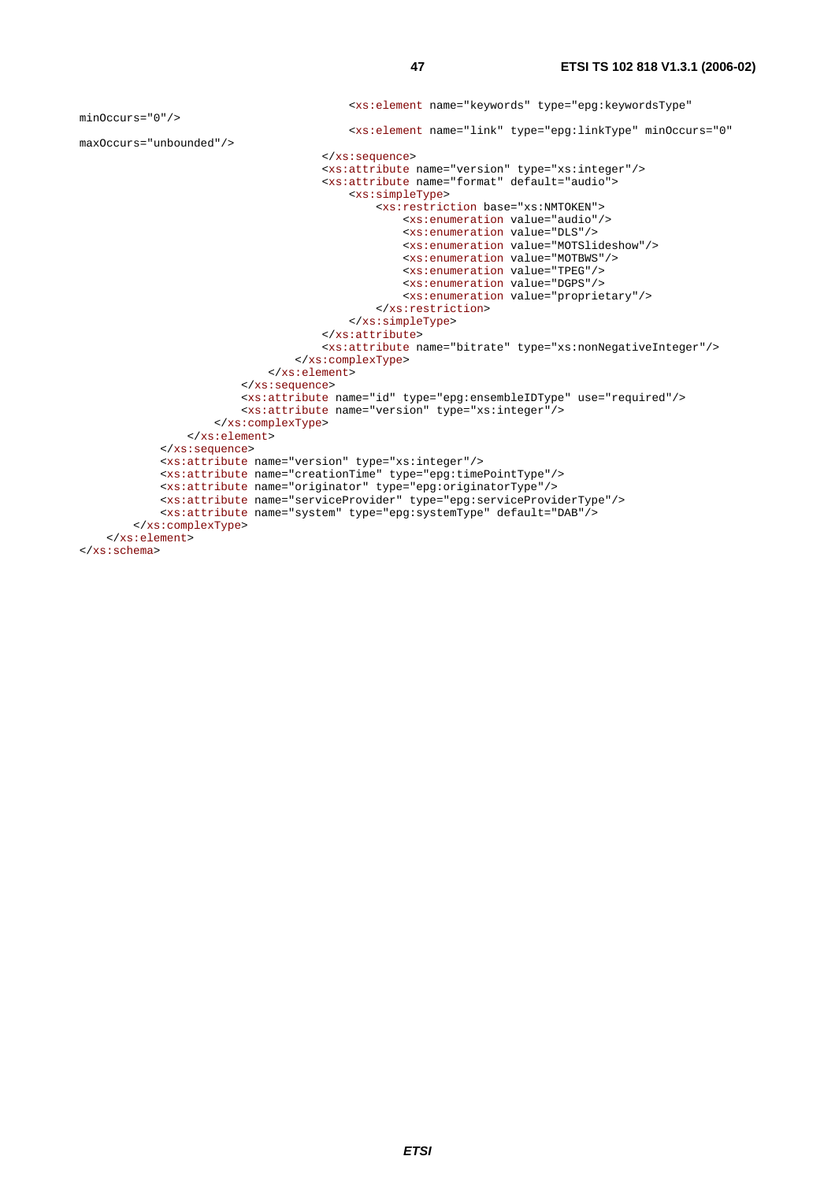```
                                        <xs:element name="keywords" type="epg:keywordsType"
minOccurs="0"/>
                                        <xs:element name="link" type="epg:linkType" minOccurs="0"
maxOccurs="unbounded"/>
                                    </xs:sequence>
                                    <xs:attribute name="version" type="xs:integer"/>
                                    <xs:attribute name="format" default="audio">
                                        <xs:simpleType>
                                            <xs:restriction base="xs:NMTOKEN">
                                                <xs:enumeration value="audio"/>
                                                <xs:enumeration value="DLS"/>
                                                <xs:enumeration value="MOTSlideshow"/>
                                                <xs:enumeration value="MOTBWS"/>
                                                <xs:enumeration value="TPEG"/>
                                                <xs:enumeration value="DGPS"/>
                                                <xs:enumeration value="proprietary"/>
                                            </xs:restriction>
                                        </xs:simpleType>
                                    </xs:attribute>
                                    <xs:attribute name="bitrate" type="xs:nonNegativeInteger"/>
                                </xs:complexType>
                            </xs:element>
                        </xs:sequence>
                        <xs:attribute name="id" type="epg:ensembleIDType" use="required"/>
                        <xs:attribute name="version" type="xs:integer"/>
                    </xs:complexType>
                </xs:element>
            </xs:sequence>
            <xs:attribute name="version" type="xs:integer"/>
            <xs:attribute name="creationTime" type="epg:timePointType"/>
            <xs:attribute name="originator" type="epg:originatorType"/>
            <xs:attribute name="serviceProvider" type="epg:serviceProviderType"/>
            <xs:attribute name="system" type="epg:systemType" default="DAB"/>
        </xs:complexType>
    </xs:element>
</xs:schema>
```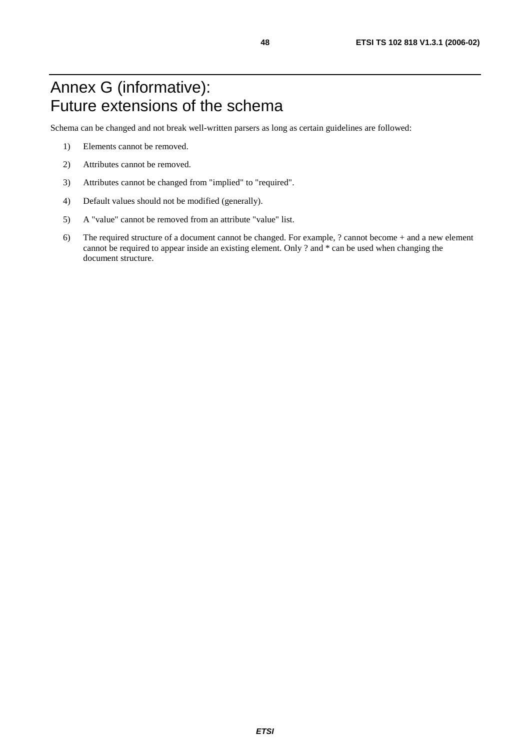# Annex G (informative): Future extensions of the schema

Schema can be changed and not break well-written parsers as long as certain guidelines are followed:

1) Elements cannot be removed.

2) Attributes cannot be removed.

3) Attributes cannot be changed from "implied" to "required".

4) Default values should not be modified (generally).

5) A "value" cannot be removed from an attribute "value" list.

6) The required structure of a document cannot be changed. For example, ? cannot become + and a new element cannot be required to appear inside an existing element. Only ? and * can be used when changing the document structure.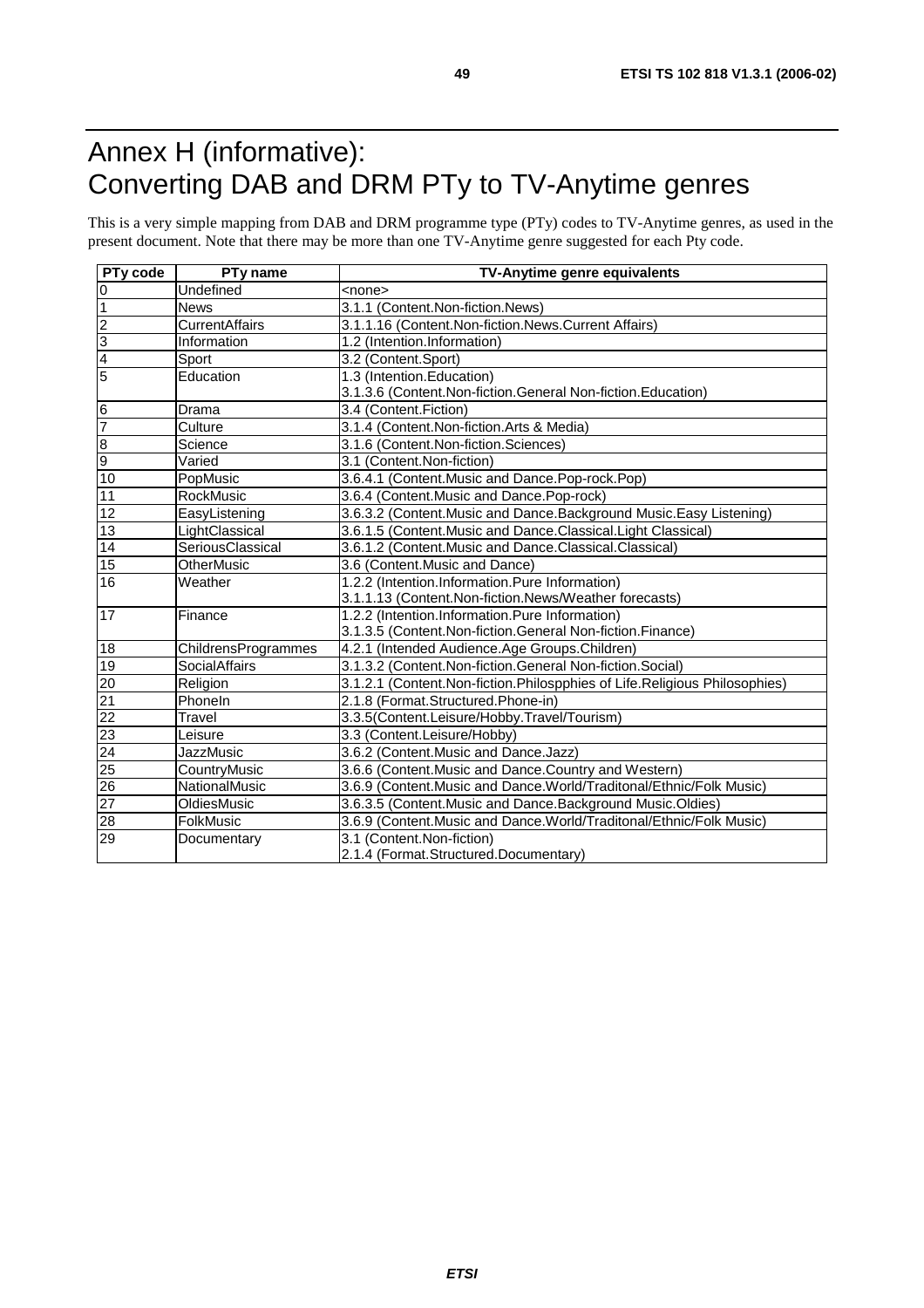# Annex H (informative): Converting DAB and DRM PTy to TV-Anytime genres

This is a very simple mapping from DAB and DRM programme type (PTy) codes to TV-Anytime genres, as used in the present document. Note that there may be more than one TV-Anytime genre suggested for each Pty code.

| PTy code | PTy name | TV-Anytime genre equivalents |
|---|---|---|
| 0 | Undefined | <none> |
| 1 | News | 3.1.1 (Content.Non-fiction.News) |
| 2 | CurrentAffairs | 3.1.1.16 (Content.Non-fiction.News.Current Affairs) |
| 3 | Information | 1.2 (Intention.Information) |
| 4 | Sport | 3.2 (Content.Sport) |
| 5 | Education | 1.3 (Intention.Education)<br>3.1.3.6 (Content.Non-fiction.General Non-fiction.Education) |
| 6 | Drama | 3.4 (Content.Fiction) |
| 7 | Culture | 3.1.4 (Content.Non-fiction.Arts & Media) |
| 8 | Science | 3.1.6 (Content.Non-fiction.Sciences) |
| 9 | Varied | 3.1 (Content.Non-fiction) |
| 10 | PopMusic | 3.6.4.1 (Content.Music and Dance.Pop-rock.Pop) |
| 11 | RockMusic | 3.6.4 (Content.Music and Dance.Pop-rock) |
| 12 | EasyListening | 3.6.3.2 (Content.Music and Dance.Background Music.Easy Listening) |
| 13 | LightClassical | 3.6.1.5 (Content.Music and Dance.Classical.Light Classical) |
| 14 | SeriousClassical | 3.6.1.2 (Content.Music and Dance.Classical.Classical) |
| 15 | OtherMusic | 3.6 (Content.Music and Dance) |
| 16 | Weather | 1.2.2 (Intention.Information.Pure Information)<br>3.1.1.13 (Content.Non-fiction.News/Weather forecasts) |
| 17 | Finance | 1.2.2 (Intention.Information.Pure Information)<br>3.1.3.5 (Content.Non-fiction.General Non-fiction.Finance) |
| 18 | ChildrensProgrammes | 4.2.1 (Intended Audience.Age Groups.Children) |
| 19 | SocialAffairs | 3.1.3.2 (Content.Non-fiction.General Non-fiction.Social) |
| 20 | Religion | 3.1.2.1 (Content.Non-fiction.Philospphies of Life.Religious Philosophies) |
| 21 | PhoneIn | 2.1.8 (Format.Structured.Phone-in) |
| 22 | Travel | 3.3.5(Content.Leisure/Hobby.Travel/Tourism) |
| 23 | Leisure | 3.3 (Content.Leisure/Hobby) |
| 24 | JazzMusic | 3.6.2 (Content.Music and Dance.Jazz) |
| 25 | CountryMusic | 3.6.6 (Content.Music and Dance.Country and Western) |
| 26 | NationalMusic | 3.6.9 (Content.Music and Dance.World/Traditonal/Ethnic/Folk Music) |
| 27 | OldiesMusic | 3.6.3.5 (Content.Music and Dance.Background Music.Oldies) |
| 28 | FolkMusic | 3.6.9 (Content.Music and Dance.World/Traditonal/Ethnic/Folk Music) |
| 29 | Documentary | 3.1 (Content.Non-fiction)<br>2.1.4 (Format.Structured.Documentary) |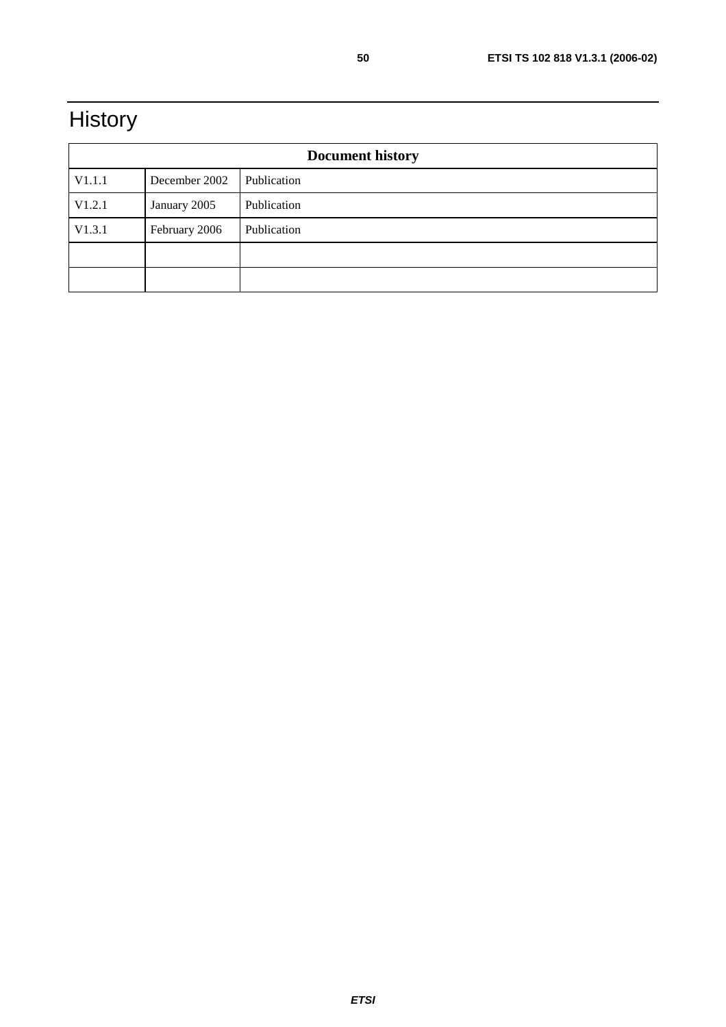# History

| Document history | | |
|---|---|---|
| V1.1.1 | December 2002 | Publication |
| V1.2.1 | January 2005 | Publication |
| V1.3.1 | February 2006 | Publication |
| | | |
| | | |